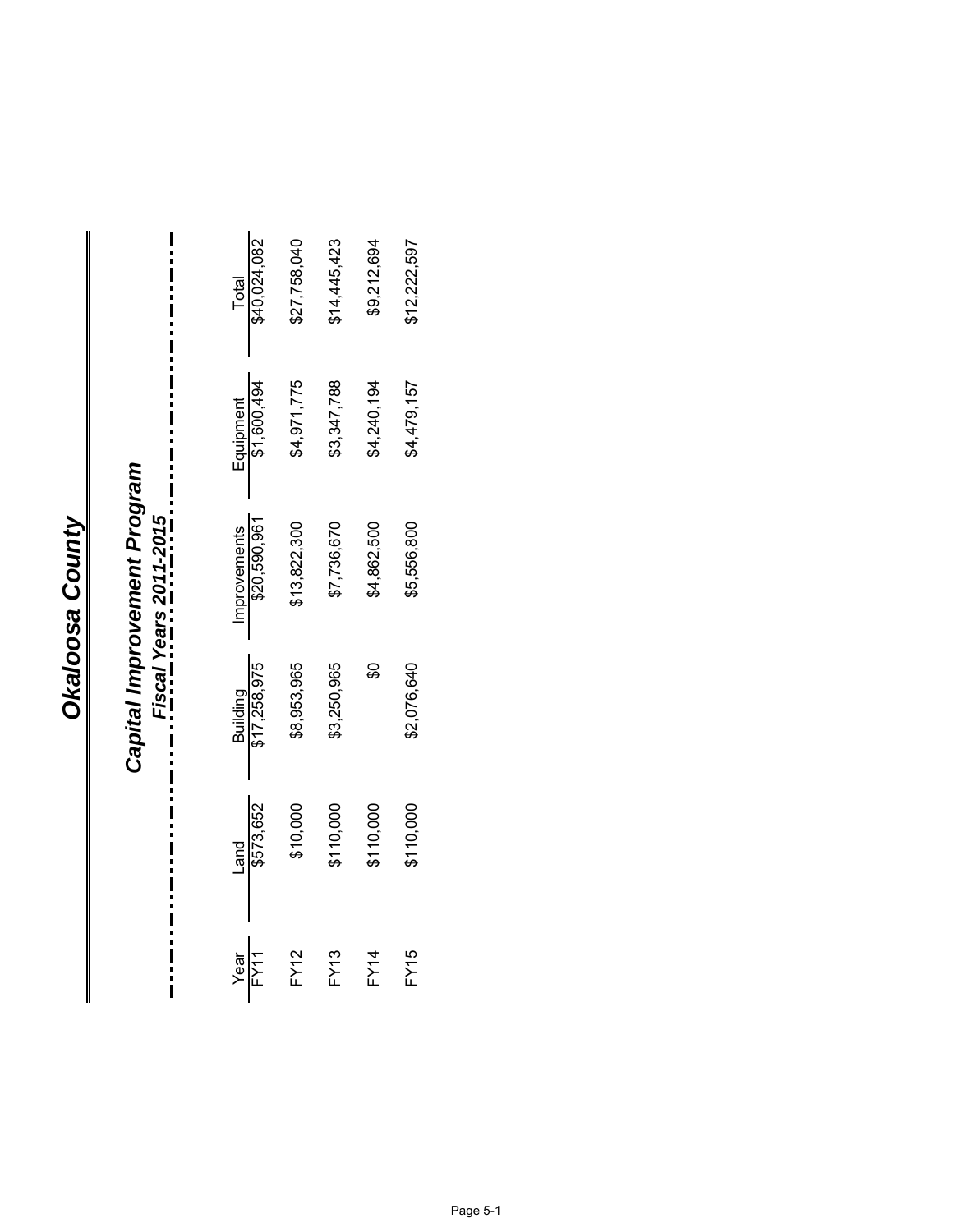# Okaloosa County

## Capital Improvement Program

### Fiscal Years 2011-2015

| Year | Land | Building | Improvements | Equipment | Total |
|---|---|---|---|---|---|
| FY11 | $573,652 | $17,258,975 | $20,590,961 | $1,600,494 | $40,024,082 |
| FY12 | $10,000 | $8,953,965 | $13,822,300 | $4,971,775 | $27,758,040 |
| FY13 | $110,000 | $3,250,965 | $7,736,670 | $3,347,788 | $14,445,423 |
| FY14 | $110,000 | $0 | $4,862,500 | $4,240,194 | $9,212,694 |
| FY15 | $110,000 | $2,076,640 | $5,556,800 | $4,479,157 | $12,222,597 |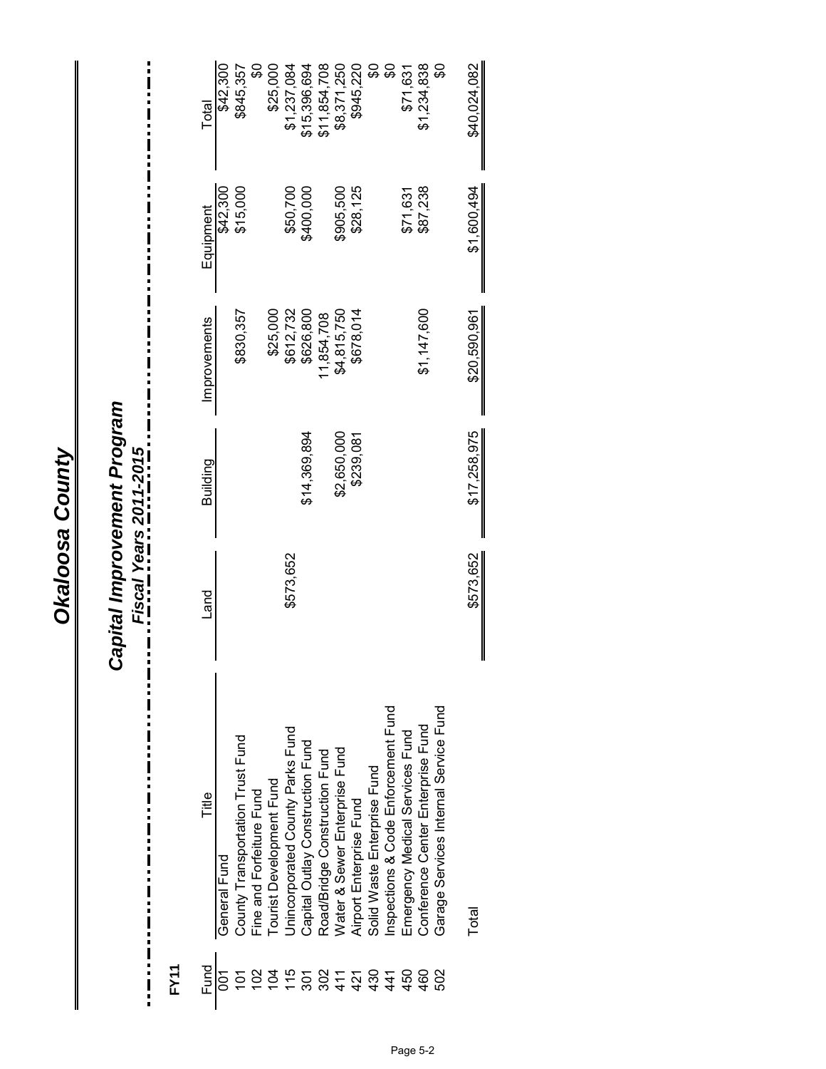# Okaloosa County

## Capital Improvement Program

### Fiscal Years 2011-2015

**FY11**

| Fund | Title | Land | Building | Improvements | Equipment | Total |
|---|---|---|---|---|---|---|
| 001 | General Fund | | | | $42,300 | $42,300 |
| 101 | County Transportation Trust Fund | | | $830,357 | $15,000 | $845,357 |
| 102 | Fine and Forfeiture Fund | | | | | $0 |
| 104 | Tourist Development Fund | | | $25,000 | | $25,000 |
| 115 | Unincorporated County Parks Fund | $573,652 | | $612,732 | $50,700 | $1,237,084 |
| 301 | Capital Outlay Construction Fund | | $14,369,894 | $626,800 | $400,000 | $15,396,694 |
| 302 | Road/Bridge Construction Fund | | | 11,854,708 | | $11,854,708 |
| 411 | Water & Sewer Enterprise Fund | | $2,650,000 | $4,815,750 | $905,500 | $8,371,250 |
| 421 | Airport Enterprise Fund | | $239,081 | $678,014 | $28,125 | $945,220 |
| 430 | Solid Waste Enterprise Fund | | | | | $0 |
| 441 | Inspections & Code Enforcement Fund | | | | | $0 |
| 450 | Emergency Medical Services Fund | | | | $71,631 | $71,631 |
| 460 | Conference Center Enterprise Fund | | | $1,147,600 | $87,238 | $1,234,838 |
| 502 | Garage Services Internal Service Fund | | | | | $0 |
| | Total | $573,652 | $17,258,975 | $20,590,961 | $1,600,494 | $40,024,082 |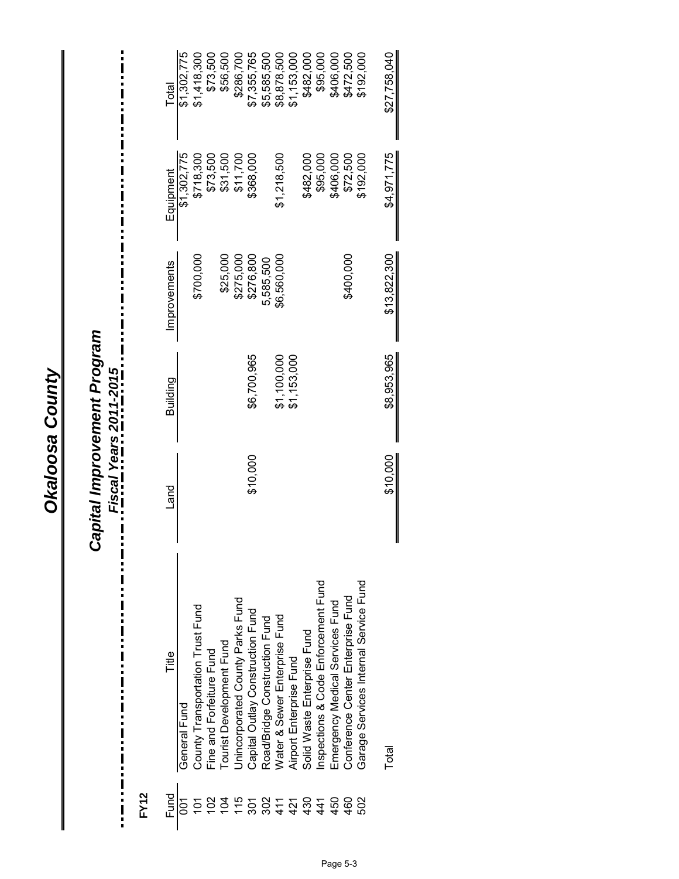# Okaloosa County

## Capital Improvement Program

### Fiscal Years 2011-2015

**FY12**

| Fund | Title | Land | Building | Improvements | Equipment | Total |
|---|---|---|---|---|---|---|
| 001 | General Fund | | | | $1,302,775 | $1,302,775 |
| 101 | County Transportation Trust Fund | | | $700,000 | $718,300 | $1,418,300 |
| 102 | Fine and Forfeiture Fund | | | | $73,500 | $73,500 |
| 104 | Tourist Development Fund | | | $25,000 | $31,500 | $56,500 |
| 115 | Unincorporated County Parks Fund | | | $275,000 | $11,700 | $286,700 |
| 301 | Capital Outlay Construction Fund | $10,000 | $6,700,965 | $276,800 | $368,000 | $7,355,765 |
| 302 | Road/Bridge Construction Fund | | | 5,585,500 | | $5,585,500 |
| 411 | Water & Sewer Enterprise Fund | | $1,100,000 | $6,560,000 | $1,218,500 | $8,878,500 |
| 421 | Airport Enterprise Fund | | $1,153,000 | | | $1,153,000 |
| 430 | Solid Waste Enterprise Fund | | | | $482,000 | $482,000 |
| 441 | Inspections & Code Enforcement Fund | | | | $95,000 | $95,000 |
| 450 | Emergency Medical Services Fund | | | | $406,000 | $406,000 |
| 460 | Conference Center Enterprise Fund | | | $400,000 | $72,500 | $472,500 |
| 502 | Garage Services Internal Service Fund | | | | $192,000 | $192,000 |
| | Total | $10,000 | $8,953,965 | $13,822,300 | $4,971,775 | $27,758,040 |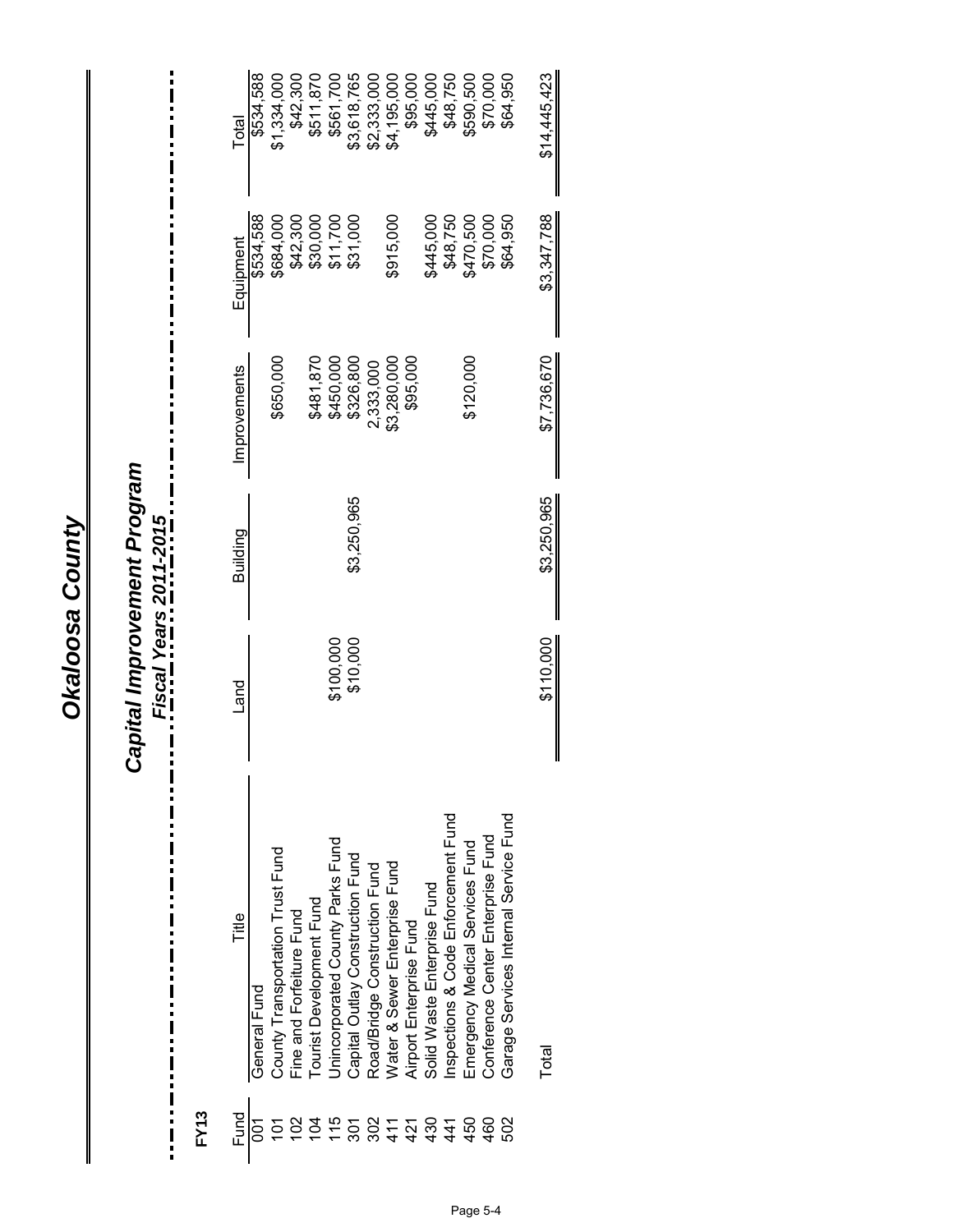# Okaloosa County

## Capital Improvement Program

### *Fiscal Years 2011-2015*

**FY13**

| Fund | Title | Land | Building | Improvements | Equipment | Total |
|---|---|---|---|---|---|---|
| 001 | General Fund | | | | $534,588 | $534,588 |
| 101 | County Transportation Trust Fund | | | $650,000 | $684,000 | $1,334,000 |
| 102 | Fine and Forfeiture Fund | | | | $42,300 | $42,300 |
| 104 | Tourist Development Fund | | | $481,870 | $30,000 | $511,870 |
| 115 | Unincorporated County Parks Fund | $100,000 | | $450,000 | $11,700 | $561,700 |
| 301 | Capital Outlay Construction Fund | $10,000 | $3,250,965 | $326,800 | $31,000 | $3,618,765 |
| 302 | Road/Bridge Construction Fund | | | 2,333,000 | | $2,333,000 |
| 411 | Water & Sewer Enterprise Fund | | | $3,280,000 | $915,000 | $4,195,000 |
| 421 | Airport Enterprise Fund | | | $95,000 | | $95,000 |
| 430 | Solid Waste Enterprise Fund | | | | $445,000 | $445,000 |
| 441 | Inspections & Code Enforcement Fund | | | | $48,750 | $48,750 |
| 450 | Emergency Medical Services Fund | | | $120,000 | $470,500 | $590,500 |
| 460 | Conference Center Enterprise Fund | | | | $70,000 | $70,000 |
| 502 | Garage Services Internal Service Fund | | | | $64,950 | $64,950 |
| | Total | $110,000 | $3,250,965 | $7,736,670 | $3,347,788 | $14,445,423 |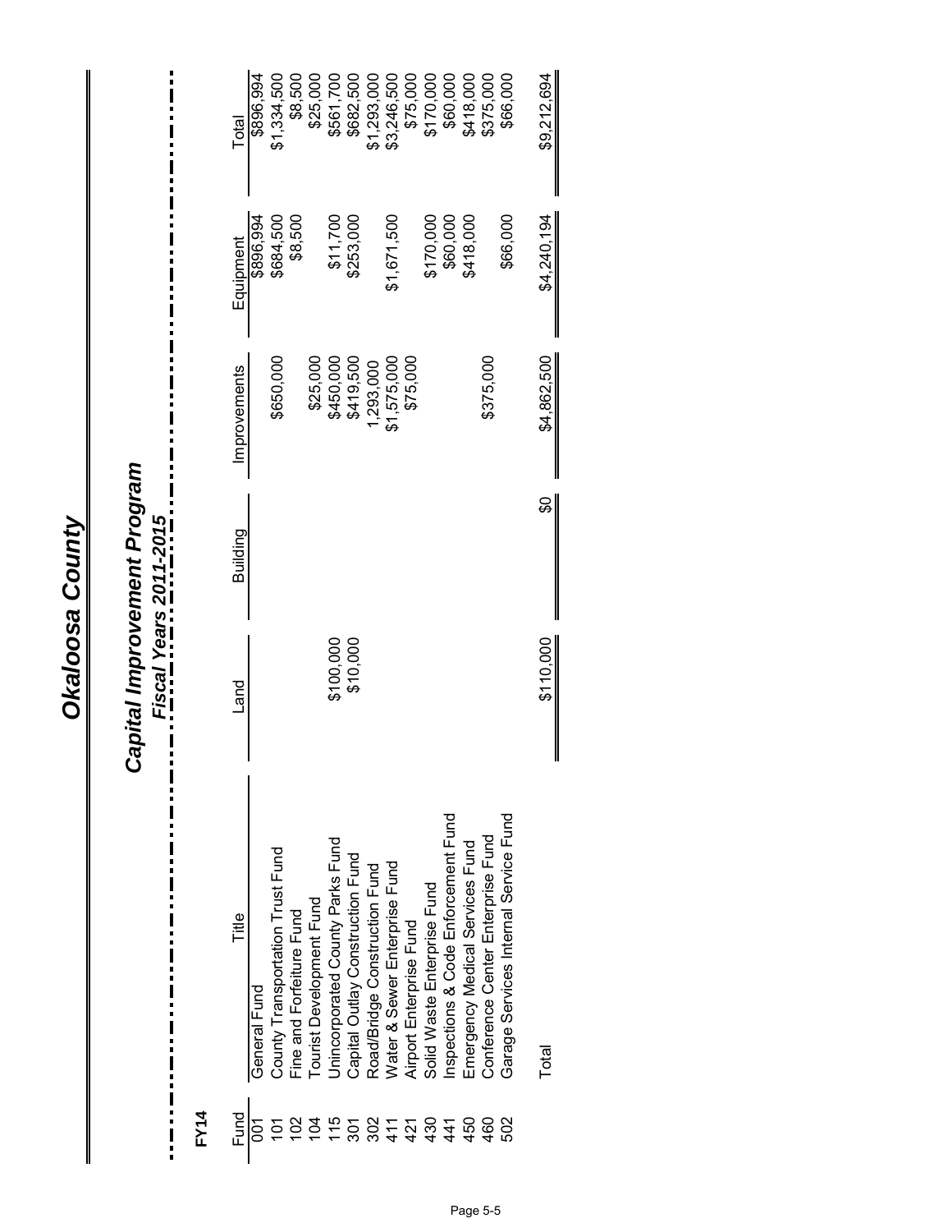# Okaloosa County

## Capital Improvement Program

### Fiscal Years 2011-2015

**FY14**

| Fund | Title | Land | Building | Improvements | Equipment | Total |
|---|---|---|---|---|---|---|
| 001 | General Fund | | | | $896,994 | $896,994 |
| 101 | County Transportation Trust Fund | | | $650,000 | $684,500 | $1,334,500 |
| 102 | Fine and Forfeiture Fund | | | | $8,500 | $8,500 |
| 104 | Tourist Development Fund | | | $25,000 | | $25,000 |
| 115 | Unincorporated County Parks Fund | $100,000 | | $450,000 | $11,700 | $561,700 |
| 301 | Capital Outlay Construction Fund | $10,000 | | $419,500 | $253,000 | $682,500 |
| 302 | Road/Bridge Construction Fund | | | 1,293,000 | | $1,293,000 |
| 411 | Water & Sewer Enterprise Fund | | | $1,575,000 | $1,671,500 | $3,246,500 |
| 421 | Airport Enterprise Fund | | | $75,000 | | $75,000 |
| 430 | Solid Waste Enterprise Fund | | | | $170,000 | $170,000 |
| 441 | Inspections & Code Enforcement Fund | | | | $60,000 | $60,000 |
| 450 | Emergency Medical Services Fund | | | | $418,000 | $418,000 |
| 460 | Conference Center Enterprise Fund | | | $375,000 | | $375,000 |
| 502 | Garage Services Internal Service Fund | | | | $66,000 | $66,000 |
| | Total | $110,000 | $0 | $4,862,500 | $4,240,194 | $9,212,694 |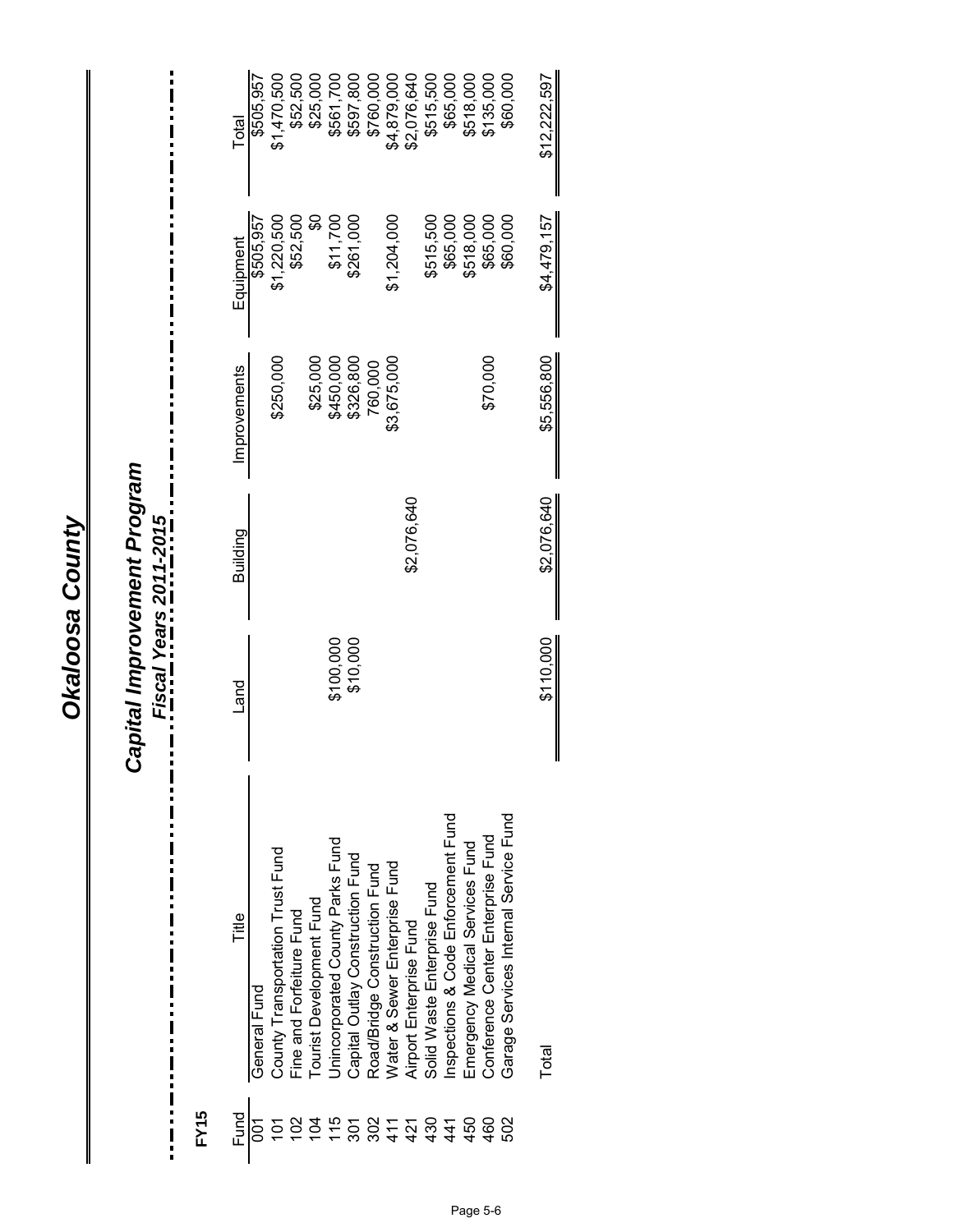# Okaloosa County

## Capital Improvement Program

### Fiscal Years 2011-2015

**FY15**

| Fund | Title | Land | Building | Improvements | Equipment | Total |
|---|---|---|---|---|---|---|
| 001 | General Fund | | | | $505,957 | $505,957 |
| 101 | County Transportation Trust Fund | | | $250,000 | $1,220,500 | $1,470,500 |
| 102 | Fine and Forfeiture Fund | | | | $52,500 | $52,500 |
| 104 | Tourist Development Fund | | | $25,000 | $0 | $25,000 |
| 115 | Unincorporated County Parks Fund | $100,000 | | $450,000 | $11,700 | $561,700 |
| 301 | Capital Outlay Construction Fund | $10,000 | | $326,800 | $261,000 | $597,800 |
| 302 | Road/Bridge Construction Fund | | | 760,000 | | $760,000 |
| 411 | Water & Sewer Enterprise Fund | | | $3,675,000 | $1,204,000 | $4,879,000 |
| 421 | Airport Enterprise Fund | | $2,076,640 | | | $2,076,640 |
| 430 | Solid Waste Enterprise Fund | | | | $515,500 | $515,500 |
| 441 | Inspections & Code Enforcement Fund | | | | $65,000 | $65,000 |
| 450 | Emergency Medical Services Fund | | | | $518,000 | $518,000 |
| 460 | Conference Center Enterprise Fund | | | $70,000 | $65,000 | $135,000 |
| 502 | Garage Services Internal Service Fund | | | | $60,000 | $60,000 |
| | Total | $110,000 | $2,076,640 | $5,556,800 | $4,479,157 | $12,222,597 |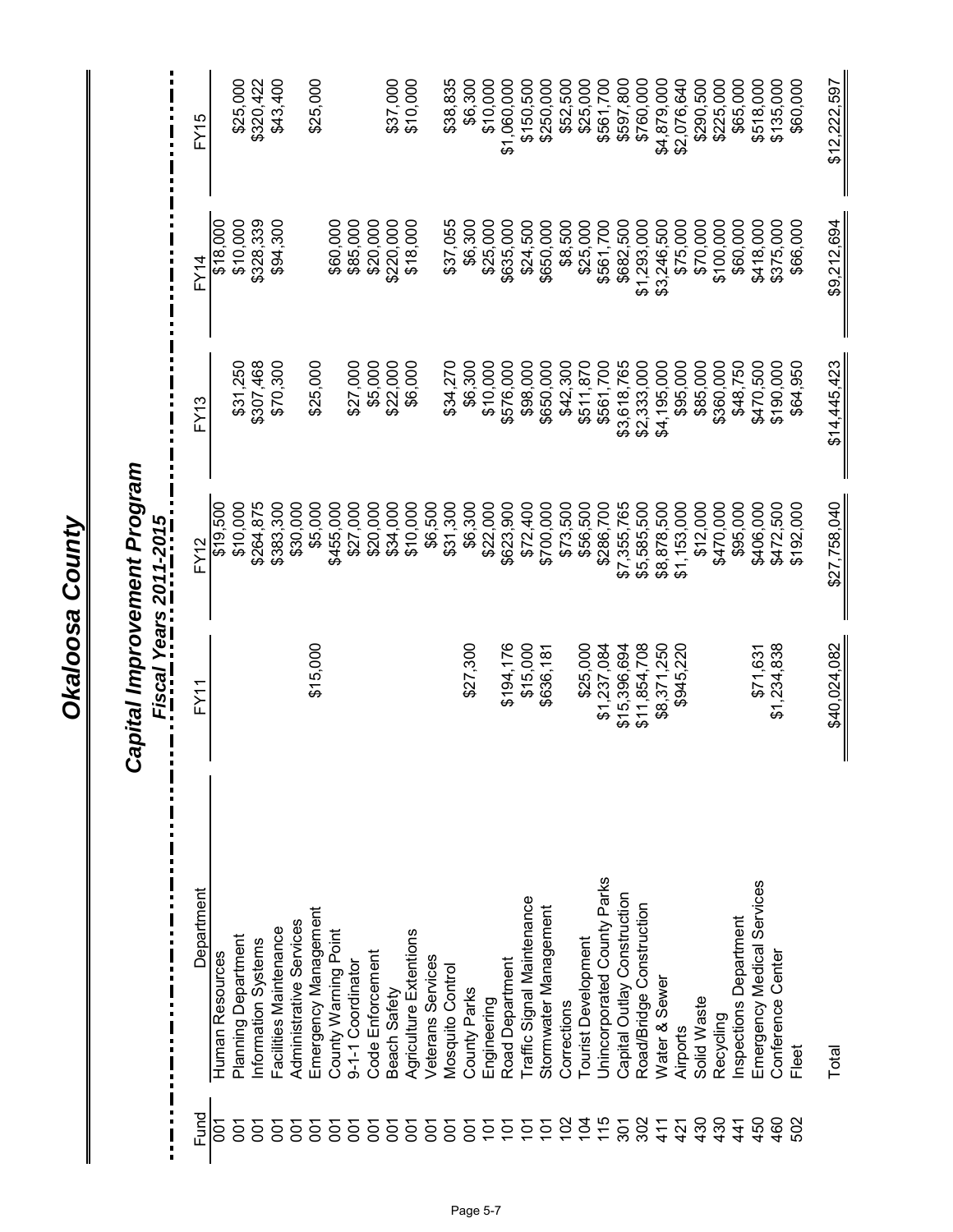# Okaloosa County

## Capital Improvement Program

### *Fiscal Years 2011-2015*

| Fund | Department | FY11 | FY12 | FY13 | FY14 | FY15 |
|---|---|---|---|---|---|---|
| 001 | Human Resources | | $19,500 | | $18,000 | |
| 001 | Planning Department | | $10,000 | $31,250 | $10,000 | $25,000 |
| 001 | Information Systems | | $264,875 | $307,468 | $328,339 | $320,422 |
| 001 | Facilities Maintenance | | $383,300 | $70,300 | $94,300 | $43,400 |
| 001 | Administrative Services | | $30,000 | | | |
| 001 | Emergency Management | $15,000 | $5,000 | $25,000 | | $25,000 |
| 001 | County Warning Point | | $455,000 | | $60,000 | |
| 001 | 9-1-1 Coordinator | | $27,000 | $27,000 | $85,000 | |
| 001 | Code Enforcement | | $20,000 | $5,000 | $20,000 | |
| 001 | Beach Safety | | $34,000 | $22,000 | $220,000 | $37,000 |
| 001 | Agriculture Extentions | | $10,000 | $6,000 | $18,000 | $10,000 |
| 001 | Veterans Services | | $6,500 | | | |
| 001 | Mosquito Control | | $31,300 | $34,270 | $37,055 | $38,835 |
| 001 | County Parks | $27,300 | $6,300 | $6,300 | $6,300 | $6,300 |
| 101 | Engineering | | $22,000 | $10,000 | $25,000 | $10,000 |
| 101 | Road Department | $194,176 | $623,900 | $576,000 | $635,000 | $1,060,000 |
| 101 | Traffic Signal Maintenance | $15,000 | $72,400 | $98,000 | $24,500 | $150,500 |
| 101 | Stormwater Management | $636,181 | $700,000 | $650,000 | $650,000 | $250,000 |
| 102 | Corrections | | $73,500 | $42,300 | $8,500 | $52,500 |
| 104 | Tourist Development | $25,000 | $56,500 | $511,870 | $25,000 | $25,000 |
| 115 | Unincorporated County Parks | $1,237,084 | $286,700 | $561,700 | $561,700 | $561,700 |
| 301 | Capital Outlay Construction | $15,396,694 | $7,355,765 | $3,618,765 | $682,500 | $597,800 |
| 302 | Road/Bridge Construction | $11,854,708 | $5,585,500 | $2,333,000 | $1,293,000 | $760,000 |
| 411 | Water & Sewer | $8,371,250 | $8,878,500 | $4,195,000 | $3,246,500 | $4,879,000 |
| 421 | Airports | $945,220 | $1,153,000 | $95,000 | $75,000 | $2,076,640 |
| 430 | Solid Waste | | $12,000 | $85,000 | $70,000 | $290,500 |
| 430 | Recycling | | $470,000 | $360,000 | $100,000 | $225,000 |
| 441 | Inspections Department | | $95,000 | $48,750 | $60,000 | $65,000 |
| 450 | Emergency Medical Services | $71,631 | $406,000 | $470,500 | $418,000 | $518,000 |
| 460 | Conference Center | $1,234,838 | $472,500 | $190,000 | $375,000 | $135,000 |
| 502 | Fleet | | $192,000 | $64,950 | $66,000 | $60,000 |
| | Total | $40,024,082 | $27,758,040 | $14,445,423 | $9,212,694 | $12,222,597 |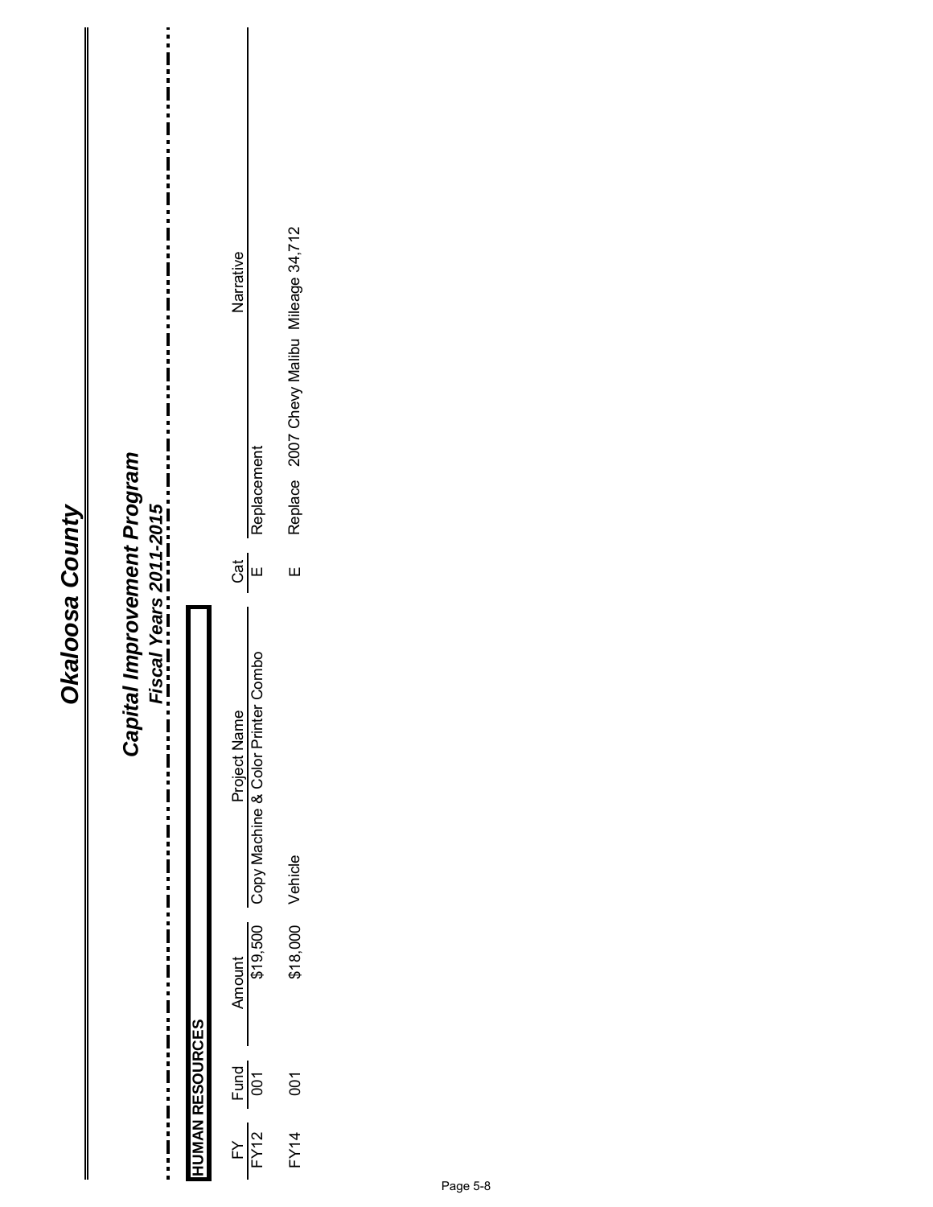# Okaloosa County

## Capital Improvement Program

### Fiscal Years 2011-2015

**HUMAN RESOURCES**

| FY | Fund | Amount | Project Name | Cat | Narrative |
|---|---|---|---|---|---|
| FY12 | 001 | $19,500 | Copy Machine & Color Printer Combo | E | Replacement |
| FY14 | 001 | $18,000 | Vehicle | E | Replace 2007 Chevy Malibu Mileage 34,712 |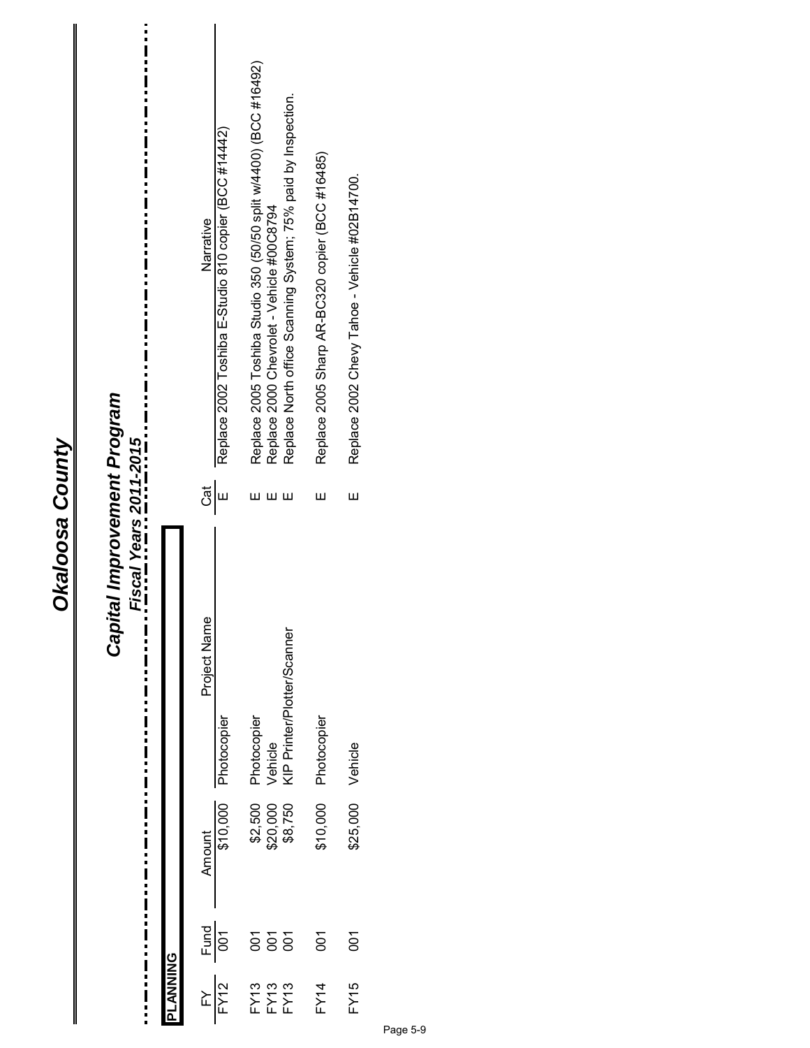# Okaloosa County

## Capital Improvement Program

### Fiscal Years 2011-2015

**PLANNING**

| FY | Fund | Amount | Project Name | Cat | Narrative |
|---|---|---|---|---|---|
| FY12 | 001 | $10,000 | Photocopier | E | Replace 2002 Toshiba E-Studio 810 copier (BCC #14442) |
| FY13 | 001 | $2,500 | Photocopier | E | Replace 2005 Toshiba Studio 350 (50/50 split w/4400) (BCC #16492) |
| FY13 | 001 | $20,000 | Vehicle | E | Replace 2000 Chevrolet - Vehicle #00C8794 |
| FY13 | 001 | $8,750 | KIP Printer/Plotter/Scanner | E | Replace North office Scanning System; 75% paid by Inspection. |
| FY14 | 001 | $10,000 | Photocopier | E | Replace 2005 Sharp AR-BC320 copier (BCC #16485) |
| FY15 | 001 | $25,000 | Vehicle | E | Replace 2002 Chevy Tahoe - Vehicle #02B14700. |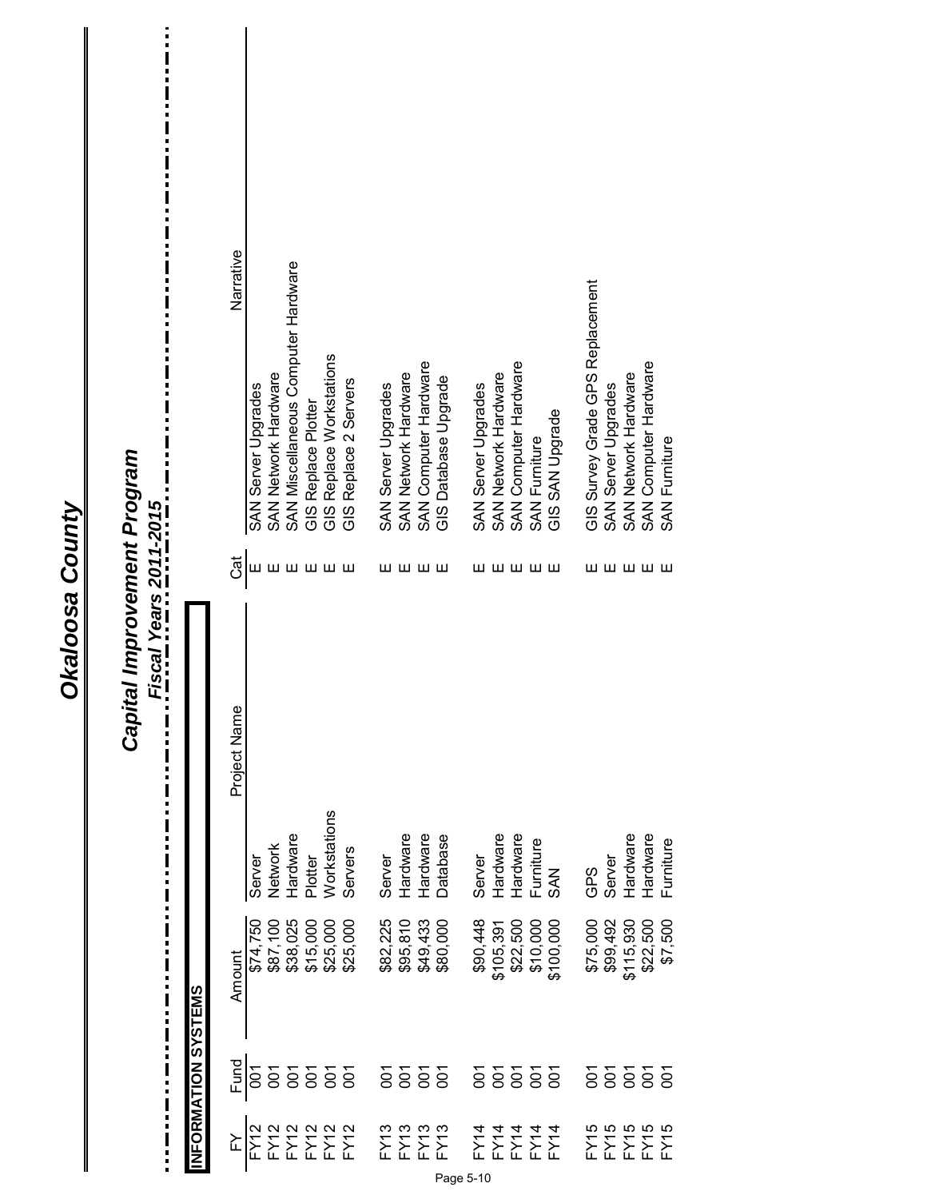# Okaloosa County

## Capital Improvement Program

### Fiscal Years 2011-2015

**INFORMATION SYSTEMS**

| FY | Fund | Amount | Project Name | Cat | Narrative |
|---|---|---|---|---|---|
| FY12 | 001 | $74,750 | Server | E | SAN Server Upgrades |
| FY12 | 001 | $87,100 | Network | E | SAN Network Hardware |
| FY12 | 001 | $38,025 | Hardware | E | SAN Miscellaneous Computer Hardware |
| FY12 | 001 | $15,000 | Plotter | E | GIS Replace Plotter |
| FY12 | 001 | $25,000 | Workstations | E | GIS Replace Workstations |
| FY12 | 001 | $25,000 | Servers | E | GIS Replace 2 Servers |
| | | | | | |
| FY13 | 001 | $82,225 | Server | E | SAN Server Upgrades |
| FY13 | 001 | $95,810 | Hardware | E | SAN Network Hardware |
| FY13 | 001 | $49,433 | Hardware | E | SAN Computer Hardware |
| FY13 | 001 | $80,000 | Database | E | GIS Database Upgrade |
| | | | | | |
| FY14 | 001 | $90,448 | Server | E | SAN Server Upgrades |
| FY14 | 001 | $105,391 | Hardware | E | SAN Network Hardware |
| FY14 | 001 | $22,500 | Hardware | E | SAN Computer Hardware |
| FY14 | 001 | $10,000 | Furniture | E | SAN Furniture |
| FY14 | 001 | $100,000 | SAN | E | GIS SAN Upgrade |
| | | | | | |
| FY15 | 001 | $75,000 | GPS | E | GIS Survey Grade GPS Replacement |
| FY15 | 001 | $99,492 | Server | E | SAN Server Upgrades |
| FY15 | 001 | $115,930 | Hardware | E | SAN Network Hardware |
| FY15 | 001 | $22,500 | Hardware | E | SAN Computer Hardware |
| FY15 | 001 | $7,500 | Furniture | E | SAN Furniture |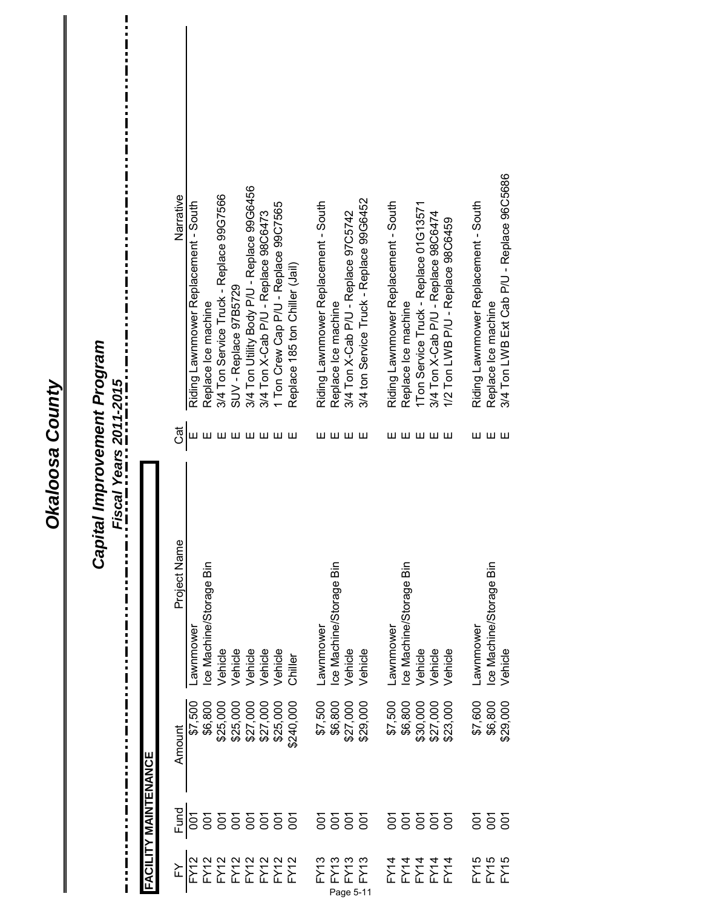# Okaloosa County

## Capital Improvement Program

### Fiscal Years 2011-2015

**FACILITY MAINTENANCE**

| FY | Fund | Amount | Project Name | Cat | Narrative |
|---|---|---|---|---|---|
| FY12 | 001 | $7,500 | Lawnmower | E | Riding Lawnmower Replacement - South |
| FY12 | 001 | $6,800 | Ice Machine/Storage Bin | E | Replace Ice machine |
| FY12 | 001 | $25,000 | Vehicle | E | 3/4 Ton Service Truck - Replace 99G7566 |
| FY12 | 001 | $25,000 | Vehicle | E | SUV - Replace 97B5729 |
| FY12 | 001 | $27,000 | Vehicle | E | 3/4 Ton Utility Body P/U - Replace 99G6456 |
| FY12 | 001 | $27,000 | Vehicle | E | 3/4 Ton X-Cab P/U - Replace 98C6473 |
| FY12 | 001 | $25,000 | Vehicle | E | 1 Ton Crew Cap P/U - Replace 99C7565 |
| FY12 | 001 | $240,000 | Chiller | E | Replace 185 ton Chiller (Jail) |
| | | | | | |
| FY13 | 001 | $7,500 | Lawnmower | E | Riding Lawnmower Replacement - South |
| FY13 | 001 | $6,800 | Ice Machine/Storage Bin | E | Replace Ice machine |
| FY13 | 001 | $27,000 | Vehicle | E | 3/4 Ton X-Cab P/U - Replace 97C5742 |
| FY13 | 001 | $29,000 | Vehicle | E | 3/4 ton Service Truck - Replace 99G6452 |
| | | | | | |
| FY14 | 001 | $7,500 | Lawnmower | E | Riding Lawnmower Replacement - South |
| FY14 | 001 | $6,800 | Ice Machine/Storage Bin | E | Replace Ice machine |
| FY14 | 001 | $30,000 | Vehicle | E | 1Ton Service Truck - Replace 01G13571 |
| FY14 | 001 | $27,000 | Vehicle | E | 3/4 Ton X-Cab P/U - Replace 98C6474 |
| FY14 | 001 | $23,000 | Vehicle | E | 1/2 Ton LWB P/U - Replace 98C6459 |
| | | | | | |
| FY15 | 001 | $7,600 | Lawnmower | E | Riding Lawnmower Replacement - South |
| FY15 | 001 | $6,800 | Ice Machine/Storage Bin | E | Replace Ice machine |
| FY15 | 001 | $29,000 | Vehicle | E | 3/4 Ton LWB Ext Cab P/U - Replace 96C5686 |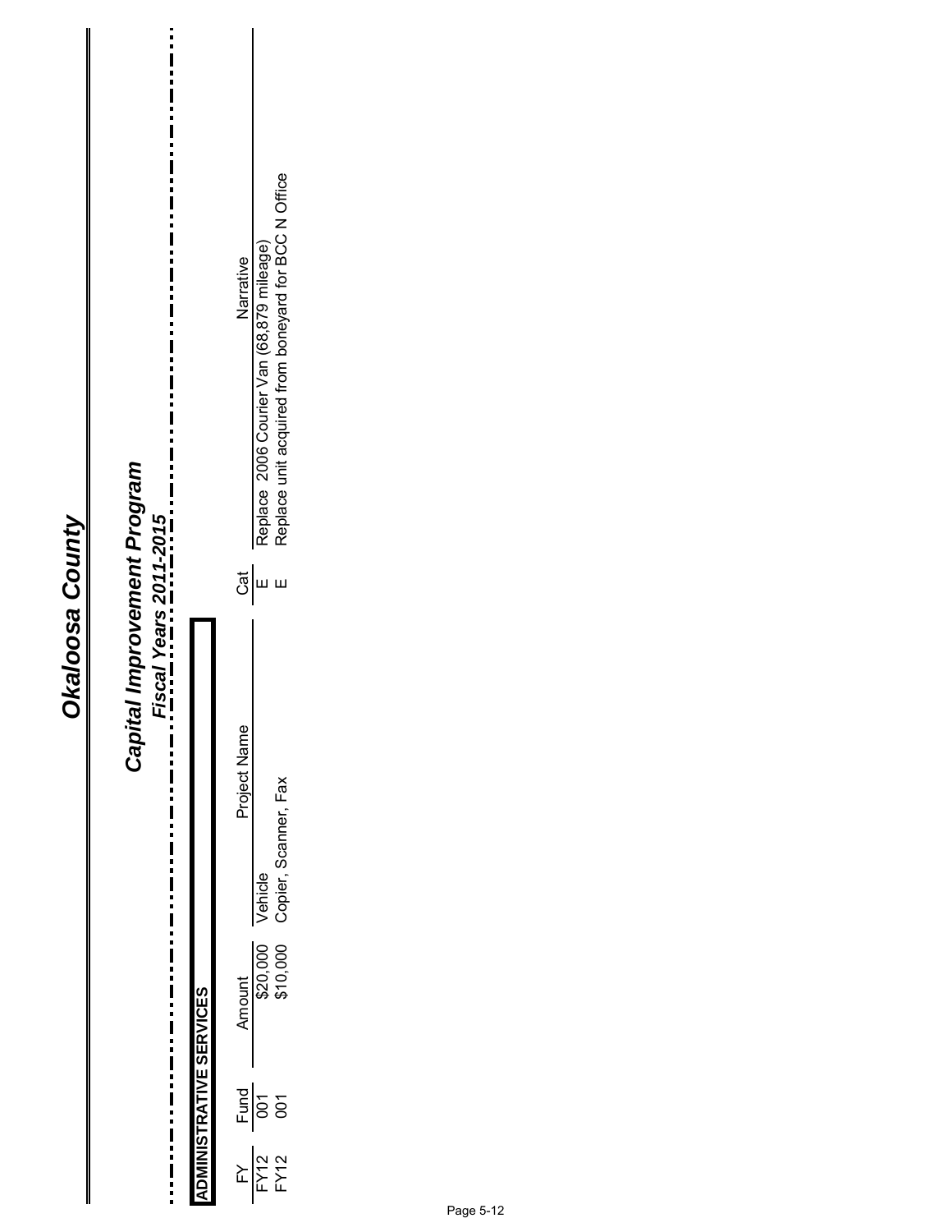# Okaloosa County

## Capital Improvement Program

### Fiscal Years 2011-2015

**ADMINISTRATIVE SERVICES**

| FY | Fund | Amount | Project Name | Cat | Narrative |
|---|---|---|---|---|---|
| FY12 | 001 | $20,000 | Vehicle | E | Replace 2006 Courier Van (68,879 mileage) |
| FY12 | 001 | $10,000 | Copier, Scanner, Fax | E | Replace unit acquired from boneyard for BCC N Office |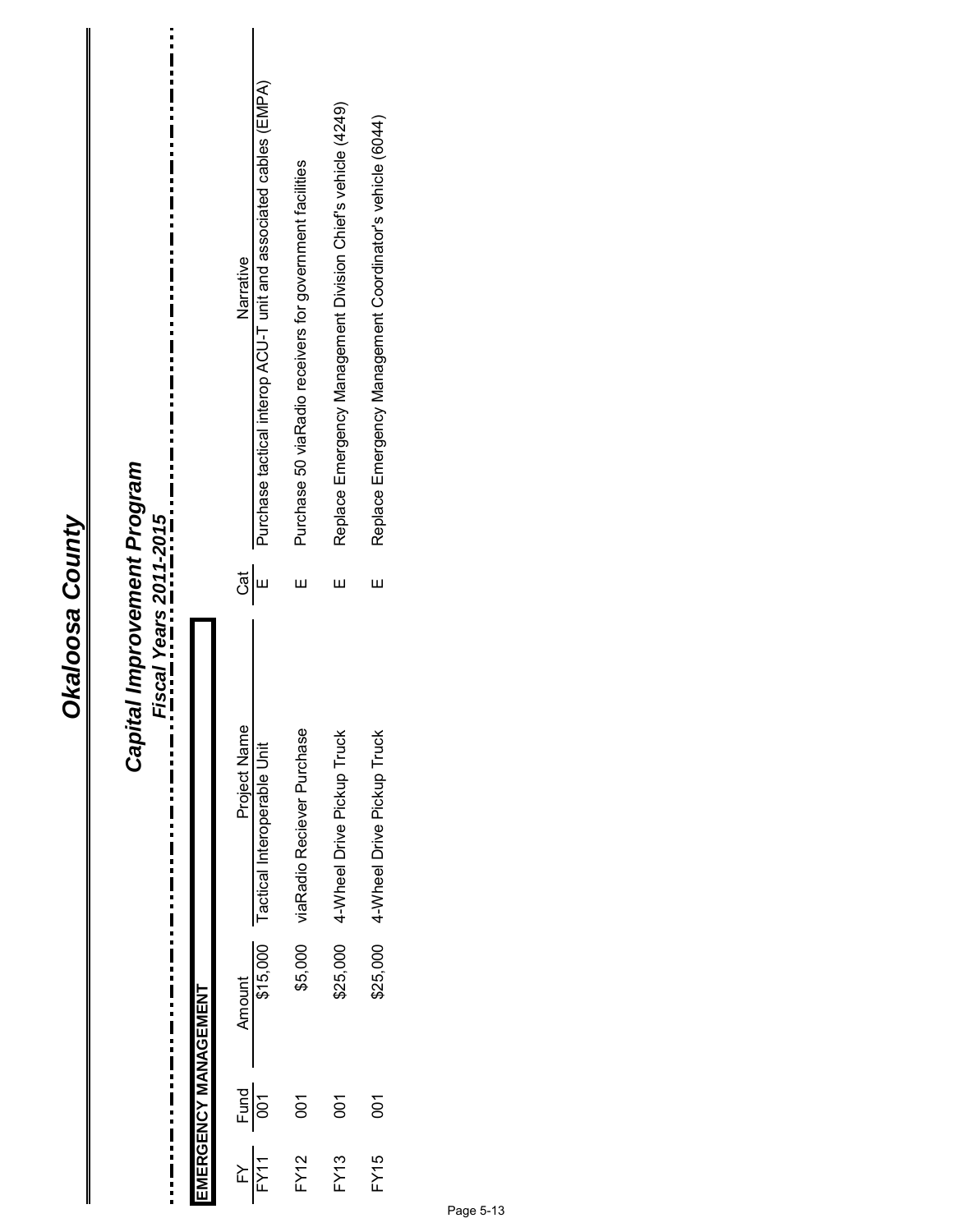# Okaloosa County

## Capital Improvement Program

### Fiscal Years 2011-2015

**EMERGENCY MANAGEMENT**

| FY | Fund | Amount | Project Name | Cat | Narrative |
|---|---|---|---|---|---|
| FY11 | 001 | $15,000 | Tactical Interoperable Unit | E | Purchase tactical interop ACU-T unit and associated cables (EMPA) |
| FY12 | 001 | $5,000 | viaRadio Reciever Purchase | E | Purchase 50 viaRadio receivers for government facilities |
| FY13 | 001 | $25,000 | 4-Wheel Drive Pickup Truck | E | Replace Emergency Management Division Chief's vehicle (4249) |
| FY15 | 001 | $25,000 | 4-Wheel Drive Pickup Truck | E | Replace Emergency Management Coordinator's vehicle (6044) |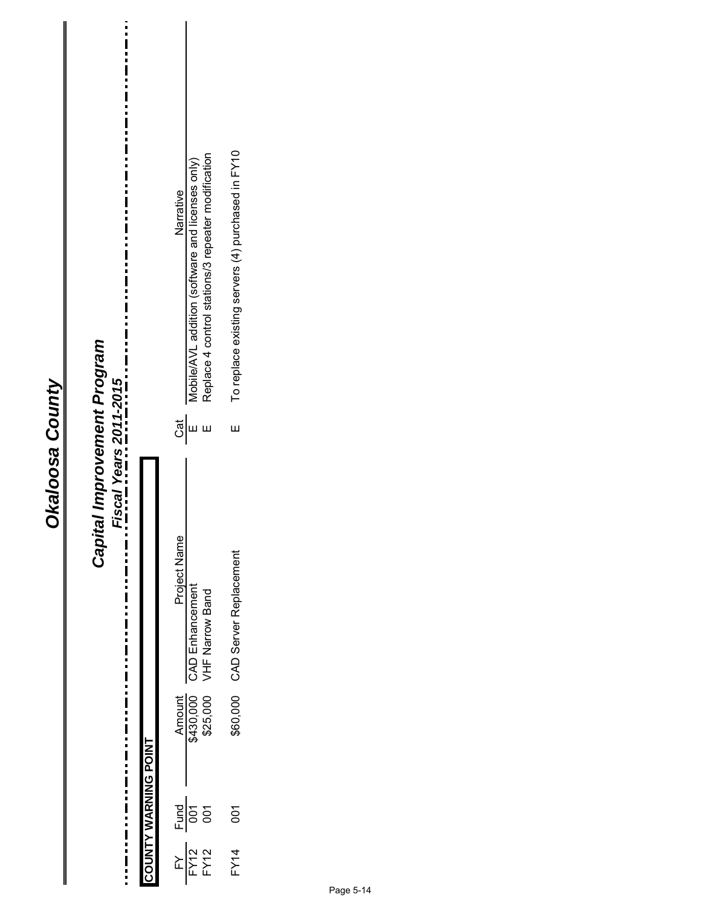# Okaloosa County

## Capital Improvement Program

### Fiscal Years 2011-2015

**COUNTY WARNING POINT**

| FY | Fund | Amount | Project Name | Cat | Narrative |
|---|---|---|---|---|---|
| FY12 | 001 | $430,000 | CAD Enhancement | E | Mobile/AVL addition (software and licenses only) |
| FY12 | 001 | $25,000 | VHF Narrow Band | E | Replace 4 control stations/3 repeater modification |
| FY14 | 001 | $60,000 | CAD Server Replacement | E | To replace existing servers (4) purchased in FY10 |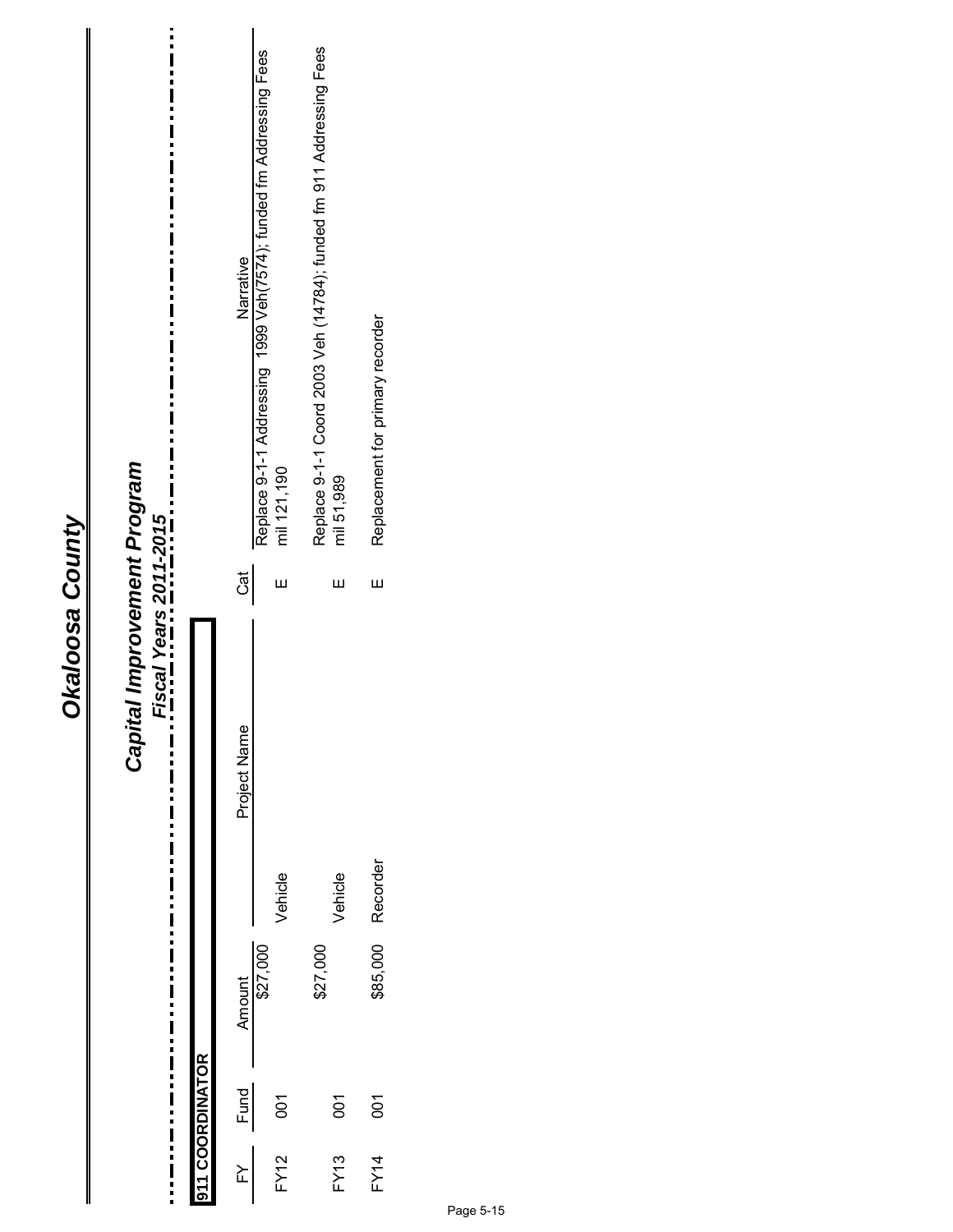# Okaloosa County

## Capital Improvement Program

### *Fiscal Years 2011-2015*

**911 COORDINATOR**

| FY | Fund | Amount | Project Name | Cat | Narrative |
|---|---|---|---|---|---|
| FY12 | 001 | $27,000 | Vehicle | E | Replace 9-1-1 Addressing 1999 Veh(7574); funded fm Addressing Fees mil 121,190 |
| FY13 | 001 | $27,000 | Vehicle | E | Replace 9-1-1 Coord 2003 Veh (14784); funded fm 911 Addressing Fees mil 51,989 |
| FY14 | 001 | $85,000 | Recorder | E | Replacement for primary recorder |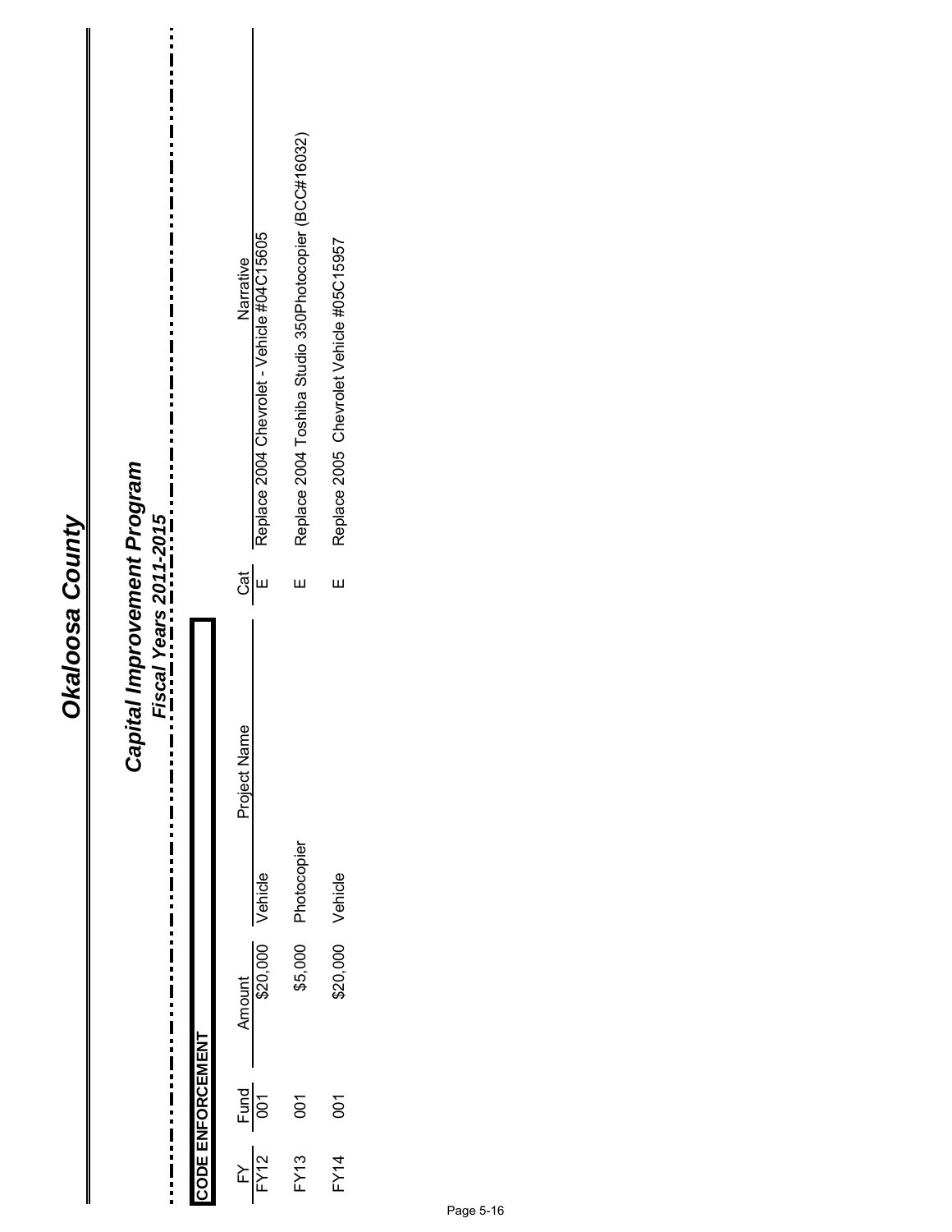# Okaloosa County

## Capital Improvement Program

### Fiscal Years 2011-2015

**CODE ENFORCEMENT**

| FY | Fund | Amount | Project Name | Cat | Narrative |
|---|---|---|---|---|---|
| FY12 | 001 | $20,000 | Vehicle | E | Replace 2004 Chevrolet - Vehicle #04C15605 |
| FY13 | 001 | $5,000 | Photocopier | E | Replace 2004 Toshiba Studio 350Photocopier (BCC#16032) |
| FY14 | 001 | $20,000 | Vehicle | E | Replace 2005 Chevrolet Vehicle #05C15957 |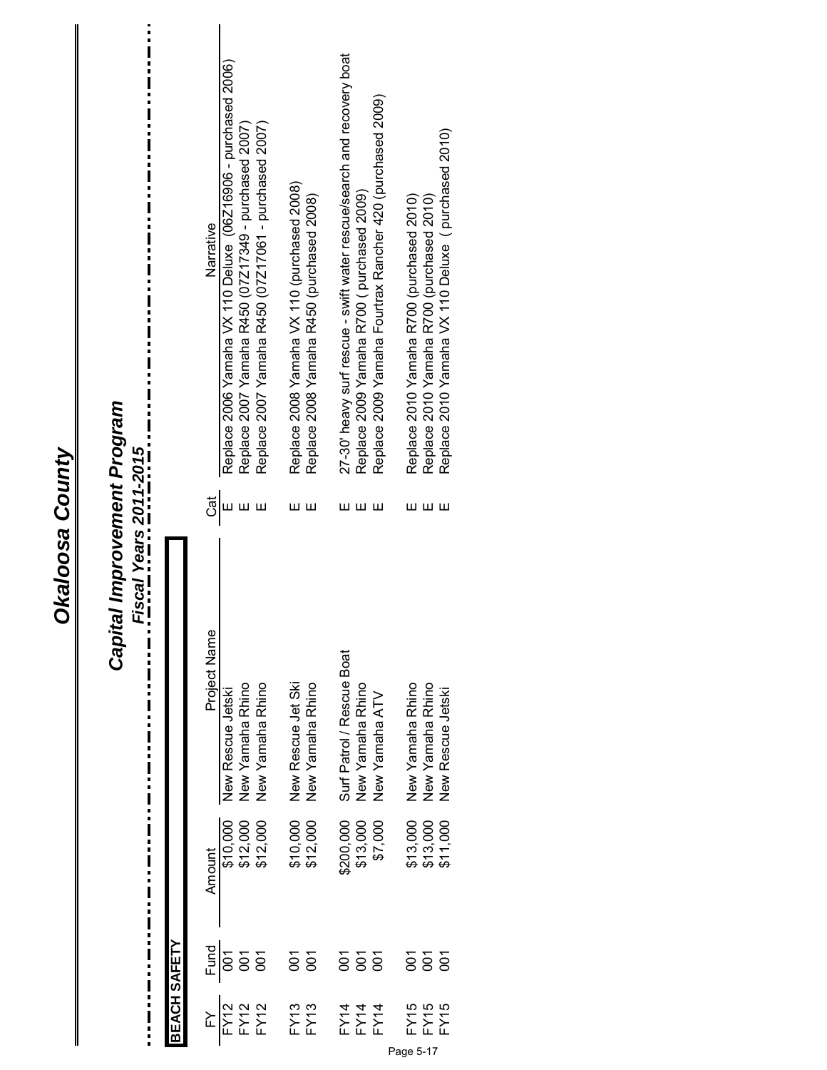# Okaloosa County

## Capital Improvement Program

### Fiscal Years 2011-2015

**BEACH SAFETY**

| FY | Fund | Amount | Project Name | Cat | Narrative |
|---|---|---|---|---|---|
| FY12 | 001 | $10,000 | New Rescue Jetski | E | Replace 2006 Yamaha VX 110 Deluxe (06Z16906 - purchased 2006) |
| FY12 | 001 | $12,000 | New Yamaha Rhino | E | Replace 2007 Yamaha R450 (07Z17349 - purchased 2007) |
| FY12 | 001 | $12,000 | New Yamaha Rhino | E | Replace 2007 Yamaha R450 (07Z17061 - purchased 2007) |
| FY13 | 001 | $10,000 | New Rescue Jet Ski | E | Replace 2008 Yamaha VX 110 (purchased 2008) |
| FY13 | 001 | $12,000 | New Yamaha Rhino | E | Replace 2008 Yamaha R450 (purchased 2008) |
| FY14 | 001 | $200,000 | Surf Patrol / Rescue Boat | E | 27-30' heavy surf rescue - swift water rescue/search and recovery boat |
| FY14 | 001 | $13,000 | New Yamaha Rhino | E | Replace 2009 Yamaha R700 ( purchased 2009) |
| FY14 | 001 | $7,000 | New Yamaha ATV | E | Replace 2009 Yamaha Fourtrax Rancher 420 (purchased 2009) |
| FY15 | 001 | $13,000 | New Yamaha Rhino | E | Replace 2010 Yamaha R700 (purchased 2010) |
| FY15 | 001 | $13,000 | New Yamaha Rhino | E | Replace 2010 Yamaha R700 (purchased 2010) |
| FY15 | 001 | $11,000 | New Rescue Jetski | E | Replace 2010 Yamaha VX 110 Deluxe ( purchased 2010) |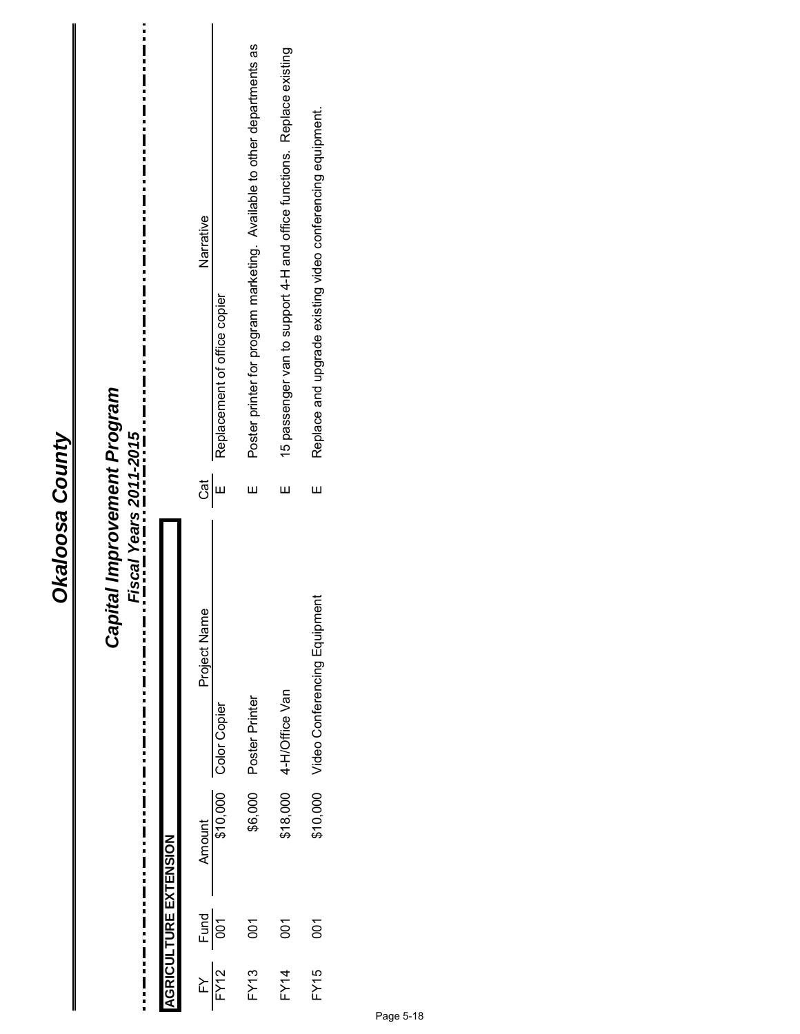# Okaloosa County

## Capital Improvement Program

### Fiscal Years 2011-2015

**AGRICULTURE EXTENSION**

| FY | Fund | Amount | Project Name | Cat | Narrative |
|---|---|---|---|---|---|
| FY12 | 001 | $10,000 | Color Copier | E | Replacement of office copier |
| FY13 | 001 | $6,000 | Poster Printer | E | Poster printer for program marketing. Available to other departments as |
| FY14 | 001 | $18,000 | 4-H/Office Van | E | 15 passenger van to support 4-H and office functions. Replace existing |
| FY15 | 001 | $10,000 | Video Conferencing Equipment | E | Replace and upgrade existing video conferencing equipment. |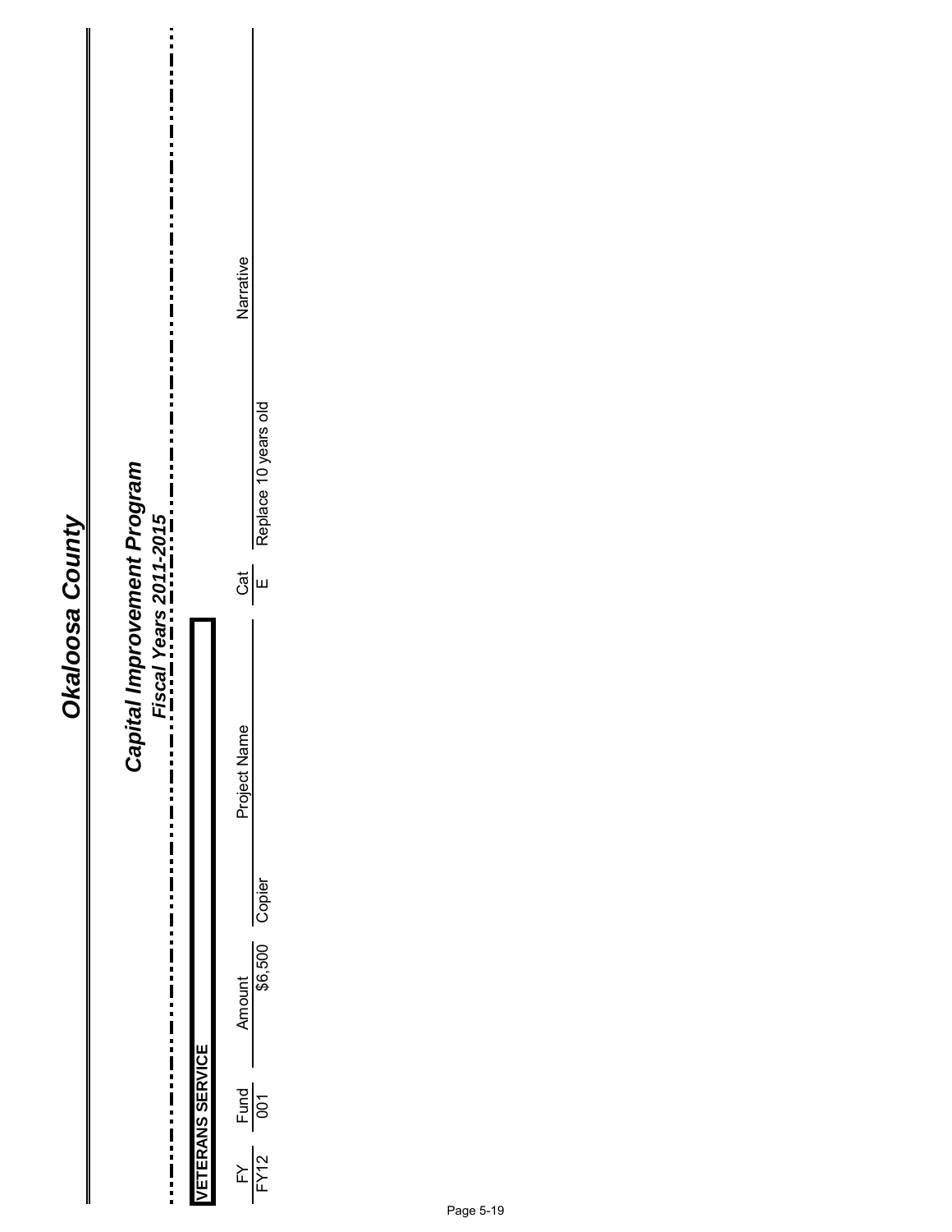# Okaloosa County

## Capital Improvement Program

### Fiscal Years 2011-2015

**VETERANS SERVICE**

| FY | Fund | Amount | Project Name | Cat | Narrative |
|---|---|---|---|---|---|
| FY12 | 001 | $6,500 | Copier | E | Replace 10 years old |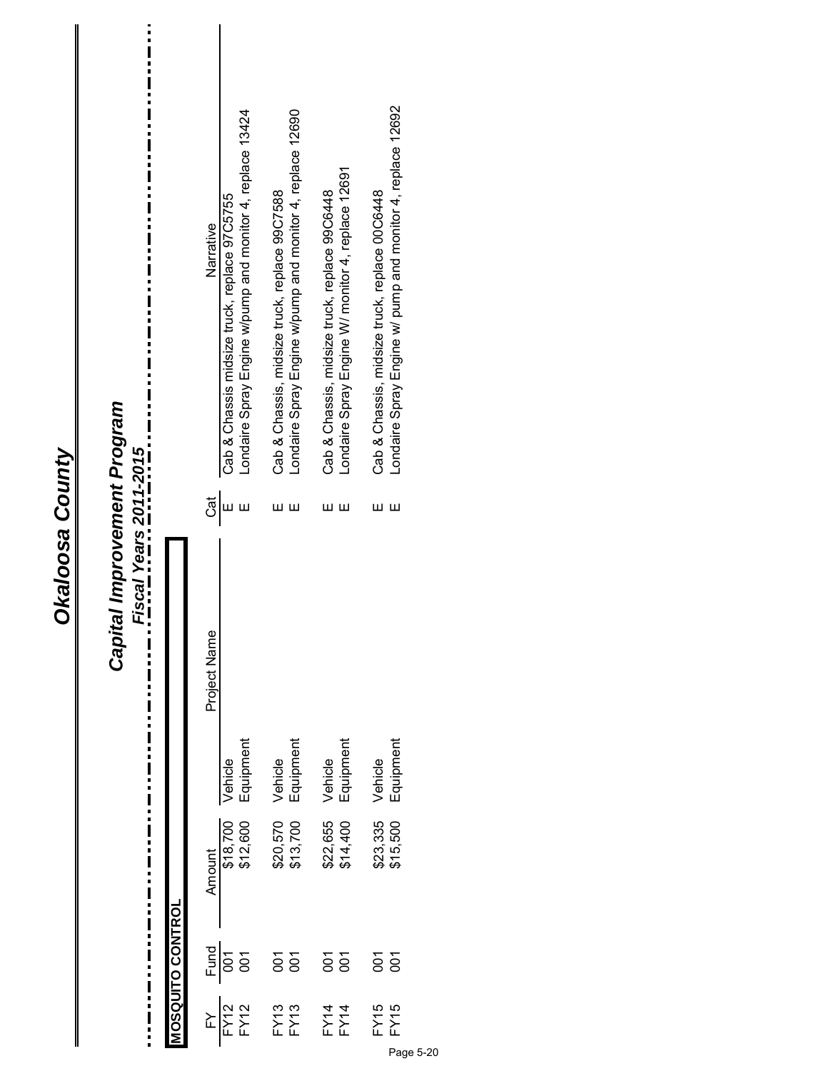# Okaloosa County

## Capital Improvement Program

### Fiscal Years 2011-2015

**MOSQUITO CONTROL**

| FY | Fund | Amount | Project Name | | Cat | Narrative |
|---|---|---|---|---|---|---|
| FY12 | 001 | $18,700 | Vehicle | | E | Cab & Chassis midsize truck, replace 97C5755 |
| FY12 | 001 | $12,600 | Equipment | | E | Londaire Spray Engine w/pump and monitor 4, replace 13424 |
| FY13 | 001 | $20,570 | Vehicle | | E | Cab & Chassis, midsize truck, replace 99C7588 |
| FY13 | 001 | $13,700 | Equipment | | E | Londaire Spray Engine w/pump and monitor 4, replace 12690 |
| FY14 | 001 | $22,655 | Vehicle | | E | Cab & Chassis, midsize truck, replace 99C6448 |
| FY14 | 001 | $14,400 | Equipment | | E | Londaire Spray Engine W/ monitor 4, replace 12691 |
| FY15 | 001 | $23,335 | Vehicle | | E | Cab & Chassis, midsize truck, replace 00C6448 |
| FY15 | 001 | $15,500 | Equipment | | E | Londaire Spray Engine w/ pump and monitor 4, replace 12692 |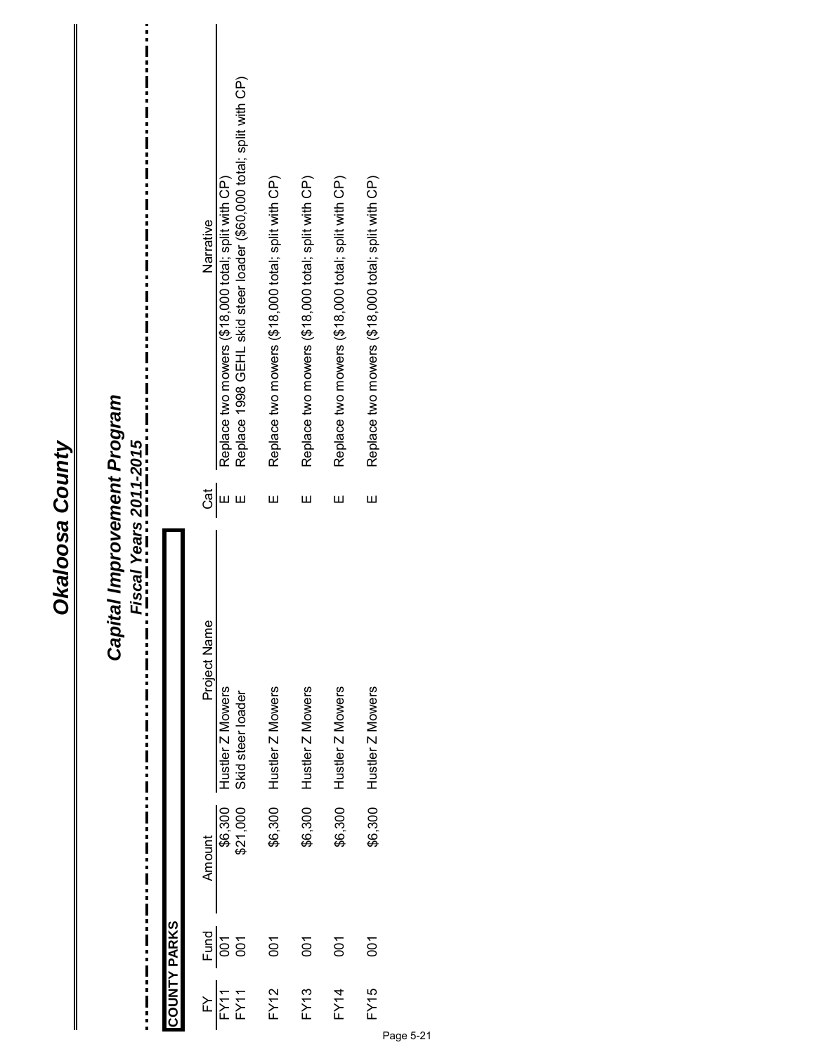# Okaloosa County

## Capital Improvement Program

### Fiscal Years 2011-2015

**COUNTY PARKS**

| FY | Fund | Amount | Project Name | Cat | Narrative |
|---|---|---|---|---|---|
| FY11 | 001 | $6,300 | Hustler Z Mowers | E | Replace two mowers ($18,000 total; split with CP) |
| FY11 | 001 | $21,000 | Skid steer loader | E | Replace 1998 GEHL skid steer loader ($60,000 total; split with CP) |
| FY12 | 001 | $6,300 | Hustler Z Mowers | E | Replace two mowers ($18,000 total; split with CP) |
| FY13 | 001 | $6,300 | Hustler Z Mowers | E | Replace two mowers ($18,000 total; split with CP) |
| FY14 | 001 | $6,300 | Hustler Z Mowers | E | Replace two mowers ($18,000 total; split with CP) |
| FY15 | 001 | $6,300 | Hustler Z Mowers | E | Replace two mowers ($18,000 total; split with CP) |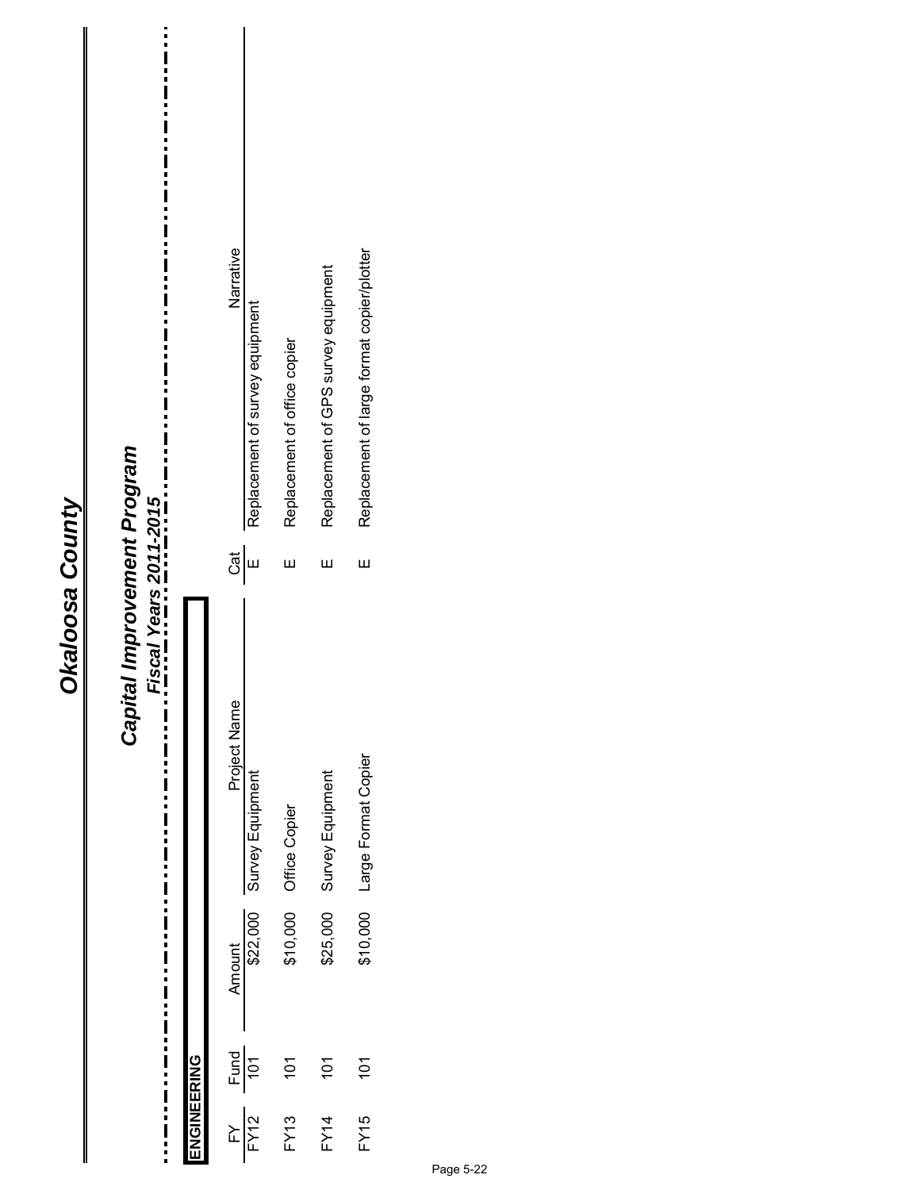# Okaloosa County

## Capital Improvement Program

### Fiscal Years 2011-2015

**ENGINEERING**

| FY | Fund | Amount | Project Name | Cat | Narrative |
|---|---|---|---|---|---|
| FY12 | 101 | $22,000 | Survey Equipment | E | Replacement of survey equipment |
| FY13 | 101 | $10,000 | Office Copier | E | Replacement of office copier |
| FY14 | 101 | $25,000 | Survey Equipment | E | Replacement of GPS survey equipment |
| FY15 | 101 | $10,000 | Large Format Copier | E | Replacement of large format copier/plotter |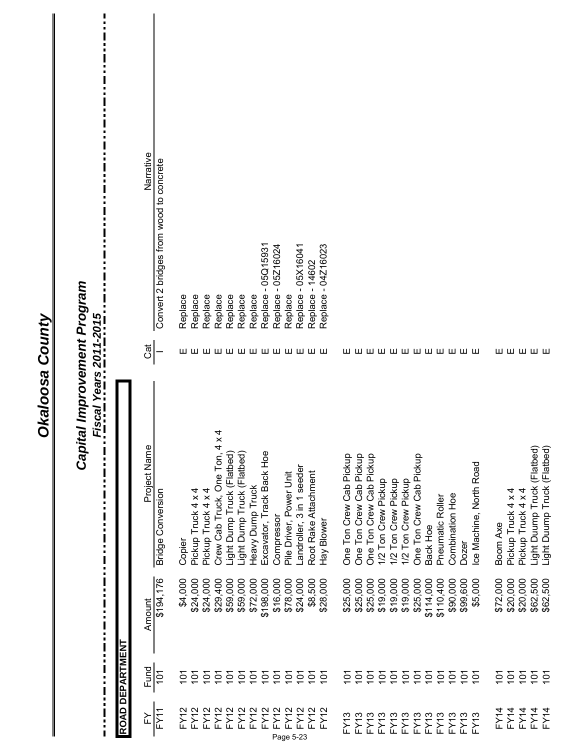# Okaloosa County

## Capital Improvement Program

### *Fiscal Years 2011-2015*

**ROAD DEPARTMENT**

| FY | Fund | Amount | Project Name | Cat | Narrative |
|---|---|---|---|---|---|
| FY11 | 101 | $194,176 | Bridge Conversion | I | Convert 2 bridges from wood to concrete |
| FY12 | 101 | $4,000 | Copier | E | Replace |
| FY12 | 101 | $24,000 | Pickup Truck 4 x 4 | E | Replace |
| FY12 | 101 | $24,000 | Pickup Truck 4 x 4 | E | Replace |
| FY12 | 101 | $29,400 | Crew Cab Truck, One Ton, 4 x 4 | E | Replace |
| FY12 | 101 | $59,000 | Light Dump Truck (Flatbed) | E | Replace |
| FY12 | 101 | $59,000 | Light Dump Truck (Flatbed) | E | Replace |
| FY12 | 101 | $72,000 | Heavy Dump Truck | E | Replace |
| FY12 | 101 | $198,000 | Excavator, Track Back Hoe | E | Replace - 05Q15931 |
| FY12 | 101 | $16,000 | Compressor | E | Replace - 05Z16024 |
| FY12 | 101 | $78,000 | Pile Driver, Power Unit | E | Replace |
| FY12 | 101 | $24,000 | Landroller, 3 in 1 seeder | E | Replace - 05X16041 |
| FY12 | 101 | $8,500 | Root Rake Attachment | E | Replace - 14602 |
| FY12 | 101 | $28,000 | Hay Blower | E | Replace - 04Z16023 |
| FY13 | 101 | $25,000 | One Ton Crew Cab Pickup | E | |
| FY13 | 101 | $25,000 | One Ton Crew Cab Pickup | E | |
| FY13 | 101 | $25,000 | One Ton Crew Cab Pickup | E | |
| FY13 | 101 | $19,000 | 1/2 Ton Crew Pickup | E | |
| FY13 | 101 | $19,000 | 1/2 Ton Crew Pickup | E | |
| FY13 | 101 | $19,000 | 1/2 Ton Crew Pickup | E | |
| FY13 | 101 | $25,000 | One Ton Crew Cab Pickup | E | |
| FY13 | 101 | $114,000 | Back Hoe | E | |
| FY13 | 101 | $110,400 | Pneumatic Roller | E | |
| FY13 | 101 | $90,000 | Combination Hoe | E | |
| FY13 | 101 | $99,600 | Dozer | E | |
| FY13 | 101 | $5,000 | Ice Machine, North Road | E | |
| FY14 | 101 | $72,000 | Boom Axe | E | |
| FY14 | 101 | $20,000 | Pickup Truck 4 x 4 | E | |
| FY14 | 101 | $20,000 | Pickup Truck 4 x 4 | E | |
| FY14 | 101 | $62,500 | Light Duump Truck (Flatbed) | E | |
| FY14 | 101 | $62,500 | Light Duump Truck (Flatbed) | E | |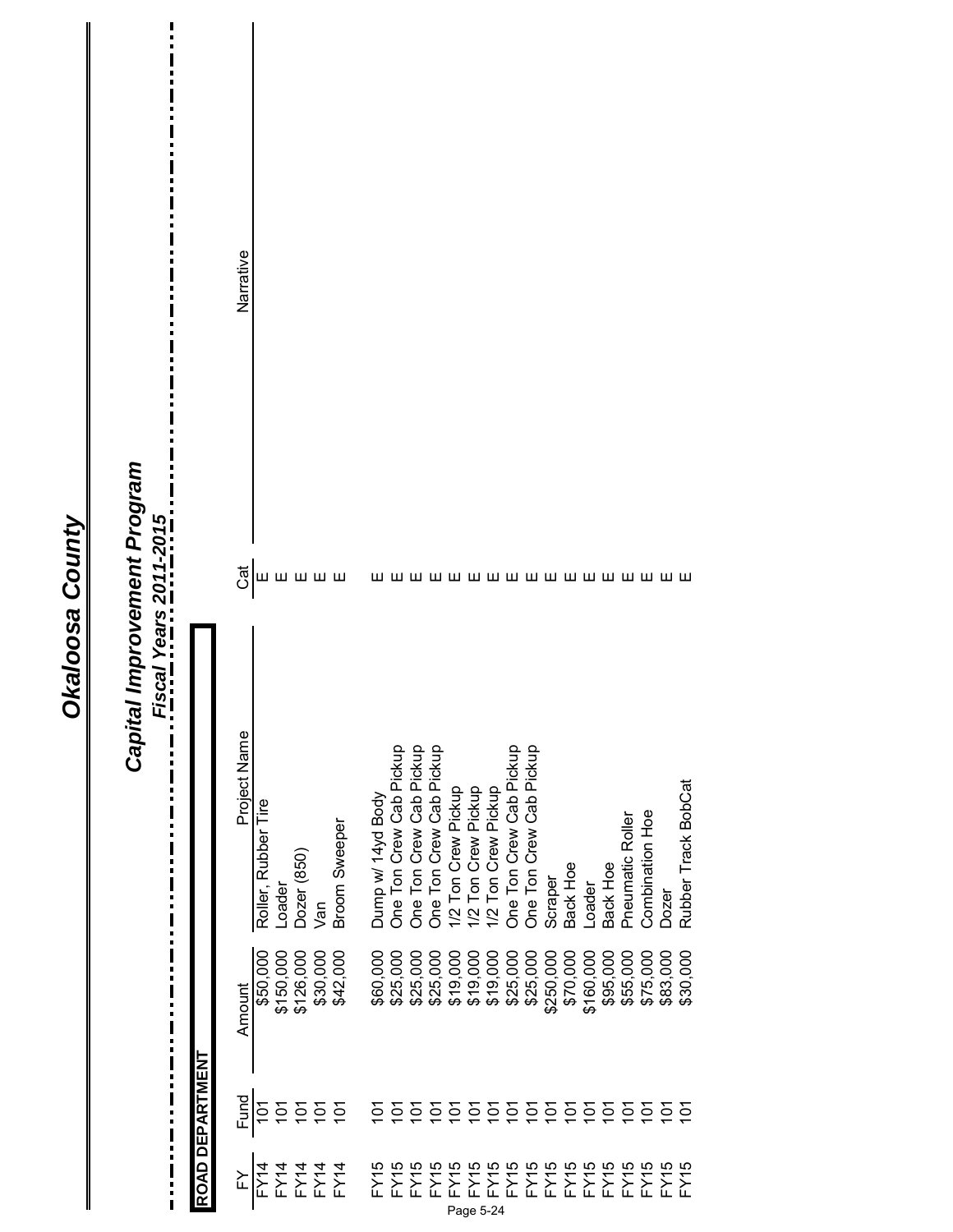# Okaloosa County

## Capital Improvement Program

### *Fiscal Years 2011-2015*

**ROAD DEPARTMENT**

| FY | Fund | Amount | Project Name | Cat | Narrative |
|---|---|---|---|---|---|
| FY14 | 101 | $50,000 | Roller, Rubber Tire | E | |
| FY14 | 101 | $150,000 | Loader | E | |
| FY14 | 101 | $126,000 | Dozer (850) | E | |
| FY14 | 101 | $30,000 | Van | E | |
| FY14 | 101 | $42,000 | Broom Sweeper | E | |
| | | | | | |
| FY15 | 101 | $60,000 | Dump w/ 14yd Body | E | |
| FY15 | 101 | $25,000 | One Ton Crew Cab Pickup | E | |
| FY15 | 101 | $25,000 | One Ton Crew Cab Pickup | E | |
| FY15 | 101 | $25,000 | One Ton Crew Cab Pickup | E | |
| FY15 | 101 | $19,000 | 1/2 Ton Crew Pickup | E | |
| FY15 | 101 | $19,000 | 1/2 Ton Crew Pickup | E | |
| FY15 | 101 | $19,000 | 1/2 Ton Crew Pickup | E | |
| FY15 | 101 | $25,000 | One Ton Crew Cab Pickup | E | |
| FY15 | 101 | $25,000 | One Ton Crew Cab Pickup | E | |
| FY15 | 101 | $250,000 | Scraper | E | |
| FY15 | 101 | $70,000 | Back Hoe | E | |
| FY15 | 101 | $160,000 | Loader | E | |
| FY15 | 101 | $95,000 | Back Hoe | E | |
| FY15 | 101 | $55,000 | Pneumatic Roller | E | |
| FY15 | 101 | $75,000 | Combination Hoe | E | |
| FY15 | 101 | $83,000 | Dozer | E | |
| FY15 | 101 | $30,000 | Rubber Track BobCat | E | |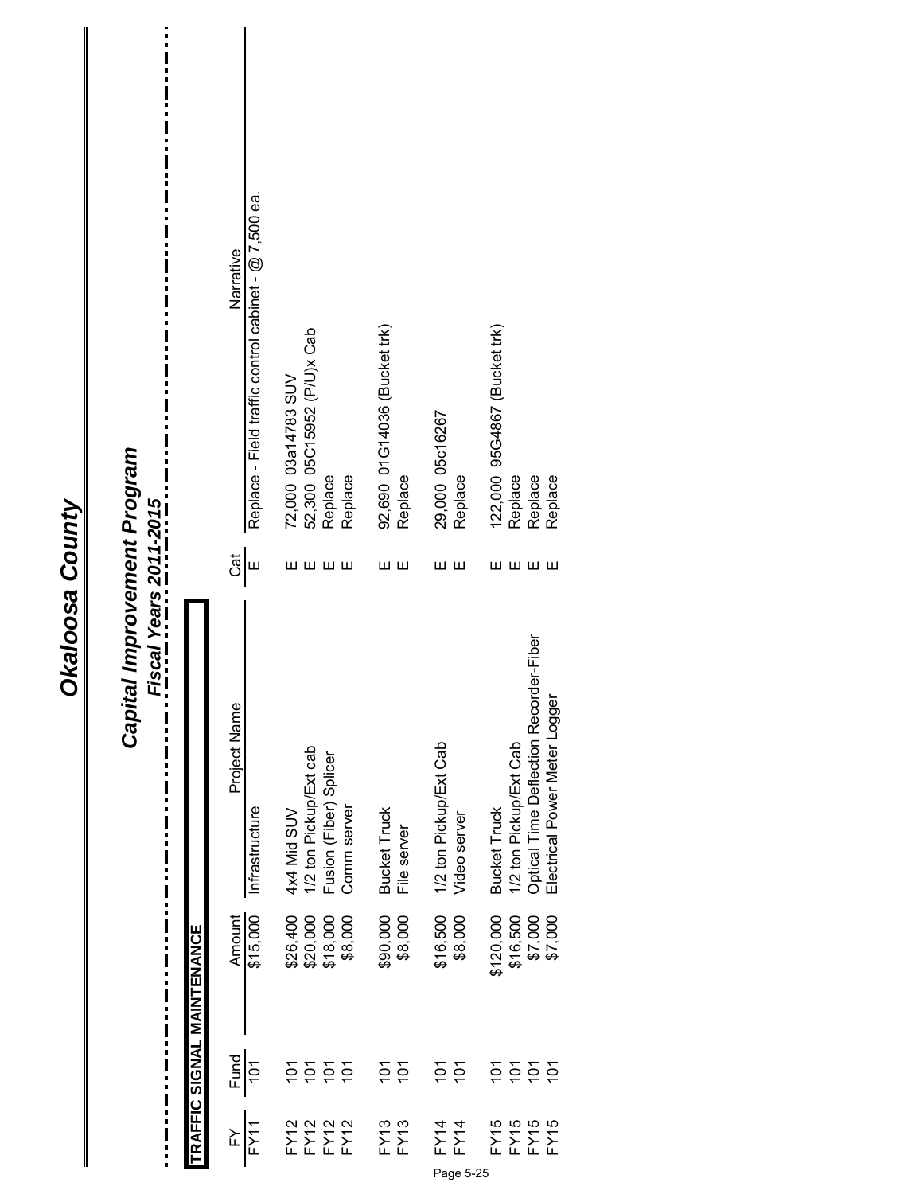# Okaloosa County

## Capital Improvement Program

### *Fiscal Years 2011-2015*

**TRAFFIC SIGNAL MAINTENANCE**

| FY | Fund | Amount | Project Name | Cat | Narrative |
|---|---|---|---|---|---|
| FY11 | 101 | $15,000 | Infrastructure | E | Replace - Field traffic control cabinet - @ 7,500 ea. |
| FY12 | 101 | $26,400 | 4x4 Mid SUV | E | 72,000 03a14783 SUV |
| FY12 | 101 | $20,000 | 1/2 ton Pickup/Ext cab | E | 52,300 05C15952 (P/U)x Cab |
| FY12 | 101 | $18,000 | Fusion (Fiber) Splicer | E | Replace |
| FY12 | 101 | $8,000 | Comm server | E | Replace |
| FY13 | 101 | $90,000 | Bucket Truck | E | 92,690 01G14036 (Bucket trk) |
| FY13 | 101 | $8,000 | File server | E | Replace |
| FY14 | 101 | $16,500 | 1/2 ton Pickup/Ext Cab | E | 29,000 05c16267 |
| FY14 | 101 | $8,000 | Video server | E | Replace |
| FY15 | 101 | $120,000 | Bucket Truck | E | 122,000 95G4867 (Bucket trk) |
| FY15 | 101 | $16,500 | 1/2 ton Pickup/Ext Cab | E | Replace |
| FY15 | 101 | $7,000 | Optical Time Deflection Recorder-Fiber | E | Replace |
| FY15 | 101 | $7,000 | Electrical Power Meter Logger | E | Replace |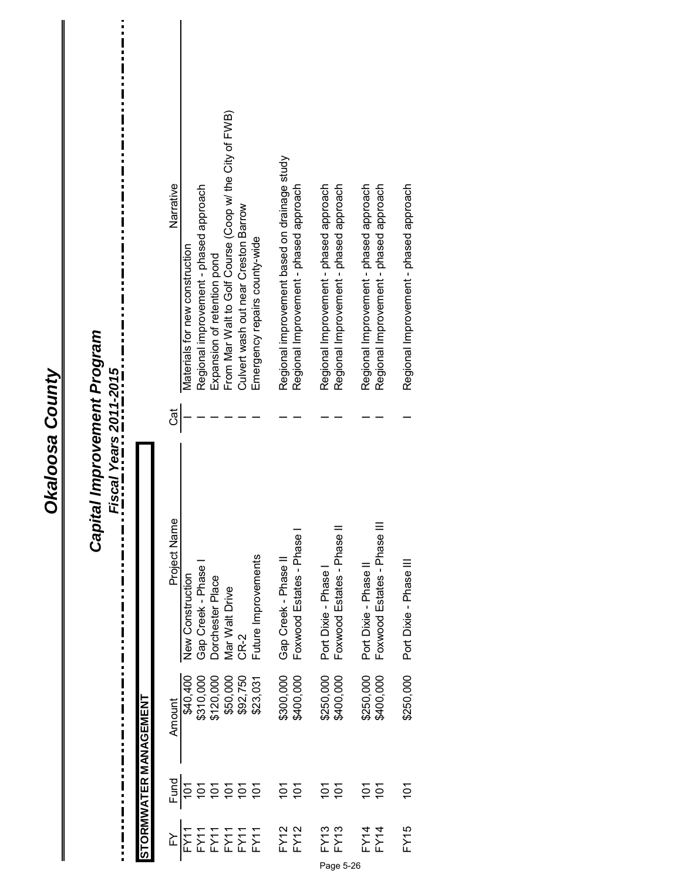# Okaloosa County

## Capital Improvement Program

### *Fiscal Years 2011-2015*

**STORMWATER MANAGEMENT**

| FY | Fund | Amount | Project Name | Cat | Narrative |
|---|---|---|---|---|---|
| FY11 | 101 | $40,400 | New Construction | I | Materials for new construction |
| FY11 | 101 | $310,000 | Gap Creek - Phase I | I | Regional improvement - phased approach |
| FY11 | 101 | $120,000 | Dorchester Place | I | Expansion of retention pond |
| FY11 | 101 | $50,000 | Mar Walt Drive | I | From Mar Walt to Golf Course (Coop w/ the City of FWB) |
| FY11 | 101 | $92,750 | CR-2 | I | Culvert wash out near Creston Barrow |
| FY11 | 101 | $23,031 | Future Improvements | I | Emergency repairs county-wide |
| | | | | | |
| FY12 | 101 | $300,000 | Gap Creek - Phase II | I | Regional improvement based on drainage study |
| FY12 | 101 | $400,000 | Foxwood Estates - Phase I | I | Regional Improvement - phased approach |
| | | | | | |
| FY13 | 101 | $250,000 | Port Dixie - Phase I | I | Regional Improvement - phased approach |
| FY13 | 101 | $400,000 | Foxwood Estates - Phase II | I | Regional Improvement - phased approach |
| | | | | | |
| FY14 | 101 | $250,000 | Port Dixie - Phase II | I | Regional Improvement - phased approach |
| FY14 | 101 | $400,000 | Foxwood Estates - Phase III | I | Regional Improvement - phased approach |
| | | | | | |
| FY15 | 101 | $250,000 | Port Dixie - Phase III | I | Regional Improvement - phased approach |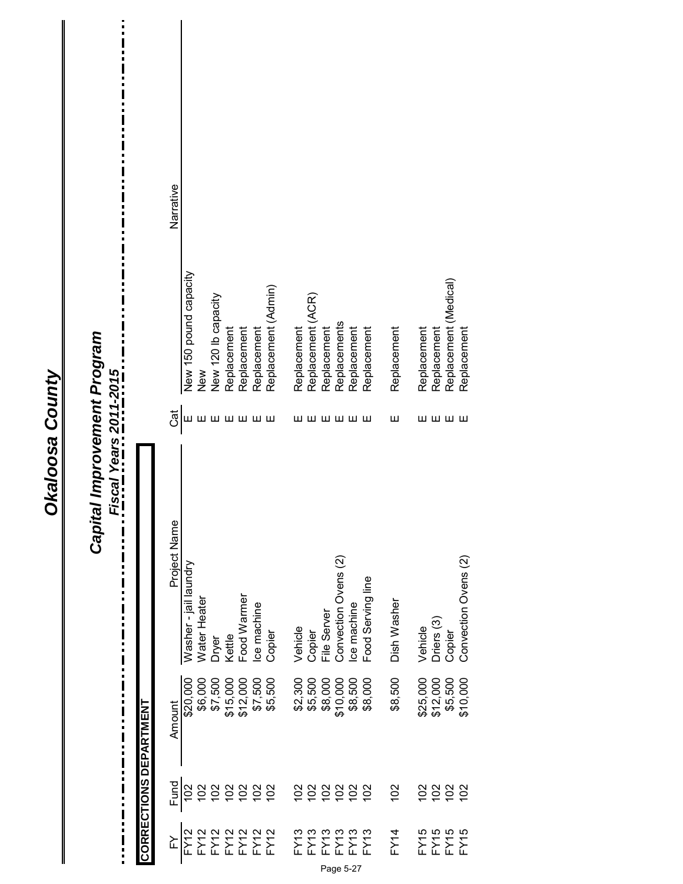# Okaloosa County

## Capital Improvement Program

### Fiscal Years 2011-2015

**CORRECTIONS DEPARTMENT**

| FY | Fund | Amount | Project Name | Cat | Narrative |
|---|---|---|---|---|---|
| FY12 | 102 | $20,000 | Washer - jail laundry | E | New 150 pound capacity |
| FY12 | 102 | $6,000 | Water Heater | E | New |
| FY12 | 102 | $7,500 | Dryer | E | New 120 lb capacity |
| FY12 | 102 | $15,000 | Kettle | E | Replacement |
| FY12 | 102 | $12,000 | Food Warmer | E | Replacement |
| FY12 | 102 | $7,500 | Ice machine | E | Replacement |
| FY12 | 102 | $5,500 | Copier | E | Replacement (Admin) |
| | | | | | |
| FY13 | 102 | $2,300 | Vehicle | E | Replacement |
| FY13 | 102 | $5,500 | Copier | E | Replacement (ACR) |
| FY13 | 102 | $8,000 | File Server | E | Replacement |
| FY13 | 102 | $10,000 | Convection Ovens (2) | E | Replacements |
| FY13 | 102 | $8,500 | Ice machine | E | Replacement |
| FY13 | 102 | $8,000 | Food Serving line | E | Replacement |
| | | | | | |
| FY14 | 102 | $8,500 | Dish Washer | E | Replacement |
| | | | | | |
| FY15 | 102 | $25,000 | Vehicle | E | Replacement |
| FY15 | 102 | $12,000 | Driers (3) | E | Replacement |
| FY15 | 102 | $5,500 | Copier | E | Replacement (Medical) |
| FY15 | 102 | $10,000 | Convection Ovens (2) | E | Replacement |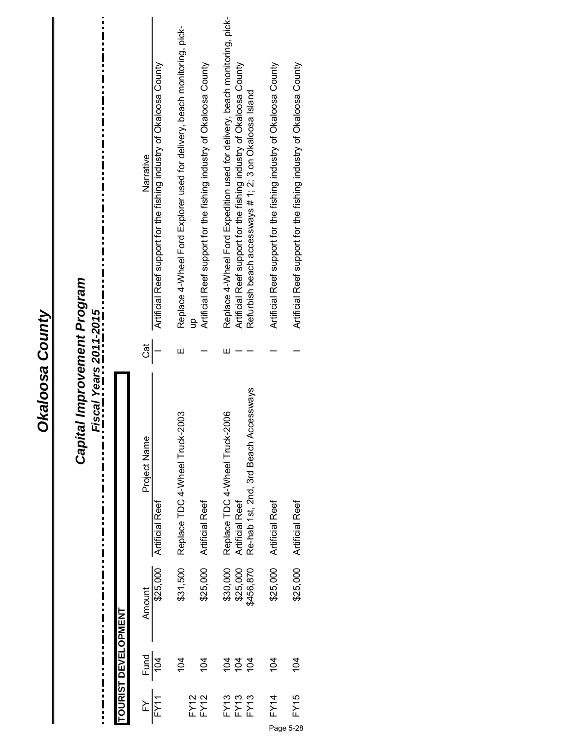# Okaloosa County

## Capital Improvement Program

### Fiscal Years 2011-2015

**TOURIST DEVELOPMENT**

| FY | Fund | Amount | Project Name | Cat | Narrative |
|---|---|---|---|---|---|
| FY11 | 104 | $25,000 | Artificial Reef | I | Artificial Reef support for the fishing industry of Okaloosa County |
| FY12 | 104 | $31,500 | Replace TDC 4-Wheel Truck-2003 | E | Replace 4-Wheel Ford Explorer used for delivery, beach monitoring, pick-up |
| FY12 | 104 | $25,000 | Artificial Reef | I | Artificial Reef support for the fishing industry of Okaloosa County |
| FY13 | 104 | $30,000 | Replace TDC 4-Wheel Truck-2006 | E | Replace 4-Wheel Ford Expedition used for delivery, beach monitoring, pick- |
| FY13 | 104 | $25,000 | Artificial Reef | I | Artificial Reef support for the fishing industry of Okaloosa County |
| FY13 | 104 | $456,870 | Re-hab 1st, 2nd, 3rd Beach Accessways | I | Refurbish beach accessways # 1; 2; 3 on Okaloosa Island |
| FY14 | 104 | $25,000 | Artificial Reef | I | Artificial Reef support for the fishing industry of Okaloosa County |
| FY15 | 104 | $25,000 | Artificial Reef | I | Artificial Reef support for the fishing industry of Okaloosa County |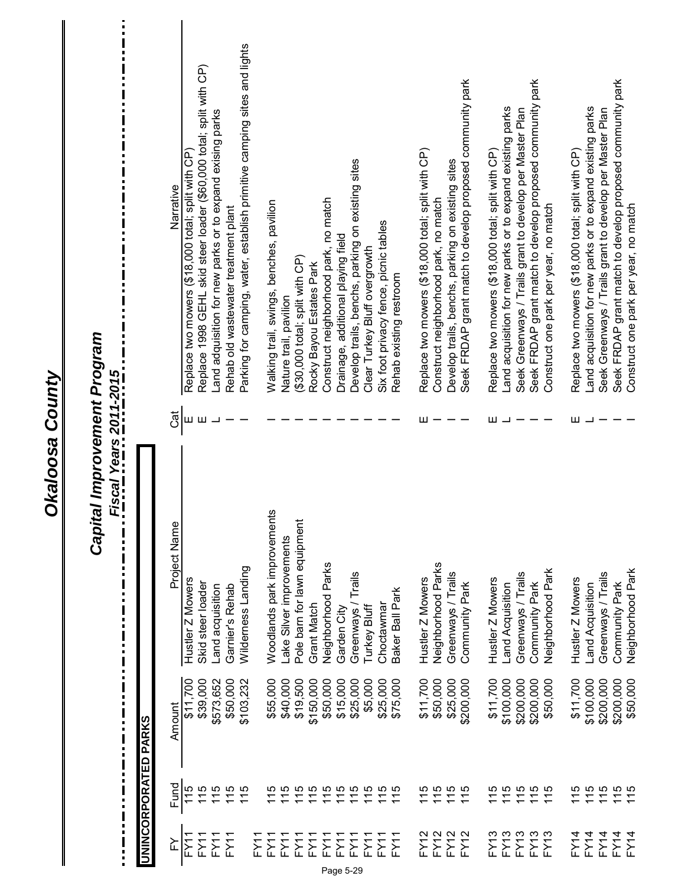# Okaloosa County

## Capital Improvement Program

### *Fiscal Years 2011-2015*

**UNINCORPORATED PARKS**

| FY | Fund | Amount | Project Name | Cat | Narrative |
|---|---|---|---|---|---|
| FY11 | 115 | $11,700 | Hustler Z Mowers | E | Replace two mowers ($18,000 total; split with CP) |
| FY11 | 115 | $39,000 | Skid steer loader | E | Replace 1998 GEHL skid steer loader ($60,000 total; split with CP) |
| FY11 | 115 | $573,652 | Land acquisition | L | Land adquisition for new parks or to expand exising parks |
| FY11 | 115 | $50,000 | Garnier's Rehab | I | Rehab old wastewater treatment plant |
| FY11 | 115 | $103,232 | Wilderness Landing | I | Parking for camping, water, establish primitive camping sites and lights |
| FY11 | | | | | |
| FY11 | 115 | $55,000 | Woodlands park improvements | I | Walking trail, swings, benches, pavilion |
| FY11 | 115 | $40,000 | Lake Silver improvements | I | Nature trail, pavilion |
| FY11 | 115 | $19,500 | Pole barn for lawn equipment | I | ($30,000 total; split with CP) |
| FY11 | 115 | $150,000 | Grant Match | I | Rocky Bayou Estates Park |
| FY11 | 115 | $50,000 | Neighborhood Parks | I | Construct neighborhood park, no match |
| FY11 | 115 | $15,000 | Garden City | I | Drainage, additional playing field |
| FY11 | 115 | $25,000 | Greenways / Trails | I | Develop trails, benchs, parking on existing sites |
| FY11 | 115 | $5,000 | Turkey Bluff | I | Clear Turkey Bluff overgrowth |
| FY11 | 115 | $25,000 | Choctawmar | I | Six foot privacy fence, picnic tables |
| FY11 | 115 | $75,000 | Baker Ball Park | I | Rehab existing restroom |
| FY12 | 115 | $11,700 | Hustler Z Mowers | E | Replace two mowers ($18,000 total; split with CP) |
| FY12 | 115 | $50,000 | Neighborhood Parks | I | Construct neighborhood park, no match |
| FY12 | 115 | $25,000 | Greenways / Trails | I | Develop trails, benchs, parking on existing sites |
| FY12 | 115 | $200,000 | Community Park | I | Seek FRDAP grant match to develop proposed community park |
| FY13 | 115 | $11,700 | Hustler Z Mowers | E | Replace two mowers ($18,000 total; split with CP) |
| FY13 | 115 | $100,000 | Land Acquisition | L | Land acquisition for new parks or to expand existing parks |
| FY13 | 115 | $200,000 | Greenways / Trails | I | Seek Greenways / Trails grant to develop per Master Plan |
| FY13 | 115 | $200,000 | Community Park | I | Seek FRDAP grant match to develop proposed community park |
| FY13 | 115 | $50,000 | Neighborhood Park | I | Construct one park per year, no match |
| FY14 | 115 | $11,700 | Hustler Z Mowers | E | Replace two mowers ($18,000 total; split with CP) |
| FY14 | 115 | $100,000 | Land Acquisition | L | Land acquisition for new parks or to expand existing parks |
| FY14 | 115 | $200,000 | Greenways / Trails | I | Seek Greenways / Trails grant to develop per Master Plan |
| FY14 | 115 | $200,000 | Community Park | I | Seek FRDAP grant match to develop proposed community park |
| FY14 | 115 | $50,000 | Neighborhood Park | I | Construct one park per year, no match |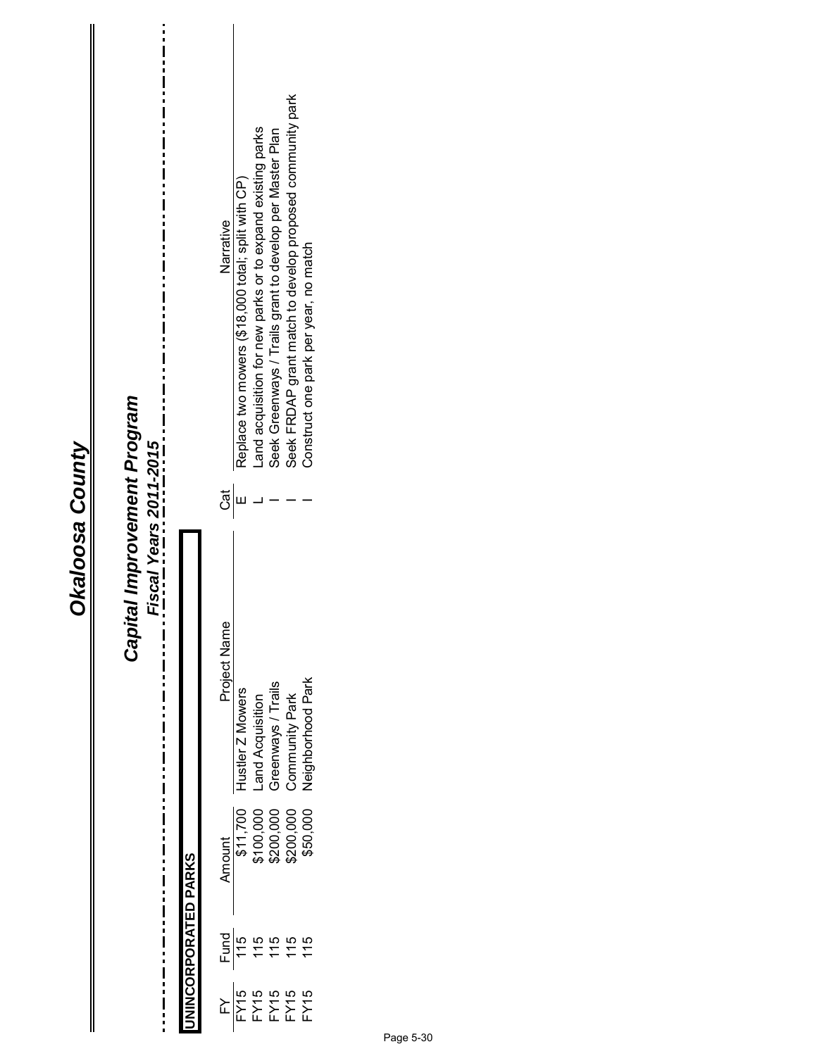# Okaloosa County

## Capital Improvement Program

### Fiscal Years 2011-2015

**UNINCORPORATED PARKS**

| FY | Fund | Amount | Project Name | Cat | Narrative |
|---|---|---|---|---|---|
| FY15 | 115 | $11,700 | Hustler Z Mowers | E | Replace two mowers ($18,000 total; split with CP) |
| FY15 | 115 | $100,000 | Land Acquisition | L | Land acquisition for new parks or to expand existing parks |
| FY15 | 115 | $200,000 | Greenways / Trails | I | Seek Greenways / Trails grant to develop per Master Plan |
| FY15 | 115 | $200,000 | Community Park | I | Seek FRDAP grant match to develop proposed community park |
| FY15 | 115 | $50,000 | Neighborhood Park | I | Construct one park per year, no match |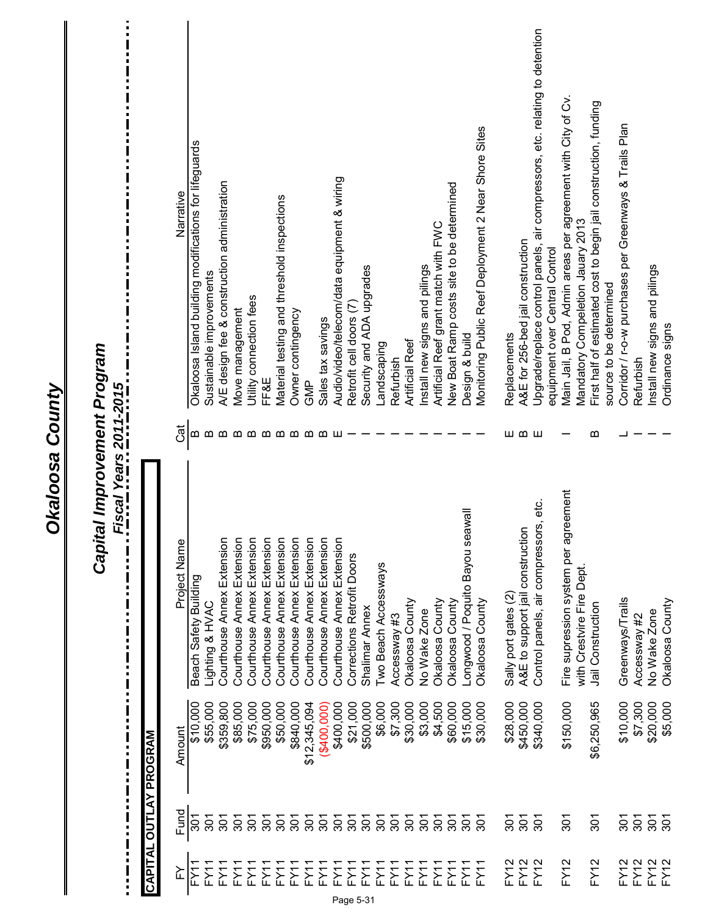# Okaloosa County

## Capital Improvement Program

### Fiscal Years 2011-2015

**CAPITAL OUTLAY PROGRAM**

| FY | Fund | Amount | Project Name | Cat | Narrative |
|---|---|---|---|---|---|
| FY11 | 301 | $10,000 | Beach Safety Building | B | Okaloosa Island building modifications for lifeguards |
| FY11 | 301 | $55,000 | Lighting & HVAC | B | Sustainable improvements |
| FY11 | 301 | $359,800 | Courthouse Annex Extension | B | A/E design fee & construction administration |
| FY11 | 301 | $85,000 | Courthouse Annex Extension | B | Move management |
| FY11 | 301 | $75,000 | Courthouse Annex Extension | B | Utility connection fees |
| FY11 | 301 | $950,000 | Courthouse Annex Extension | B | FF&E |
| FY11 | 301 | $50,000 | Courthouse Annex Extension | B | Material testing and threshold inspections |
| FY11 | 301 | $840,000 | Courthouse Annex Extension | B | Owner contingency |
| FY11 | 301 | $12,345,094 | Courthouse Annex Extension | B | GMP |
| FY11 | 301 | ($400,000) | Courthouse Annex Extension | B | Sales tax savings |
| FY11 | 301 | $400,000 | Courthouse Annex Extension | E | Audio/video/telecom/data equipment & wiring |
| FY11 | 301 | $21,000 | Corrections Retrofit Doors | I | Retrofit cell doors (7) |
| FY11 | 301 | $500,000 | Shalimar Annex | I | Security and ADA upgrades |
| FY11 | 301 | $6,000 | Two Beach Accessways | I | Landscaping |
| FY11 | 301 | $7,300 | Accessway #3 | I | Refurbish |
| FY11 | 301 | $30,000 | Okaloosa County | I | Artificial Reef |
| FY11 | 301 | $3,000 | No Wake Zone | I | Install new signs and pilings |
| FY11 | 301 | $4,500 | Okaloosa County | I | Artificial Reef grant match with FWC |
| FY11 | 301 | $60,000 | Okaloosa County | I | New Boat Ramp costs site to be determined |
| FY11 | 301 | $15,000 | Longwood / Poquito Bayou seawall | I | Design & build |
| FY11 | 301 | $30,000 | Okaloosa County | I | Monitoring Public Reef Deployment 2 Near Shore Sites |
| FY12 | 301 | $28,000 | Sally port gates (2) | E | Replacements |
| FY12 | 301 | $450,000 | A&E to support jail construction | B | A&E for 256-bed jail construction |
| FY12 | 301 | $340,000 | Control panels, air compressors, etc. | E | Upgrade/replace control panels, air compressors, etc. relating to detention equipment over Central Control |
| FY12 | 301 | $150,000 | Fire supression system per agreement with Crestvire Fire Dept. | I | Main Jail, B Pod, Admin areas per agreement with City of Cv. Mandatory Compeletion Jauary 2013 |
| FY12 | 301 | $6,250,965 | Jail Construction | B | First half of estimated cost to begin jail construction, funding source to be determined |
| FY12 | 301 | $10,000 | Greenways/Trails | L | Corridor / r-o-w purchases per Greenways & Trails Plan |
| FY12 | 301 | $7,300 | Accessway #2 | I | Refurbish |
| FY12 | 301 | $20,000 | No Wake Zone | I | Install new signs and pilings |
| FY12 | 301 | $5,000 | Okaloosa County | I | Ordinance signs |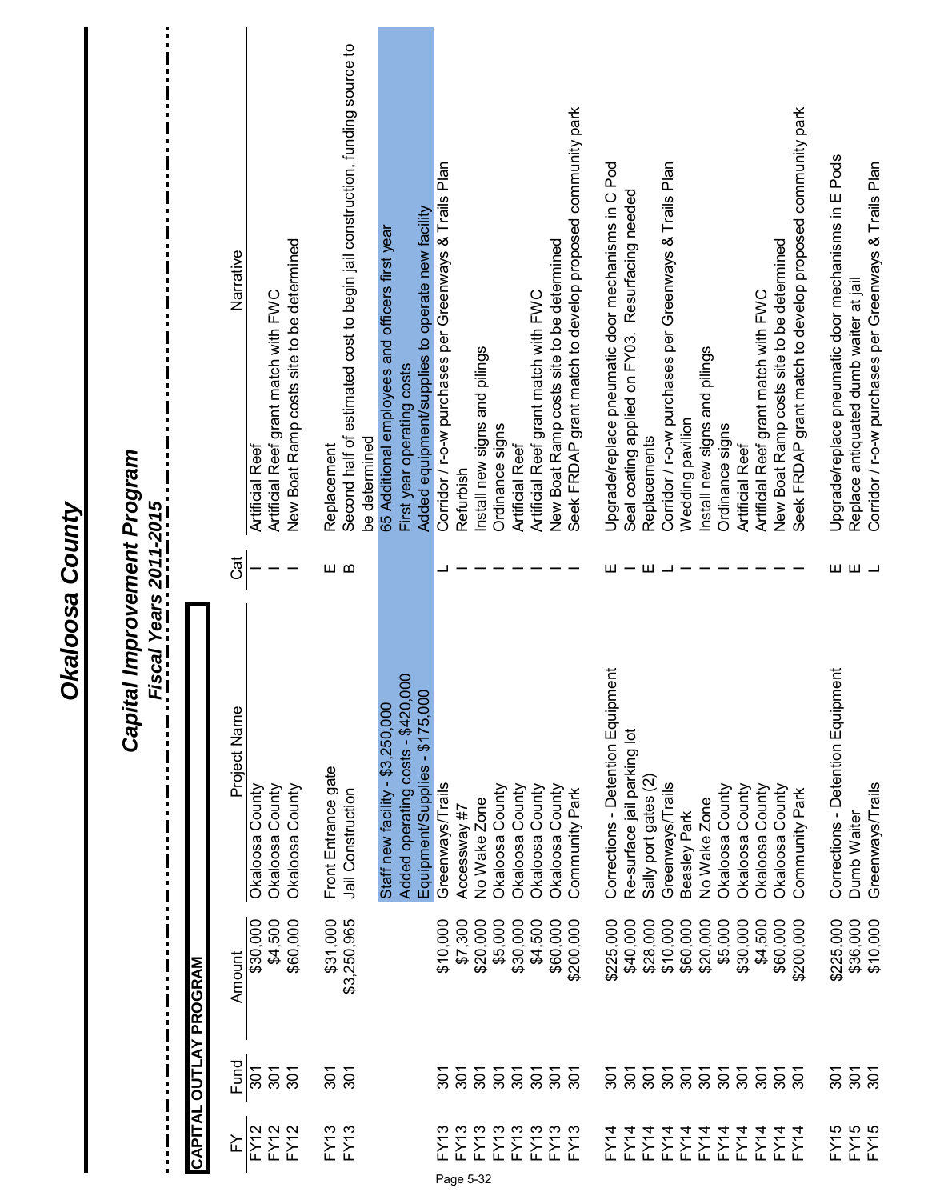# Okaloosa County

## Capital Improvement Program

### Fiscal Years 2011-2015

**CAPITAL OUTLAY PROGRAM**

| FY | Fund | Amount | Project Name | Cat | Narrative |
|---|---|---|---|---|---|
| FY12 | 301 | $30,000 | Okaloosa County | I | Artificial Reef |
| FY12 | 301 | $4,500 | Okaloosa County | I | Artificial Reef grant match with FWC |
| FY12 | 301 | $60,000 | Okaloosa County | I | New Boat Ramp costs site to be determined |
| | | | | | |
| FY13 | 301 | $31,000 | Front Entrance gate | E | Replacement |
| FY13 | 301 | $3,250,965 | Jail Construction | B | Second half of estimated cost to begin jail construction, funding source to be determined |
| | | | Staff new facility - $3,250,000 | | 65 Additional employees and officers first year |
| | | | Added operating costs - $420,000 | | First year operating costs |
| | | | Equipment/Supplies - $175,000 | | Added equipment/supplies to operate new facility |
| FY13 | 301 | $10,000 | Greenways/Trails | L | Corridor / r-o-w purchases per Greenways & Trails Plan |
| FY13 | 301 | $7,300 | Accessway #7 | I | Refurbish |
| FY13 | 301 | $20,000 | No Wake Zone | I | Install new signs and pilings |
| FY13 | 301 | $5,000 | Okaloosa County | I | Ordinance signs |
| FY13 | 301 | $30,000 | Okaloosa County | I | Artificial Reef |
| FY13 | 301 | $4,500 | Okaloosa County | I | Artificial Reef grant match with FWC |
| FY13 | 301 | $60,000 | Okaloosa County | I | New Boat Ramp costs site to be determined |
| FY13 | 301 | $200,000 | Community Park | I | Seek FRDAP grant match to develop proposed community park |
| | | | | | |
| FY14 | 301 | $225,000 | Corrections - Detention Equipment | E | Upgrade/replace pneumatic door mechanisms in C Pod |
| FY14 | 301 | $40,000 | Re-surface jail parking lot | I | Seal coating applied on FY03. Resurfacing needed |
| FY14 | 301 | $28,000 | Sally port gates (2) | E | Replacements |
| FY14 | 301 | $10,000 | Greenways/Trails | L | Corridor / r-o-w purchases per Greenways & Trails Plan |
| FY14 | 301 | $60,000 | Beasley Park | I | Wedding pavilion |
| FY14 | 301 | $20,000 | No Wake Zone | I | Install new signs and pilings |
| FY14 | 301 | $5,000 | Okaloosa County | I | Ordinance signs |
| FY14 | 301 | $30,000 | Okaloosa County | I | Artificial Reef |
| FY14 | 301 | $4,500 | Okaloosa County | I | Artificial Reef grant match with FWC |
| FY14 | 301 | $60,000 | Okaloosa County | I | New Boat Ramp costs site to be determined |
| FY14 | 301 | $200,000 | Community Park | I | Seek FRDAP grant match to develop proposed community park |
| | | | | | |
| FY15 | 301 | $225,000 | Corrections - Detention Equipment | E | Upgrade/replace pneumatic door mechanisms in E Pods |
| FY15 | 301 | $36,000 | Dumb Waiter | E | Replace antiquated dumb waiter at jail |
| FY15 | 301 | $10,000 | Greenways/Trails | L | Corridor / r-o-w purchases per Greenways & Trails Plan |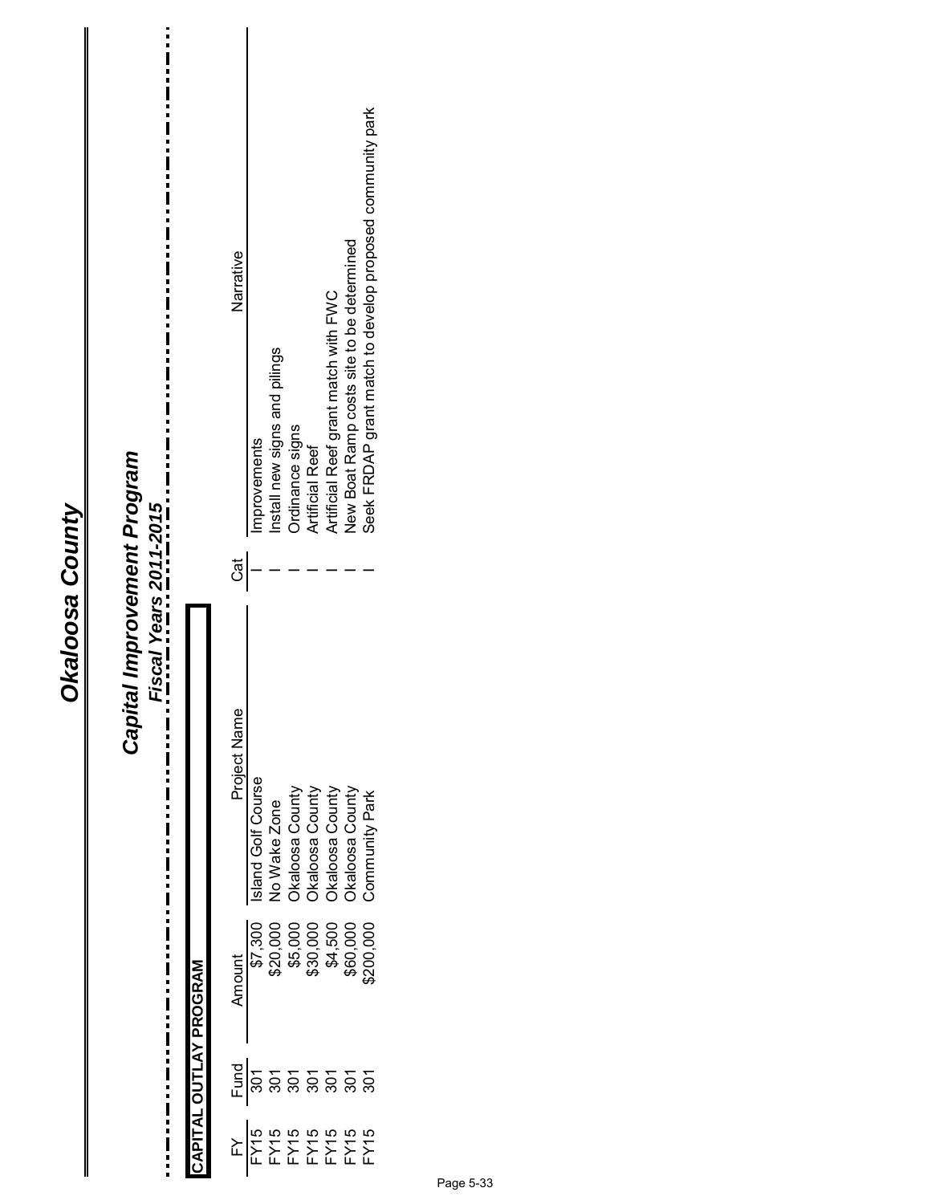# Okaloosa County

## Capital Improvement Program

### Fiscal Years 2011-2015

**CAPITAL OUTLAY PROGRAM**

| FY | Fund | Amount | Project Name | Cat | Narrative |
|---|---|---|---|---|---|
| FY15 | 301 | $7,300 | Island Golf Course | I | Improvements |
| FY15 | 301 | $20,000 | No Wake Zone | I | Install new signs and pilings |
| FY15 | 301 | $5,000 | Okaloosa County | I | Ordinance signs |
| FY15 | 301 | $30,000 | Okaloosa County | I | Artificial Reef |
| FY15 | 301 | $4,500 | Okaloosa County | I | Artificial Reef grant match with FWC |
| FY15 | 301 | $60,000 | Okaloosa County | I | New Boat Ramp costs site to be determined |
| FY15 | 301 | $200,000 | Community Park | I | Seek FRDAP grant match to develop proposed community park |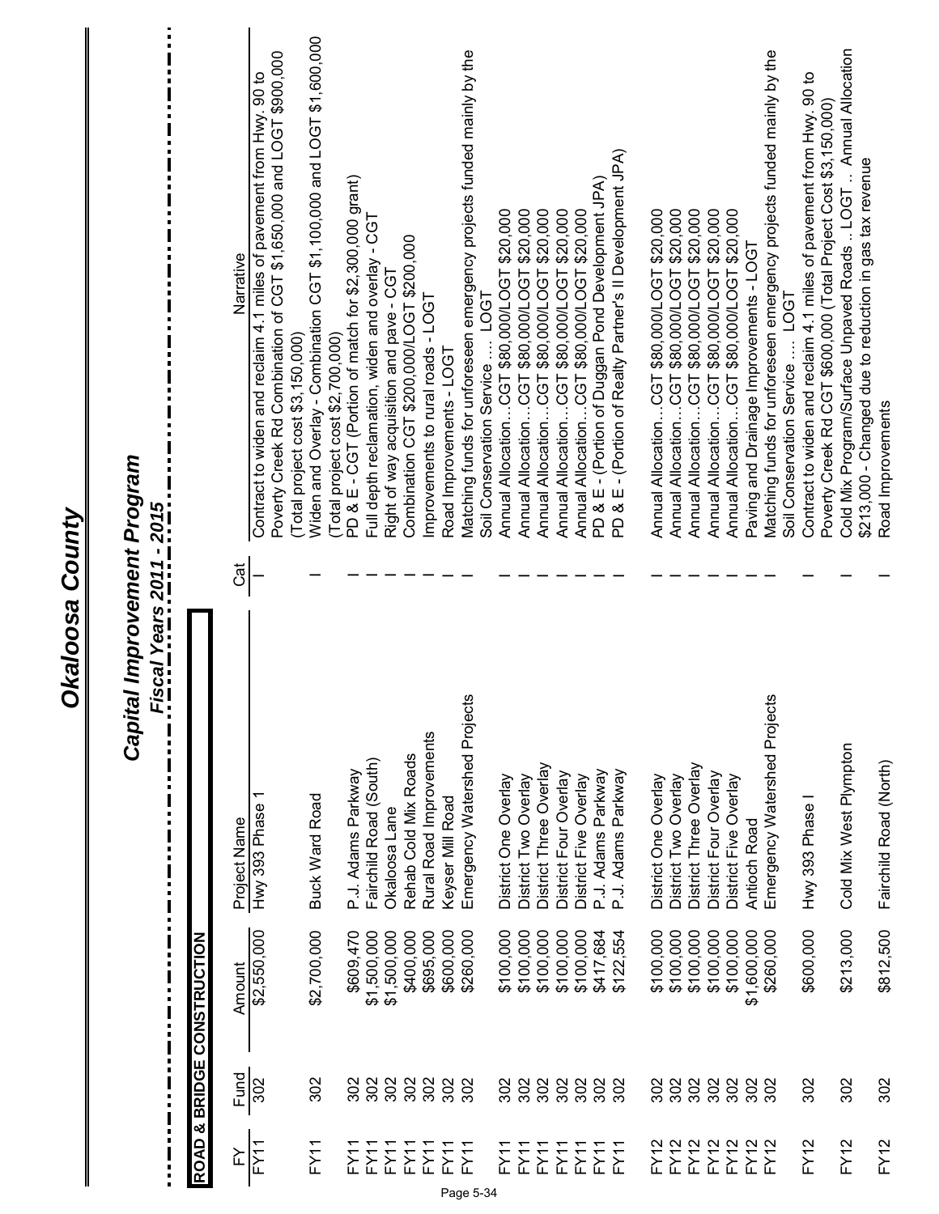# Okaloosa County

## Capital Improvement Program

### *Fiscal Years 2011 - 2015*

**ROAD & BRIDGE CONSTRUCTION**

| FY | Fund | Amount | Project Name | Cat | Narrative |
|---|---|---|---|---|---|
| FY11 | 302 | $2,550,000 | Hwy 393 Phase 1 | I | Contract to widen and reclaim 4.1 miles of pavement from Hwy. 90 to Poverty Creek Rd Combination of CGT $1,650,000 and LOGT $900,000 (Total project cost $3,150,000) |
| FY11 | 302 | $2,700,000 | Buck Ward Road | I | Widen and Overlay - Combination CGT $1,100,000 and LOGT $1,600,000 (Total project cost $2,700,000) |
| FY11 | 302 | $609,470 | P.J. Adams Parkway | I | PD & E - CGT (Portion of match for $2,300,000 grant) |
| FY11 | 302 | $1,500,000 | Fairchild Road (South) | I | Full depth reclamation, widen and overlay - CGT |
| FY11 | 302 | $1,500,000 | Okaloosa Lane | I | Right of way acquisition and pave - CGT |
| FY11 | 302 | $400,000 | Rehab Cold Mix Roads | I | Combination CGT $200,000/LOGT $200,000 |
| FY11 | 302 | $695,000 | Rural Road Improvements | I | Improvements to rural roads - LOGT |
| FY11 | 302 | $600,000 | Keyser Mill Road | I | Road Improvements - LOGT |
| FY11 | 302 | $260,000 | Emergency Watershed Projects | I | Matching funds for unforeseen emergency projects funded mainly by the Soil Conservation Service .... LOGT |
| FY11 | 302 | $100,000 | District One Overlay | I | Annual Allocation...CGT $80,000/LOGT $20,000 |
| FY11 | 302 | $100,000 | District Two Overlay | I | Annual Allocation...CGT $80,000/LOGT $20,000 |
| FY11 | 302 | $100,000 | District Three Overlay | I | Annual Allocation...CGT $80,000/LOGT $20,000 |
| FY11 | 302 | $100,000 | District Four Overlay | I | Annual Allocation...CGT $80,000/LOGT $20,000 |
| FY11 | 302 | $100,000 | District Five Overlay | I | Annual Allocation...CGT $80,000/LOGT $20,000 |
| FY11 | 302 | $417,684 | P.J. Adams Parkway | I | PD & E - (Portion of Duggan Pond Development JPA) |
| FY11 | 302 | $122,554 | P.J. Adams Parkway | I | PD & E - (Portion of Realty Partner's II Development JPA) |
| FY12 | 302 | $100,000 | District One Overlay | I | Annual Allocation...CGT $80,000/LOGT $20,000 |
| FY12 | 302 | $100,000 | District Two Overlay | I | Annual Allocation...CGT $80,000/LOGT $20,000 |
| FY12 | 302 | $100,000 | District Three Overlay | I | Annual Allocation...CGT $80,000/LOGT $20,000 |
| FY12 | 302 | $100,000 | District Four Overlay | I | Annual Allocation...CGT $80,000/LOGT $20,000 |
| FY12 | 302 | $100,000 | District Five Overlay | I | Annual Allocation...CGT $80,000/LOGT $20,000 |
| FY12 | 302 | $1,600,000 | Antioch Road | I | Paving and Drainage Improvements - LOGT |
| FY12 | 302 | $260,000 | Emergency Watershed Projects | I | Matching funds for unforeseen emergency projects funded mainly by the Soil Conservation Service .... LOGT |
| FY12 | 302 | $600,000 | Hwy 393 Phase I | I | Contract to widen and reclaim 4.1 miles of pavement from Hwy. 90 to Poverty Creek Rd CGT $600,000 (Total Project Cost $3,150,000) |
| FY12 | 302 | $213,000 | Cold Mix West Plympton | I | Cold Mix Program/Surface Unpaved Roads .. LOGT .. Annual Allocation $213,000 - Changed due to reduction in gas tax revenue |
| FY12 | 302 | $812,500 | Fairchild Road (North) | I | Road Improvements |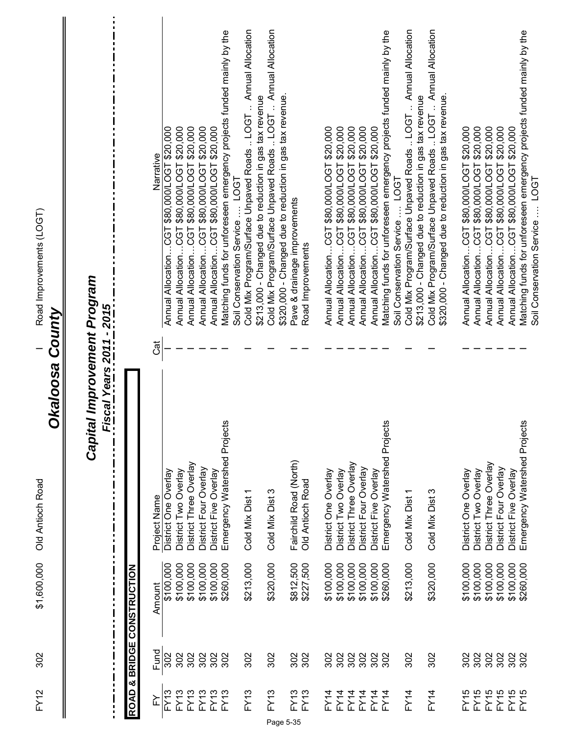| FY12 | 302 | $1,600,000 | Old Antioch Road | I | Road Improvements (LOGT) |
|---|---|---|---|---|---|

# Okaloosa County

## Capital Improvement Program

### Fiscal Years 2011 - 2015

**ROAD & BRIDGE CONSTRUCTION**

| FY | Fund | Amount | Project Name | Cat | Narrative |
|---|---|---|---|---|---|
| FY13 | 302 | $100,000 | District One Overlay | I | Annual Allocation...CGT $80,000/LOGT $20,000 |
| FY13 | 302 | $100,000 | District Two Overlay | I | Annual Allocation...CGT $80,000/LOGT $20,000 |
| FY13 | 302 | $100,000 | District Three Overlay | I | Annual Allocation...CGT $80,000/LOGT $20,000 |
| FY13 | 302 | $100,000 | District Four Overlay | I | Annual Allocation...CGT $80,000/LOGT $20,000 |
| FY13 | 302 | $100,000 | District Five Overlay | I | Annual Allocation...CGT $80,000/LOGT $20,000 |
| FY13 | 302 | $260,000 | Emergency Watershed Projects | I | Matching funds for unforeseen emergency projects funded mainly by the Soil Conservation Service .... LOGT |
| FY13 | 302 | $213,000 | Cold Mix Dist 1 | I | Cold Mix Program/Surface Unpaved Roads .. LOGT .. Annual Allocation $213,000 - Changed due to reduction in gas tax revenue |
| FY13 | 302 | $320,000 | Cold Mix Dist 3 | I | Cold Mix Program/Surface Unpaved Roads .. LOGT .. Annual Allocation $320,000 - Changed due to reduction in gas tax revenue. |
| FY13 | 302 | $812,500 | Fairchild Road (North) | I | Pave & drainage improvements |
| FY13 | 302 | $227,500 | Old Antioch Road | I | Road Improvements |
| FY14 | 302 | $100,000 | District One Overlay | I | Annual Allocation...CGT $80,000/LOGT $20,000 |
| FY14 | 302 | $100,000 | District Two Overlay | I | Annual Allocation...CGT $80,000/LOGT $20,000 |
| FY14 | 302 | $100,000 | District Three Overlay | I | Annual Allocation...CGT $80,000/LOGT $20,000 |
| FY14 | 302 | $100,000 | District Four Overlay | I | Annual Allocation...CGT $80,000/LOGT $20,000 |
| FY14 | 302 | $100,000 | District Five Overlay | I | Annual Allocation...CGT $80,000/LOGT $20,000 |
| FY14 | 302 | $260,000 | Emergency Watershed Projects | I | Matching funds for unforeseen emergency projects funded mainly by the Soil Conservation Service .... LOGT |
| FY14 | 302 | $213,000 | Cold Mix Dist 1 | I | Cold Mix Program/Surface Unpaved Roads .. LOGT .. Annual Allocation $213,000 - Changed due to reduction in gas tax revenue |
| FY14 | 302 | $320,000 | Cold Mix Dist 3 | I | Cold Mix Program/Surface Unpaved Roads .. LOGT .. Annual Allocation $320,000 - Changed due to reduction in gas tax revenue. |
| FY15 | 302 | $100,000 | District One Overlay | I | Annual Allocation...CGT $80,000/LOGT $20,000 |
| FY15 | 302 | $100,000 | District Two Overlay | I | Annual Allocation...CGT $80,000/LOGT $20,000 |
| FY15 | 302 | $100,000 | District Three Overlay | I | Annual Allocation...CGT $80,000/LOGT $20,000 |
| FY15 | 302 | $100,000 | District Four Overlay | I | Annual Allocation...CGT $80,000/LOGT $20,000 |
| FY15 | 302 | $100,000 | District Five Overlay | I | Annual Allocation...CGT $80,000/LOGT $20,000 |
| FY15 | 302 | $260,000 | Emergency Watershed Projects | I | Matching funds for unforeseen emergency projects funded mainly by the Soil Conservation Service .... LOGT |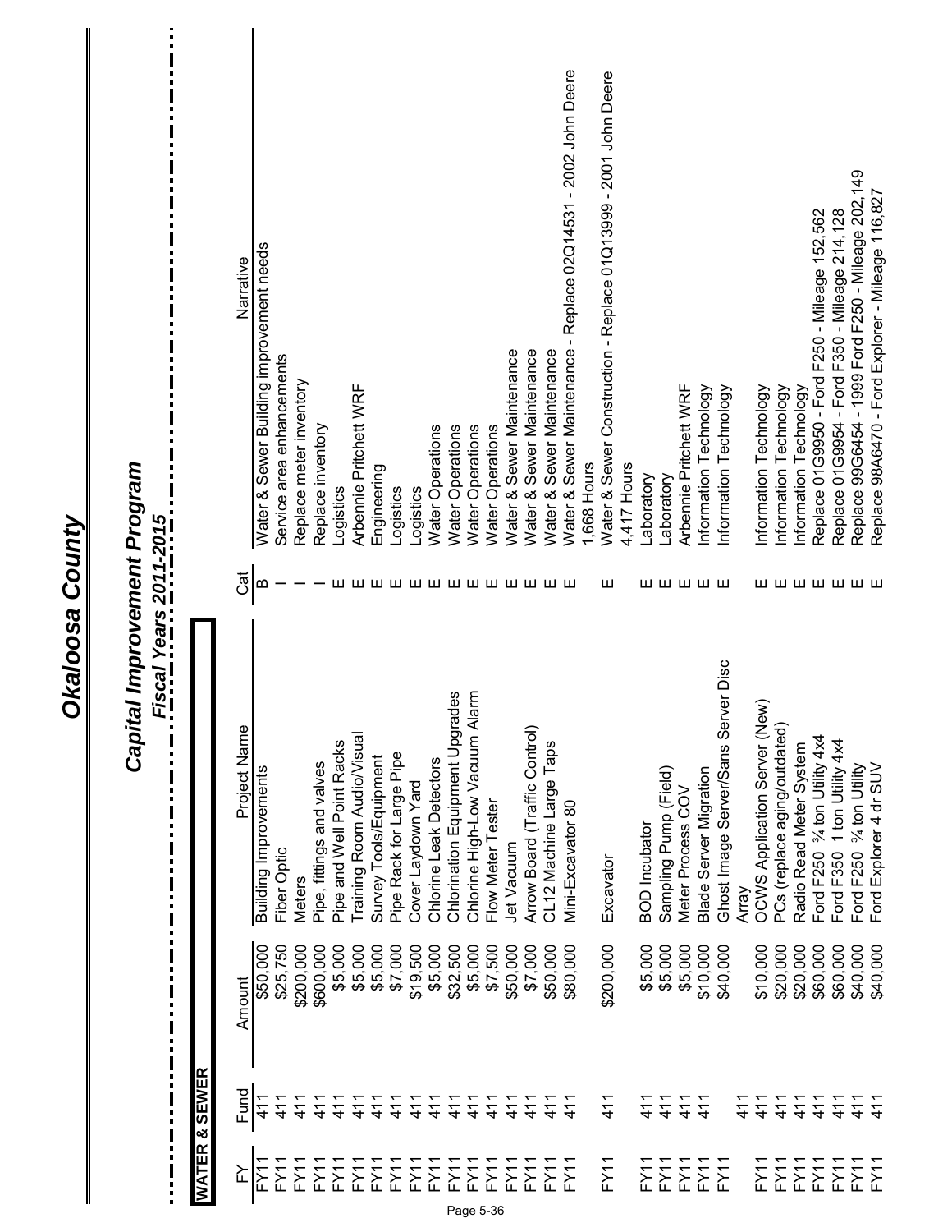# Okaloosa County

## Capital Improvement Program

### *Fiscal Years 2011-2015*

**WATER & SEWER**

| FY | Fund | Amount | Project Name | Cat | Narrative |
|---|---|---|---|---|---|
| FY11 | 411 | $50,000 | Building Improvements | B | Water & Sewer Building improvement needs |
| FY11 | 411 | $25,750 | Fiber Optic | I | Service area enhancements |
| FY11 | 411 | $200,000 | Meters | I | Replace meter inventory |
| FY11 | 411 | $600,000 | Pipe, fittings and valves | I | Replace inventory |
| FY11 | 411 | $5,000 | Pipe and Well Point Racks | E | Logistics |
| FY11 | 411 | $5,000 | Training Room Audio/Visual | E | Arbennie Pritchett WRF |
| FY11 | 411 | $5,000 | Survey Tools/Equipment | E | Engineering |
| FY11 | 411 | $7,000 | Pipe Rack for Large Pipe | E | Logistics |
| FY11 | 411 | $19,500 | Cover Laydown Yard | E | Logistics |
| FY11 | 411 | $5,000 | Chlorine Leak Detectors | E | Water Operations |
| FY11 | 411 | $32,500 | Chlorination Equipment Upgrades | E | Water Operations |
| FY11 | 411 | $5,000 | Chlorine High-Low Vacuum Alarm | E | Water Operations |
| FY11 | 411 | $7,500 | Flow Meter Tester | E | Water Operations |
| FY11 | 411 | $50,000 | Jet Vacuum | E | Water & Sewer Maintenance |
| FY11 | 411 | $7,000 | Arrow Board (Traffic Control) | E | Water & Sewer Maintenance |
| FY11 | 411 | $50,000 | CL12 Machine Large Taps | E | Water & Sewer Maintenance |
| FY11 | 411 | $80,000 | Mini-Excavator 80 | E | Water & Sewer Maintenance - Replace 02Q14531 - 2002 John Deere 1,668 Hours |
| FY11 | 411 | $200,000 | Excavator | E | Water & Sewer Construction - Replace 01Q13999 - 2001 John Deere 4,417 Hours |
| FY11 | 411 | $5,000 | BOD Incubator | E | Laboratory |
| FY11 | 411 | $5,000 | Sampling Pump (Field) | E | Laboratory |
| FY11 | 411 | $5,000 | Meter Process COV | E | Arbennie Pritchett WRF |
| FY11 | 411 | $10,000 | Blade Server Migration | E | Information Technology |
| FY11 | 411 | $40,000 | Ghost Image Server/Sans Server Disc Array | E | Information Technology |
| FY11 | 411 | $10,000 | OCWS Application Server (New) | E | Information Technology |
| FY11 | 411 | $20,000 | PCs (replace aging/outdated) | E | Information Technology |
| FY11 | 411 | $20,000 | Radio Read Meter System | E | Information Technology |
| FY11 | 411 | $60,000 | Ford F250 ¾ ton Utility 4x4 | E | Replace 01G9950 - Ford F250 - Mileage 152,562 |
| FY11 | 411 | $60,000 | Ford F350 1 ton Utility 4x4 | E | Replace 01G9954 - Ford F350 - Mileage 214,128 |
| FY11 | 411 | $40,000 | Ford F250 ¾ ton Utility | E | Replace 99G6454 - 1999 Ford F250 - Mileage 202,149 |
| FY11 | 411 | $40,000 | Ford Explorer 4 dr SUV | E | Replace 98A6470 - Ford Explorer - Mileage 116,827 |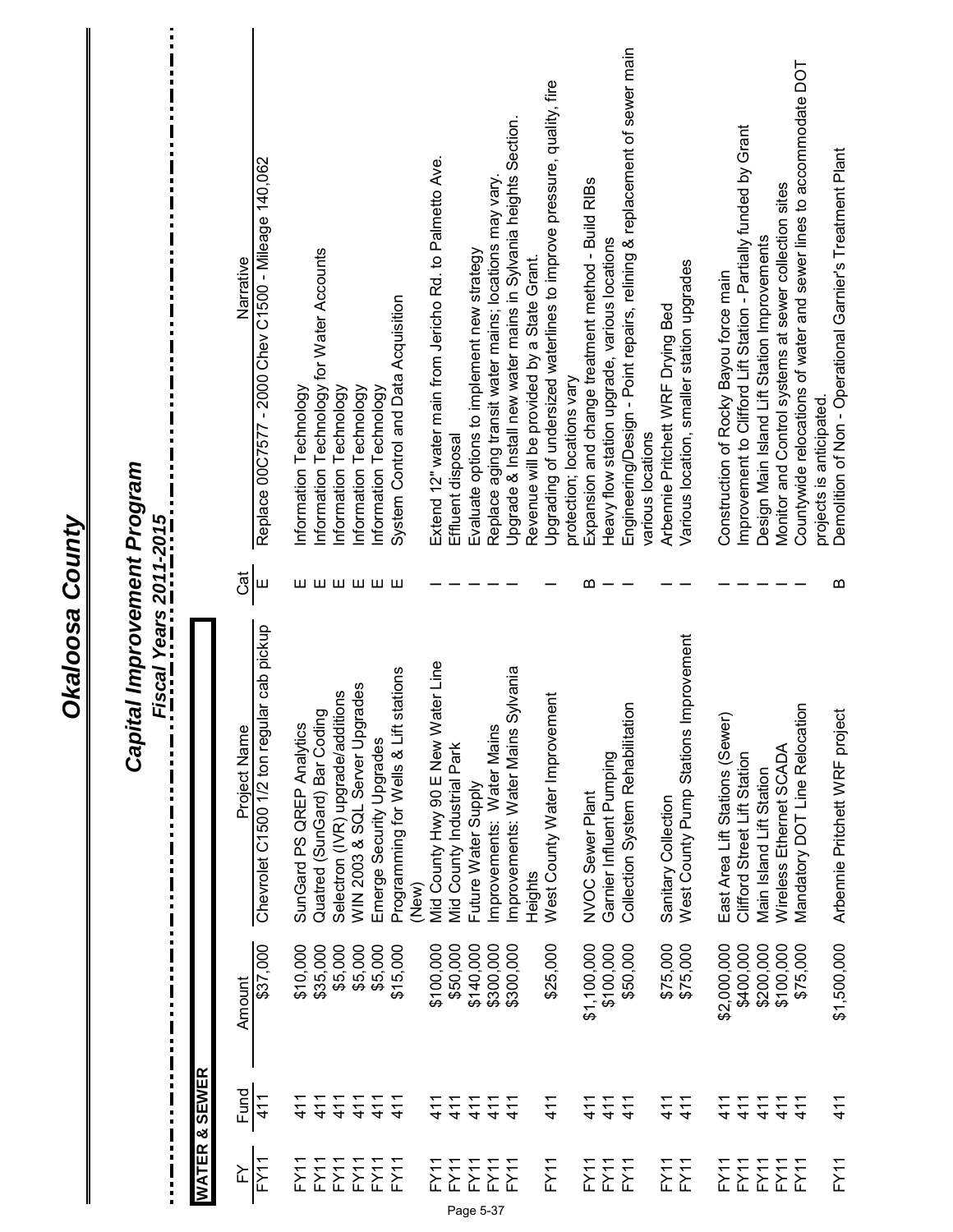# Okaloosa County

## Capital Improvement Program

### Fiscal Years 2011-2015

**WATER & SEWER**

| FY | Fund | Amount | Project Name | Cat | Narrative |
|---|---|---|---|---|---|
| FY11 | 411 | $37,000 | Chevrolet C1500 1/2 ton regular cab pickup | E | Replace 00C7577 - 2000 Chev C1500 - Mileage 140,062 |
| FY11 | 411 | $10,000 | SunGard PS QREP Analytics | E | Information Technology |
| FY11 | 411 | $35,000 | Quatred (SunGard) Bar Coding | E | Information Technology for Water Accounts |
| FY11 | 411 | $5,000 | Selectron (IVR) upgrade/additions | E | Information Technology |
| FY11 | 411 | $5,000 | WIN 2003 & SQL Server Upgrades | E | Information Technology |
| FY11 | 411 | $5,000 | Emerge Security Upgrades | E | Information Technology |
| FY11 | 411 | $15,000 | Programming for Wells & Lift stations (New) | E | System Control and Data Acquisition |
| FY11 | 411 | $100,000 | Mid County Hwy 90 E New Water Line | I | Extend 12" water main from Jericho Rd. to Palmetto Ave. |
| FY11 | 411 | $50,000 | Mid County Industrial Park | I | Effluent disposal |
| FY11 | 411 | $140,000 | Future Water Supply | I | Evaluate options to implement new strategy |
| FY11 | 411 | $300,000 | Improvements: Water Mains | I | Replace aging transit water mains; locations may vary. |
| FY11 | 411 | $300,000 | Improvements: Water Mains Sylvania Heights | I | Upgrade & Install new water mains in Sylvania heights Section. Revenue will be provided by a State Grant. |
| FY11 | 411 | $25,000 | West County Water Improvement | I | Upgrading of undersized waterlines to improve pressure, quality, fire protection; locations vary |
| FY11 | 411 | $1,100,000 | NVOC Sewer Plant | B | Expansion and change treatment method - Build RIBs |
| FY11 | 411 | $100,000 | Garnier Influent Pumping | I | Heavy flow station upgrade, various locations |
| FY11 | 411 | $50,000 | Collection System Rehabilitation | I | Engineering/Design - Point repairs, relining & replacement of sewer main various locations |
| FY11 | 411 | $75,000 | Sanitary Collection | I | Arbennie Pritchett WRF Drying Bed |
| FY11 | 411 | $75,000 | West County Pump Stations Improvement | I | Various location, smaller station upgrades |
| FY11 | 411 | $2,000,000 | East Area Lift Stations (Sewer) | I | Construction of Rocky Bayou force main |
| FY11 | 411 | $400,000 | Clifford Street Lift Station | I | Improvement to Clifford Lift Station - Partially funded by Grant |
| FY11 | 411 | $200,000 | Main Island Lift Station | I | Design Main Island Lift Station Improvements |
| FY11 | 411 | $100,000 | Wireless Ethernet SCADA | I | Monitor and Control systems at sewer collection sites |
| FY11 | 411 | $75,000 | Mandatory DOT Line Relocation | I | Countywide relocations of water and sewer lines to accommodate DOT projects is anticipated. |
| FY11 | 411 | $1,500,000 | Arbennie Pritchett WRF project | B | Demolition of Non - Operational Garnier's Treatment Plant |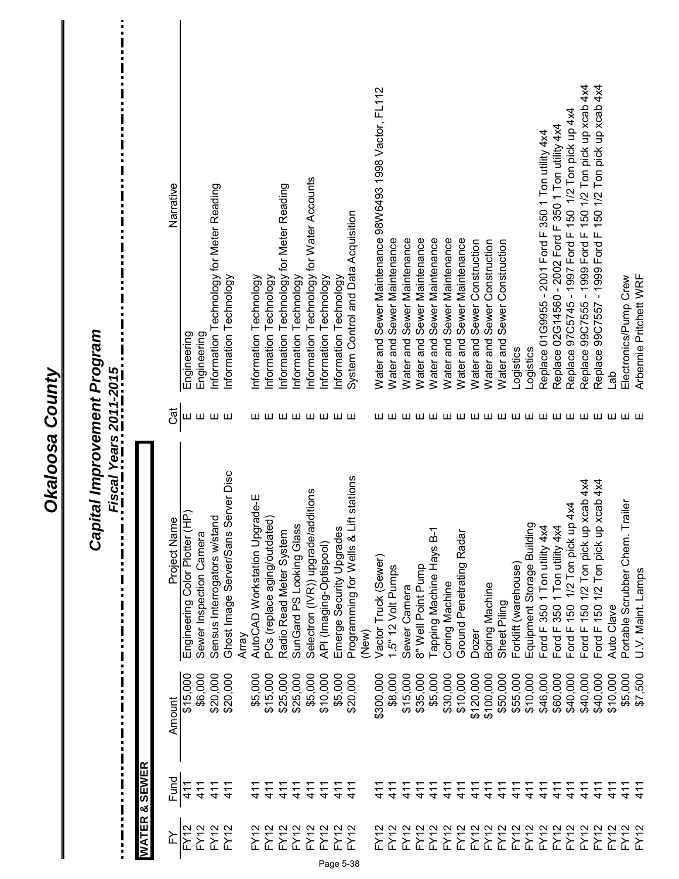# Okaloosa County

## Capital Improvement Program

### Fiscal Years 2011-2015

**WATER & SEWER**

| FY | Fund | Amount | Project Name | Cat | Narrative |
|---|---|---|---|---|---|
| FY12 | 411 | $15,000 | Engineering Color Plotter (HP) | E | Engineering |
| FY12 | 411 | $6,000 | Sewer Inspection Camera | E | Engineering |
| FY12 | 411 | $20,000 | Sensus Interrogators w/stand | E | Information Technology for Meter Reading |
| FY12 | 411 | $20,000 | Ghost Image Server/Sans Server Disc Array | E | Information Technology |
| FY12 | 411 | $5,000 | AutoCAD Workstation Upgrade-E | E | Information Technology |
| FY12 | 411 | $15,000 | PCs (replace aging/outdated) | E | Information Technology |
| FY12 | 411 | $25,000 | Radio Read Meter System | E | Information Technology for Meter Reading |
| FY12 | 411 | $25,000 | SunGard PS Looking Glass | E | Information Technology |
| FY12 | 411 | $5,000 | Selectron (IVR)) upgrade/additions | E | Information Technology for Water Accounts |
| FY12 | 411 | $10,000 | API (Imaging-Optispool) | E | Information Technology |
| FY12 | 411 | $5,000 | Emerge Security Upgrades | E | Information Technology |
| FY12 | 411 | $20,000 | Programming for Wells & Lift stations (New) | E | System Control and Data Acquisition |
| FY12 | 411 | $300,000 | Vactor Truck (Sewer) | E | Water and Sewer Maintenance 98W6493 1998 Vactor, FL112 |
| FY12 | 411 | $8,000 | 1.5" 12 Volt Pumps | E | Water and Sewer Maintenance |
| FY12 | 411 | $15,000 | Sewer Camera | E | Water and Sewer Maintenance |
| FY12 | 411 | $35,000 | 8" Well Point Pump | E | Water and Sewer Maintenance |
| FY12 | 411 | $5,000 | Tapping Machine Hays B-1 | E | Water and Sewer Maintenance |
| FY12 | 411 | $30,000 | Coring Machine | E | Water and Sewer Maintenance |
| FY12 | 411 | $10,000 | Ground Penetrating Radar | E | Water and Sewer Maintenance |
| FY12 | 411 | $120,000 | Dozer | E | Water and Sewer Construction |
| FY12 | 411 | $100,000 | Boring Machine | E | Water and Sewer Construction |
| FY12 | 411 | $50,000 | Sheet Piling | E | Water and Sewer Construction |
| FY12 | 411 | $55,000 | Forklift (warehouse) | E | Logistics |
| FY12 | 411 | $10,000 | Equipment Storage Building | E | Logistics |
| FY12 | 411 | $46,000 | Ford F 350 1 Ton utility 4x4 | E | Replace 01G9955 - 2001 Ford F 350 1 Ton utility 4x4 |
| FY12 | 411 | $60,000 | Ford F 350 1 Ton utility 4x4 | E | Replace 02G14560 - 2002 Ford F 350 1 Ton utility 4x4 |
| FY12 | 411 | $40,000 | Ford F 150 1/2 Ton pick up 4x4 | E | Replace 97C5745 - 1997 Ford F 150 1/2 Ton pick up 4x4 |
| FY12 | 411 | $40,000 | Ford F 150 1/2 Ton pick up xcab 4x4 | E | Replace 99C7555 - 1999 Ford F 150 1/2 Ton pick up xcab 4x4 |
| FY12 | 411 | $40,000 | Ford F 150 1/2 Ton pick up xcab 4x4 | E | Replace 99C7557 - 1999 Ford F 150 1/2 Ton pick up xcab 4x4 |
| FY12 | 411 | $10,000 | Auto Clave | E | Lab |
| FY12 | 411 | $5,000 | Portable Scrubber Chem. Trailer | E | Electronics/Pump Crew |
| FY12 | 411 | $7,500 | U.V. Maint. Lamps | E | Arbennie Pritchett WRF |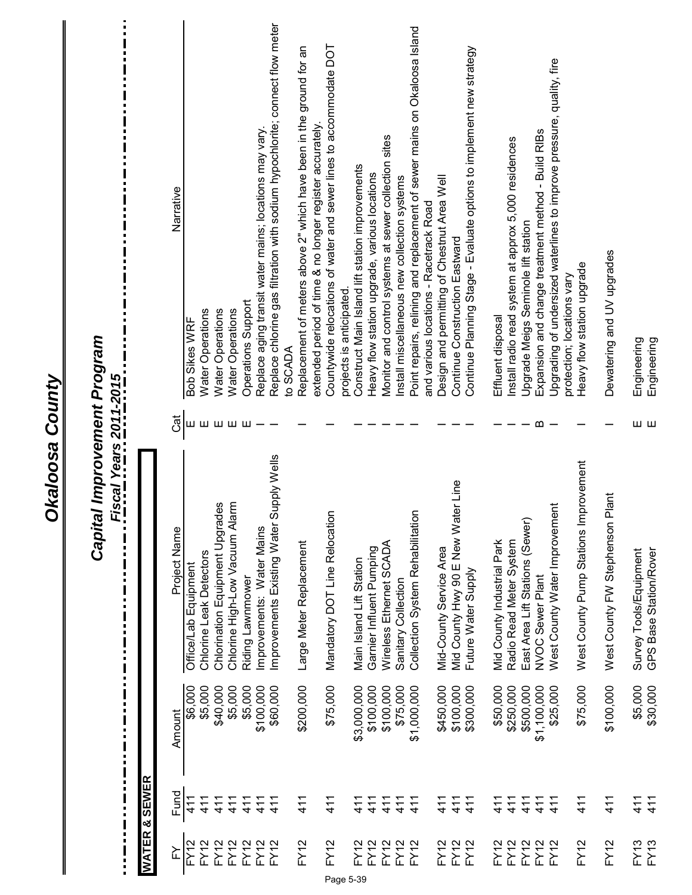# Okaloosa County

## Capital Improvement Program

### *Fiscal Years 2011-2015*

**WATER & SEWER**

| FY | Fund | Amount | Project Name | Cat | Narrative |
|---|---|---|---|---|---|
| FY12 | 411 | $6,000 | Office/Lab Equipment | E | Bob Sikes WRF |
| FY12 | 411 | $5,000 | Chlorine Leak Detectors | E | Water Operations |
| FY12 | 411 | $40,000 | Chlorination Equipment Upgrades | E | Water Operations |
| FY12 | 411 | $5,000 | Chlorine High-Low Vacuum Alarm | E | Water Operations |
| FY12 | 411 | $5,000 | Riding Lawnmower | E | Operations Support |
| FY12 | 411 | $100,000 | Improvements: Water Mains | I | Replace aging transit water mains; locations may vary. |
| FY12 | 411 | $60,000 | Improvements Existing Water Supply Wells | I | Replace chlorine gas filtration with sodium hypochlorite; connect flow meter to SCADA |
| FY12 | 411 | $200,000 | Large Meter Replacement | I | Replacement of meters above 2" which have been in the ground for an extended period of time & no longer register accurately. |
| FY12 | 411 | $75,000 | Mandatory DOT Line Relocation | I | Countywide relocations of water and sewer lines to accommodate DOT projects is anticipated. |
| FY12 | 411 | $3,000,000 | Main Island Lift Station | I | Construct Main Island lift station improvements |
| FY12 | 411 | $100,000 | Garnier Influent Pumping | I | Heavy flow station upgrade, various locations |
| FY12 | 411 | $100,000 | Wireless Ethernet SCADA | I | Monitor and control systems at sewer collection sites |
| FY12 | 411 | $75,000 | Sanitary Collection | I | Install miscellaneous new collection systems |
| FY12 | 411 | $1,000,000 | Collection System Rehabilitation | I | Point repairs, relining and replacement of sewer mains on Okaloosa Island and various locations - Racetrack Road |
| FY12 | 411 | $450,000 | Mid-County Service Area | I | Design and permitting of Chestnut Area Well |
| FY12 | 411 | $100,000 | Mid County Hwy 90 E New Water Line | I | Continue Construction Eastward |
| FY12 | 411 | $300,000 | Future Water Supply | I | Continue Planning Stage - Evaluate options to implement new strategy |
| FY12 | 411 | $50,000 | Mid County Industrial Park | I | Effluent disposal |
| FY12 | 411 | $250,000 | Radio Read Meter System | I | Install radio read system at approx 5,000 residences |
| FY12 | 411 | $500,000 | East Area Lift Stations (Sewer) | I | Upgrade Meigs Seminole lift station |
| FY12 | 411 | $1,100,000 | NVOC Sewer Plant | B | Expansion and change treatment method - Build RIBs |
| FY12 | 411 | $25,000 | West County Water Improvement | I | Upgrading of undersized waterlines to improve pressure, quality, fire protection; locations vary |
| FY12 | 411 | $75,000 | West County Pump Stations Improvement | I | Heavy flow station upgrade |
| FY12 | 411 | $100,000 | West County FW Stephenson Plant | I | Dewatering and UV upgrades |
| FY13 | 411 | $5,000 | Survey Tools/Equipment | E | Engineering |
| FY13 | 411 | $30,000 | GPS Base Station/Rover | E | Engineering |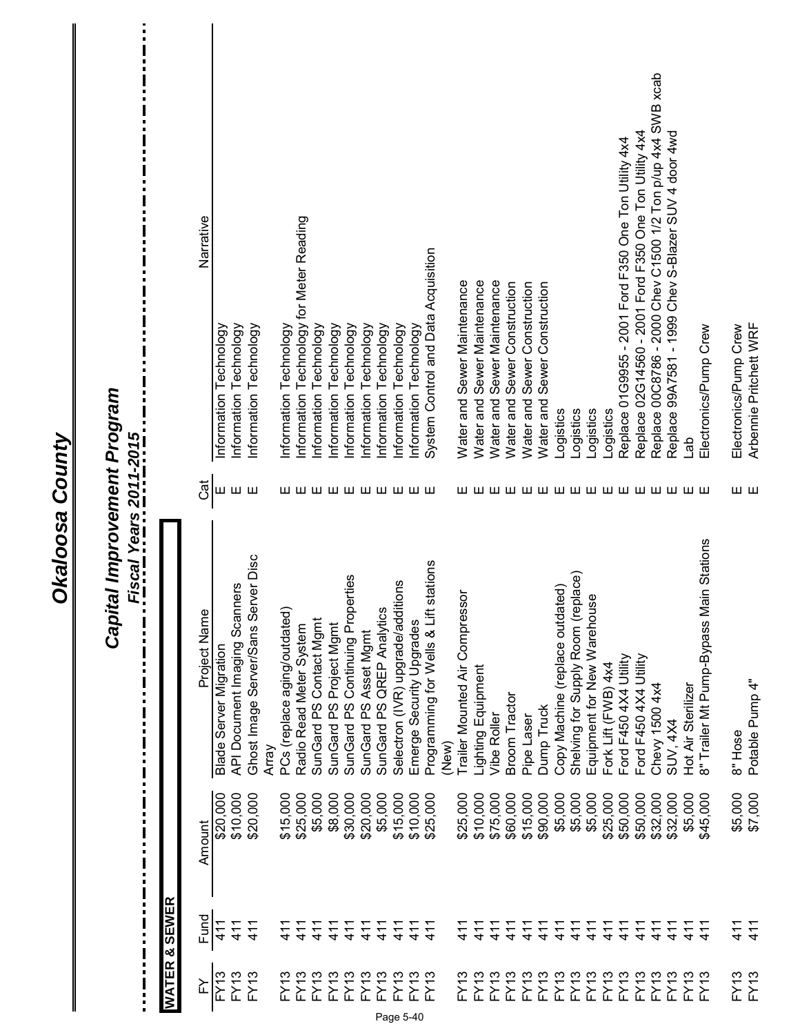# Okaloosa County

## Capital Improvement Program

### Fiscal Years 2011-2015

**WATER & SEWER**

| FY | Fund | Amount | Project Name | Cat | Narrative |
|---|---|---|---|---|---|
| FY13 | 411 | $20,000 | Blade Server Migration | E | Information Technology |
| FY13 | 411 | $10,000 | API Document Imaging Scanners | E | Information Technology |
| FY13 | 411 | $20,000 | Ghost Image Server/Sans Server Disc Array | E | Information Technology |
| FY13 | 411 | $15,000 | PCs (replace aging/outdated) | E | Information Technology |
| FY13 | 411 | $25,000 | Radio Read Meter System | E | Information Technology for Meter Reading |
| FY13 | 411 | $5,000 | SunGard PS Contact Mgmt | E | Information Technology |
| FY13 | 411 | $8,000 | SunGard PS Project Mgmt | E | Information Technology |
| FY13 | 411 | $30,000 | SunGard PS Continuing Properties | E | Information Technology |
| FY13 | 411 | $20,000 | SunGard PS Asset Mgmt | E | Information Technology |
| FY13 | 411 | $5,000 | SunGard PS QREP Analytics | E | Information Technology |
| FY13 | 411 | $15,000 | Selectron (IVR) upgrade/additions | E | Information Technology |
| FY13 | 411 | $10,000 | Emerge Security Upgrades | E | Information Technology |
| FY13 | 411 | $25,000 | Programming for Wells & Lift stations (New) | E | System Control and Data Acquisition |
| FY13 | 411 | $25,000 | Trailer Mounted Air Compressor | E | Water and Sewer Maintenance |
| FY13 | 411 | $10,000 | Lighting Equipment | E | Water and Sewer Maintenance |
| FY13 | 411 | $75,000 | Vibe Roller | E | Water and Sewer Maintenance |
| FY13 | 411 | $60,000 | Broom Tractor | E | Water and Sewer Construction |
| FY13 | 411 | $15,000 | Pipe Laser | E | Water and Sewer Construction |
| FY13 | 411 | $90,000 | Dump Truck | E | Water and Sewer Construction |
| FY13 | 411 | $5,000 | Copy Machine (replace outdated) | E | Logistics |
| FY13 | 411 | $5,000 | Shelving for Supply Room (replace) | E | Logistics |
| FY13 | 411 | $5,000 | Equipment for New Warehouse | E | Logistics |
| FY13 | 411 | $25,000 | Fork Lift (FWB) 4x4 | E | Logistics |
| FY13 | 411 | $50,000 | Ford F450 4X4 Utility | E | Replace 01G9955 - 2001 Ford F350 One Ton Utility 4x4 |
| FY13 | 411 | $50,000 | Ford F450 4X4 Utility | E | Replace 02G14560 - 2001 Ford F350 One Ton Utility 4x4 |
| FY13 | 411 | $32,000 | Chevy 1500 4x4 | E | Replace 00C8786 - 2000 Chev C1500 1/2 Ton p/up 4x4 SWB xcab |
| FY13 | 411 | $32,000 | SUV, 4X4 | E | Replace 99A7581 - 1999 Chev S-Blazer SUV 4 door 4wd |
| FY13 | 411 | $5,000 | Hot Air Sterilizer | E | Lab |
| FY13 | 411 | $45,000 | 8" Trailer Mt Pump-Bypass Main Stations | E | Electronics/Pump Crew |
| FY13 | 411 | $5,000 | 8" Hose | E | Electronics/Pump Crew |
| FY13 | 411 | $7,000 | Potable Pump 4" | E | Arbennie Pritchett WRF |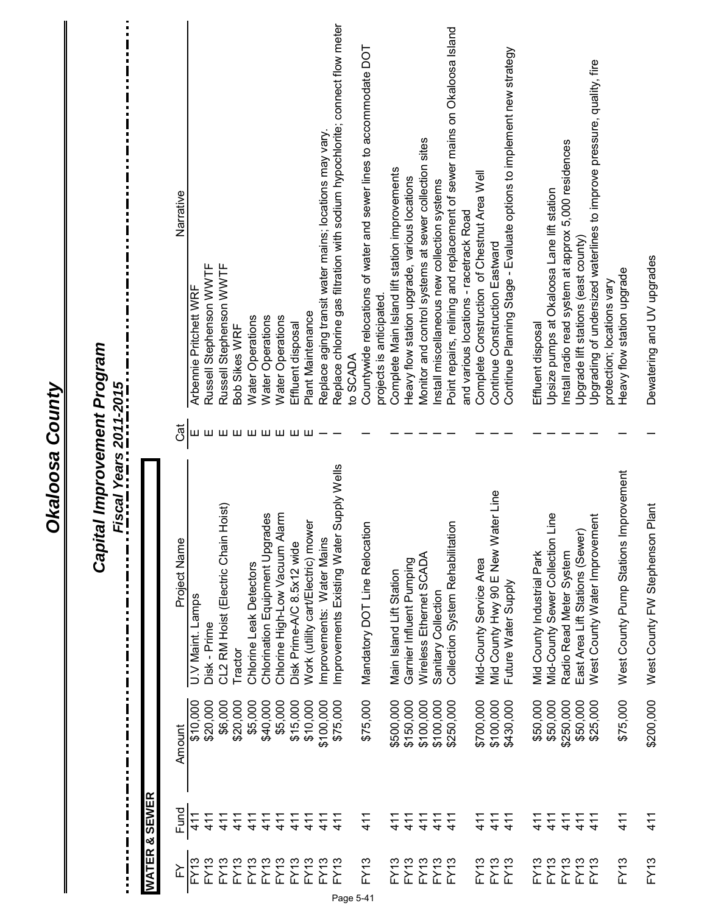# Okaloosa County

## Capital Improvement Program

### Fiscal Years 2011-2015

**WATER & SEWER**

| FY | Fund | Amount | Project Name | Cat | Narrative |
|---|---|---|---|---|---|
| FY13 | 411 | $10,000 | U.V Maint. Lamps | E | Arbennie Pritchett WRF |
| FY13 | 411 | $20,000 | Disk - Prime | E | Russell Stephenson WWTF |
| FY13 | 411 | $6,000 | CL2 RM Hoist (Electric Chain Hoist) | E | Russell Stephenson WWTF |
| FY13 | 411 | $20,000 | Tractor | E | Bob Sikes WRF |
| FY13 | 411 | $5,000 | Chlorine Leak Detectors | E | Water Operations |
| FY13 | 411 | $40,000 | Chlorination Equipment Upgrades | E | Water Operations |
| FY13 | 411 | $5,000 | Chlorine High-Low Vacuum Alarm | E | Water Operations |
| FY13 | 411 | $15,000 | Disk Prime-A/C 8.5x12 wide | E | Effluent disposal |
| FY13 | 411 | $10,000 | Work (utility cart/Electric) mower | E | Plant Maintenance |
| FY13 | 411 | $100,000 | Improvements: Water Mains | I | Replace aging transit water mains; locations may vary. |
| FY13 | 411 | $75,000 | Improvements Existing Water Supply Wells | I | Replace chlorine gas filtration with sodium hypochlorite; connect flow meter to SCADA |
| FY13 | 411 | $75,000 | Mandatory DOT Line Relocation | I | Countywide relocations of water and sewer lines to accommodate DOT projects is anticipated. |
| FY13 | 411 | $500,000 | Main Island Lift Station | I | Complete Main Island lift station improvements |
| FY13 | 411 | $150,000 | Garnier Influent Pumping | I | Heavy flow station upgrade, various locations |
| FY13 | 411 | $100,000 | Wireless Ethernet SCADA | I | Monitor and control systems at sewer collection sites |
| FY13 | 411 | $100,000 | Sanitary Collection | I | Install miscellaneous new collection systems |
| FY13 | 411 | $250,000 | Collection System Rehabilitation | I | Point repairs, relining and replacement of sewer mains on Okaloosa Island and various locations - racetrack Road |
| FY13 | 411 | $700,000 | Mid-County Service Area | I | Complete Construction of Chestnut Area Well |
| FY13 | 411 | $100,000 | Mid County Hwy 90 E New Water Line | I | Continue Construction Eastward |
| FY13 | 411 | $430,000 | Future Water Supply | I | Continue Planning Stage - Evaluate options to implement new strategy |
| FY13 | 411 | $50,000 | Mid County Industrial Park | I | Effluent disposal |
| FY13 | 411 | $50,000 | Mid-County Sewer Collection Line | I | Upsize pumps at Okaloosa Lane lift station |
| FY13 | 411 | $250,000 | Radio Read Meter System | I | Install radio read system at approx 5,000 residences |
| FY13 | 411 | $50,000 | East Area Lift Stations (Sewer) | I | Upgrade lift stations (east county) |
| FY13 | 411 | $25,000 | West County Water Improvement | I | Upgrading of undersized waterlines to improve pressure, quality, fire protection; locations vary |
| FY13 | 411 | $75,000 | West County Pump Stations Improvement | I | Heavy flow station upgrade |
| FY13 | 411 | $200,000 | West County FW Stephenson Plant | I | Dewatering and UV upgrades |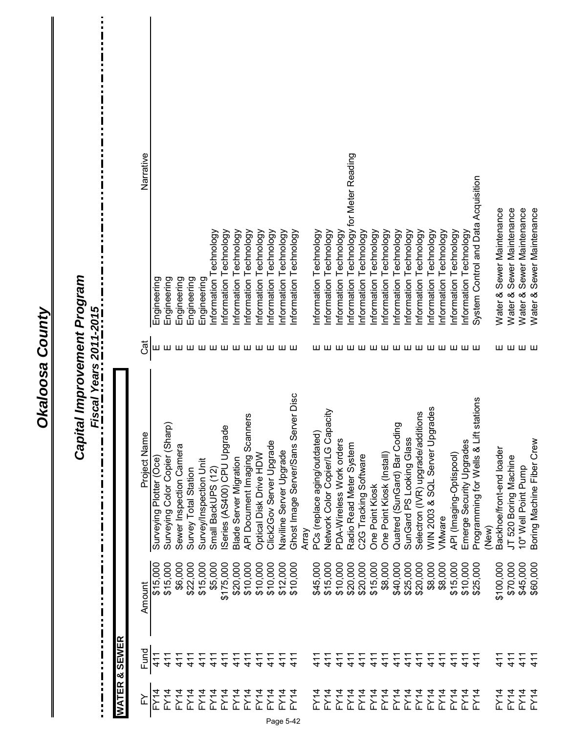# Okaloosa County

## Capital Improvement Program

### Fiscal Years 2011-2015

**WATER & SEWER**

| FY | Fund | Amount | Project Name | Cat | Narrative |
|---|---|---|---|---|---|
| FY14 | 411 | $15,000 | Surveying Plotter (Oce) | E | Engineering |
| FY14 | 411 | $15,000 | Surveying Color Copier (Sharp) | E | Engineering |
| FY14 | 411 | $6,000 | Sewer Inspection Camera | E | Engineering |
| FY14 | 411 | $22,000 | Survey Total Station | E | Engineering |
| FY14 | 411 | $15,000 | Survey/Inspection Unit | E | Engineering |
| FY14 | 411 | $5,000 | Small BackUPS (12) | E | Information Technology |
| FY14 | 411 | $175,000 | ISeries (AS400) CPU Upgrade | E | Information Technology |
| FY14 | 411 | $20,000 | Blade Server Migration | E | Information Technology |
| FY14 | 411 | $10,000 | API Document Imaging Scanners | E | Information Technology |
| FY14 | 411 | $10,000 | Optical Disk Drive HDW | E | Information Technology |
| FY14 | 411 | $10,000 | Click2Gov Server Upgrade | E | Information Technology |
| FY14 | 411 | $12,000 | Naviline Server Upgrade | E | Information Technology |
| FY14 | 411 | $10,000 | Ghost Image Server/Sans Server Disc Array | E | Information Technology |
| FY14 | 411 | $45,000 | PCs (replace aging/outdated) | E | Information Technology |
| FY14 | 411 | $15,000 | Network Color Copier/LG Capacity | E | Information Technology |
| FY14 | 411 | $10,000 | PDA-Wireless Work orders | E | Information Technology |
| FY14 | 411 | $20,000 | Radio Read Meter System | E | Information Technology for Meter Reading |
| FY14 | 411 | $20,000 | C2G Tracking Software | E | Information Technology |
| FY14 | 411 | $15,000 | One Point Kiosk | E | Information Technology |
| FY14 | 411 | $8,000 | One Point Kiosk (Install) | E | Information Technology |
| FY14 | 411 | $40,000 | Quatred (SunGard) Bar Coding | E | Information Technology |
| FY14 | 411 | $25,000 | SunGard PS Looking Glass | E | Information Technology |
| FY14 | 411 | $20,000 | Selectron (IVR) upgrade/additions | E | Information Technology |
| FY14 | 411 | $8,000 | WIN 2003 & SQL Server Upgrades | E | Information Technology |
| FY14 | 411 | $8,000 | VMware | E | Information Technology |
| FY14 | 411 | $15,000 | API (Imaging-Optispool) | E | Information Technology |
| FY14 | 411 | $10,000 | Emerge Security Upgrades | E | Information Technology |
| FY14 | 411 | $25,000 | Programming for Wells & Lift stations (New) | E | System Control and Data Acquisition |
| FY14 | 411 | $100,000 | Backhoe/front-end loader | E | Water & Sewer Maintenance |
| FY14 | 411 | $70,000 | JT 520 Boring Machine | E | Water & Sewer Maintenance |
| FY14 | 411 | $45,000 | 10" Well Point Pump | E | Water & Sewer Maintenance |
| FY14 | 411 | $60,000 | Boring Machine Fiber Crew | E | Water & Sewer Maintenance |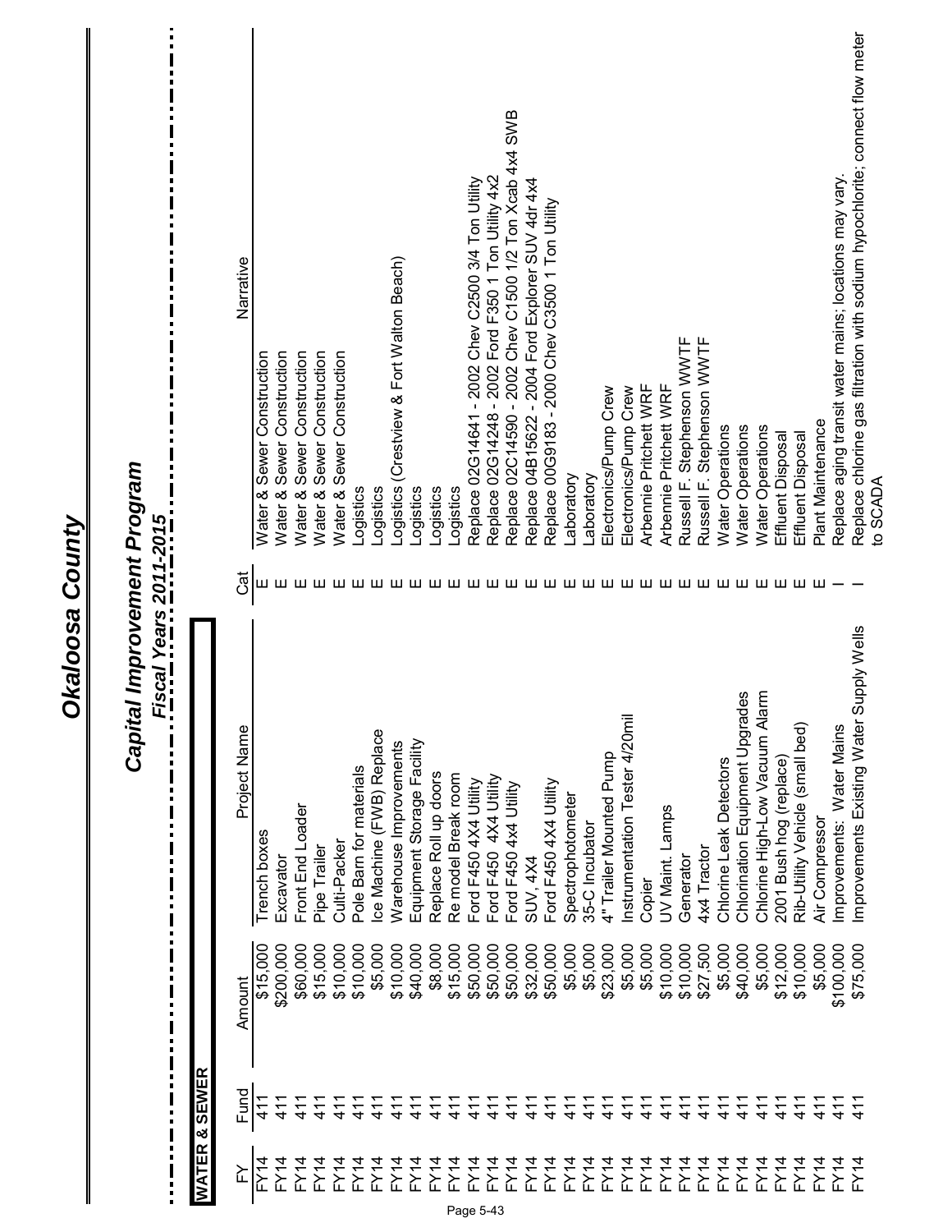# Okaloosa County

## Capital Improvement Program

### *Fiscal Years 2011-2015*

**WATER & SEWER**

| FY | Fund | Amount | Project Name | Cat | Narrative |
|---|---|---|---|---|---|
| FY14 | 411 | $15,000 | Trench boxes | E | Water & Sewer Construction |
| FY14 | 411 | $200,000 | Excavator | E | Water & Sewer Construction |
| FY14 | 411 | $60,000 | Front End Loader | E | Water & Sewer Construction |
| FY14 | 411 | $15,000 | Pipe Trailer | E | Water & Sewer Construction |
| FY14 | 411 | $10,000 | Culti-Packer | E | Water & Sewer Construction |
| FY14 | 411 | $10,000 | Pole Barn for materials | E | Logistics |
| FY14 | 411 | $5,000 | Ice Machine (FWB) Replace | E | Logistics |
| FY14 | 411 | $10,000 | Warehouse Improvements | E | Logistics (Crestview & Fort Walton Beach) |
| FY14 | 411 | $40,000 | Equipment Storage Facility | E | Logistics |
| FY14 | 411 | $8,000 | Replace Roll up doors | E | Logistics |
| FY14 | 411 | $15,000 | Re model Break room | E | Logistics |
| FY14 | 411 | $50,000 | Ford F450 4X4 Utility | E | Replace 02G14641 - 2002 Chev C2500 3/4 Ton Utility |
| FY14 | 411 | $50,000 | Ford F450 4X4 Utility | E | Replace 02G14248 - 2002 Ford F350 1 Ton Utility 4x2 |
| FY14 | 411 | $50,000 | Ford F450 4x4 Utility | E | Replace 02C14590 - 2002 Chev C1500 1/2 Ton Xcab 4x4 SWB |
| FY14 | 411 | $32,000 | SUV, 4X4 | E | Replace 04B15622 - 2004 Ford Explorer SUV 4dr 4x4 |
| FY14 | 411 | $50,000 | Ford F450 4X4 Utility | E | Replace 00G9183 - 2000 Chev C3500 1 Ton Utility |
| FY14 | 411 | $5,000 | Spectrophotometer | E | Laboratory |
| FY14 | 411 | $5,000 | 35-C Incubator | E | Laboratory |
| FY14 | 411 | $23,000 | 4" Trailer Mounted Pump | E | Electronics/Pump Crew |
| FY14 | 411 | $5,000 | Instrumentation Tester 4/20mil | E | Electronics/Pump Crew |
| FY14 | 411 | $5,000 | Copier | E | Arbennie Pritchett WRF |
| FY14 | 411 | $10,000 | UV Maint. Lamps | E | Arbennie Pritchett WRF |
| FY14 | 411 | $10,000 | Generator | E | Russell F. Stephenson WWTF |
| FY14 | 411 | $27,500 | 4x4 Tractor | E | Russell F. Stephenson WWTF |
| FY14 | 411 | $5,000 | Chlorine Leak Detectors | E | Water Operations |
| FY14 | 411 | $40,000 | Chlorination Equipment Upgrades | E | Water Operations |
| FY14 | 411 | $5,000 | Chlorine High-Low Vacuum Alarm | E | Water Operations |
| FY14 | 411 | $12,000 | 2001 Bush hog (replace) | E | Effluent Disposal |
| FY14 | 411 | $10,000 | Rib-Utility Vehicle (small bed) | E | Effluent Disposal |
| FY14 | 411 | $5,000 | Air Compressor | E | Plant Maintenance |
| FY14 | 411 | $100,000 | Improvements: Water Mains | I | Replace aging transit water mains; locations may vary. |
| FY14 | 411 | $75,000 | Improvements Existing Water Supply Wells | I | Replace chlorine gas filtration with sodium hypochlorite; connect flow meter to SCADA |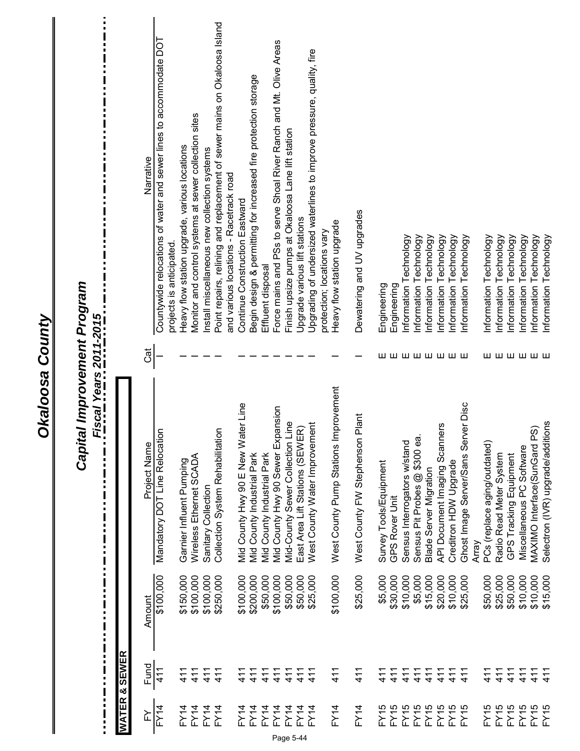# Okaloosa County

## Capital Improvement Program

### Fiscal Years 2011-2015

**WATER & SEWER**

| FY | Fund | Amount | Project Name | Cat | Narrative |
|---|---|---|---|---|---|
| FY14 | 411 | $100,000 | Mandatory DOT Line Relocation | I | Countywide relocations of water and sewer lines to accommodate DOT projects is anticipated. |
| FY14 | 411 | $150,000 | Garnier Influent Pumping | I | Heavy flow station upgrade, various locations |
| FY14 | 411 | $100,000 | Wireless Ethernet SCADA | I | Monitor and control systems at sewer collection sites |
| FY14 | 411 | $100,000 | Sanitary Collection | I | Install miscellaneous new collection systems |
| FY14 | 411 | $250,000 | Collection System Rehabilitation | I | Point repairs, relining and replacement of sewer mains on Okaloosa Island and various locations - Racetrack road |
| FY14 | 411 | $100,000 | Mid County Hwy 90 E New Water Line | I | Continue Construction Eastward |
| FY14 | 411 | $200,000 | Mid County Industrial Park | I | Begin design & permitting for increased fire protection storage |
| FY14 | 411 | $50,000 | Mid County Industrial Park | I | Effluent disposal |
| FY14 | 411 | $100,000 | Mid County Hwy 90 Sewer Expansion | I | Force mains and PSs to serve Shoal River Ranch and Mt. Olive Areas |
| FY14 | 411 | $50,000 | Mid-County Sewer Collection Line | I | Finish upsize pumps at Okaloosa Lane lift station |
| FY14 | 411 | $50,000 | East Area Lift Stations (SEWER) | I | Upgrade various lift stations |
| FY14 | 411 | $25,000 | West County Water Improvement | I | Upgrading of undersized waterlines to improve pressure, quality, fire protection; locations vary |
| FY14 | 411 | $100,000 | West County Pump Stations Improvement | I | Heavy flow station upgrade |
| FY14 | 411 | $25,000 | West County FW Stephenson Plant | I | Dewatering and UV upgrades |
| FY15 | 411 | $5,000 | Survey Tools/Equipment | E | Engineering |
| FY15 | 411 | $30,000 | GPS Rover Unit | E | Engineering |
| FY15 | 411 | $10,000 | Sensus Interrogators w/stand | E | Information Technology |
| FY15 | 411 | $5,000 | Sensus Pit Probes @ $300 ea. | E | Information Technology |
| FY15 | 411 | $15,000 | Blade Server Migration | E | Information Technology |
| FY15 | 411 | $20,000 | API Document Imaging Scanners | E | Information Technology |
| FY15 | 411 | $10,000 | Creditron HDW Upgrade | E | Information Technology |
| FY15 | 411 | $25,000 | Ghost Image Server/Sans Server Disc Array | E | Information Technology |
| FY15 | 411 | $50,000 | PCs (replace aging/outdated) | E | Information Technology |
| FY15 | 411 | $25,000 | Radio Read Meter System | E | Information Technology |
| FY15 | 411 | $50,000 | GPS Tracking Equipment | E | Information Technology |
| FY15 | 411 | $10,000 | Miscellaneous PC Software | E | Information Technology |
| FY15 | 411 | $10,000 | MAXIMO Interface(SunGard PS) | E | Information Technology |
| FY15 | 411 | $15,000 | Selectron (IVR) upgrade/additions | E | Information Technology |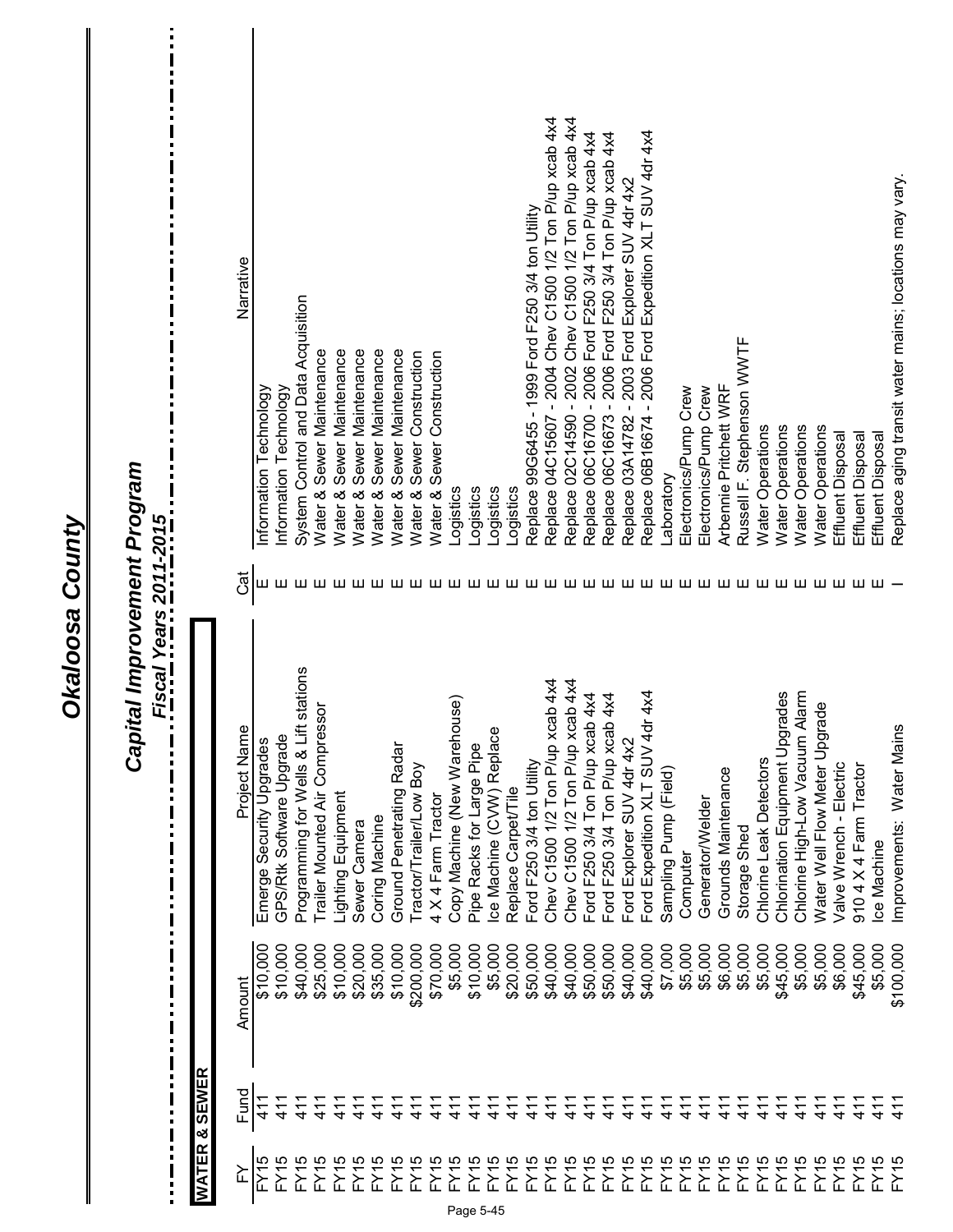# Okaloosa County

## Capital Improvement Program

### *Fiscal Years 2011-2015*

**WATER & SEWER**

| FY | Fund | Amount | Project Name | Cat | Narrative |
|---|---|---|---|---|---|
| FY15 | 411 | $10,000 | Emerge Security Upgrades | E | Information Technology |
| FY15 | 411 | $10,000 | GPS/Rtk Software Upgrade | E | Information Technology |
| FY15 | 411 | $40,000 | Programming for Wells & Lift stations | E | System Control and Data Acquisition |
| FY15 | 411 | $25,000 | Trailer Mounted Air Compressor | E | Water & Sewer Maintenance |
| FY15 | 411 | $10,000 | Lighting Equipment | E | Water & Sewer Maintenance |
| FY15 | 411 | $20,000 | Sewer Camera | E | Water & Sewer Maintenance |
| FY15 | 411 | $35,000 | Coring Machine | E | Water & Sewer Maintenance |
| FY15 | 411 | $10,000 | Ground Penetrating Radar | E | Water & Sewer Maintenance |
| FY15 | 411 | $200,000 | Tractor/Trailer/Low Boy | E | Water & Sewer Construction |
| FY15 | 411 | $70,000 | 4 X 4 Farm Tractor | E | Water & Sewer Construction |
| FY15 | 411 | $5,000 | Copy Machine (New Warehouse) | E | Logistics |
| FY15 | 411 | $10,000 | Pipe Racks for Large Pipe | E | Logistics |
| FY15 | 411 | $5,000 | Ice Machine (CVW) Replace | E | Logistics |
| FY15 | 411 | $20,000 | Replace Carpet/Tile | E | Logistics |
| FY15 | 411 | $50,000 | Ford F250 3/4 ton Utility | E | Replace 99G6455 - 1999 Ford F250 3/4 ton Utility |
| FY15 | 411 | $40,000 | Chev C1500 1/2 Ton P/up xcab 4x4 | E | Replace 04C15607 - 2004 Chev C1500 1/2 Ton P/up xcab 4x4 |
| FY15 | 411 | $40,000 | Chev C1500 1/2 Ton P/up xcab 4x4 | E | Replace 02C14590 - 2002 Chev C1500 1/2 Ton P/up xcab 4x4 |
| FY15 | 411 | $50,000 | Ford F250 3/4 Ton P/up xcab 4x4 | E | Replace 06C16700 - 2006 Ford F250 3/4 Ton P/up xcab 4x4 |
| FY15 | 411 | $50,000 | Ford F250 3/4 Ton P/up xcab 4x4 | E | Replace 06C16673 - 2006 Ford F250 3/4 Ton P/up xcab 4x4 |
| FY15 | 411 | $40,000 | Ford Explorer SUV 4dr 4x2 | E | Replace 03A14782 - 2003 Ford Explorer SUV 4dr 4x2 |
| FY15 | 411 | $40,000 | Ford Expedition XLT SUV 4dr 4x4 | E | Replace 06B16674 - 2006 Ford Expedition XLT SUV 4dr 4x4 |
| FY15 | 411 | $7,000 | Sampling Pump (Field) | E | Laboratory |
| FY15 | 411 | $5,000 | Computer | E | Electronics/Pump Crew |
| FY15 | 411 | $5,000 | Generator/Welder | E | Electronics/Pump Crew |
| FY15 | 411 | $6,000 | Grounds Maintenance | E | Arbennie Pritchett WRF |
| FY15 | 411 | $5,000 | Storage Shed | E | Russell F. Stephenson WWTF |
| FY15 | 411 | $5,000 | Chlorine Leak Detectors | E | Water Operations |
| FY15 | 411 | $45,000 | Chlorination Equipment Upgrades | E | Water Operations |
| FY15 | 411 | $5,000 | Chlorine High-Low Vacuum Alarm | E | Water Operations |
| FY15 | 411 | $5,000 | Water Well Flow Meter Upgrade | E | Water Operations |
| FY15 | 411 | $6,000 | Valve Wrench - Electric | E | Effluent Disposal |
| FY15 | 411 | $45,000 | 910 4 X 4 Farm Tractor | E | Effluent Disposal |
| FY15 | 411 | $5,000 | Ice Machine | E | Effluent Disposal |
| FY15 | 411 | $100,000 | Improvements: Water Mains | I | Replace aging transit water mains; locations may vary. |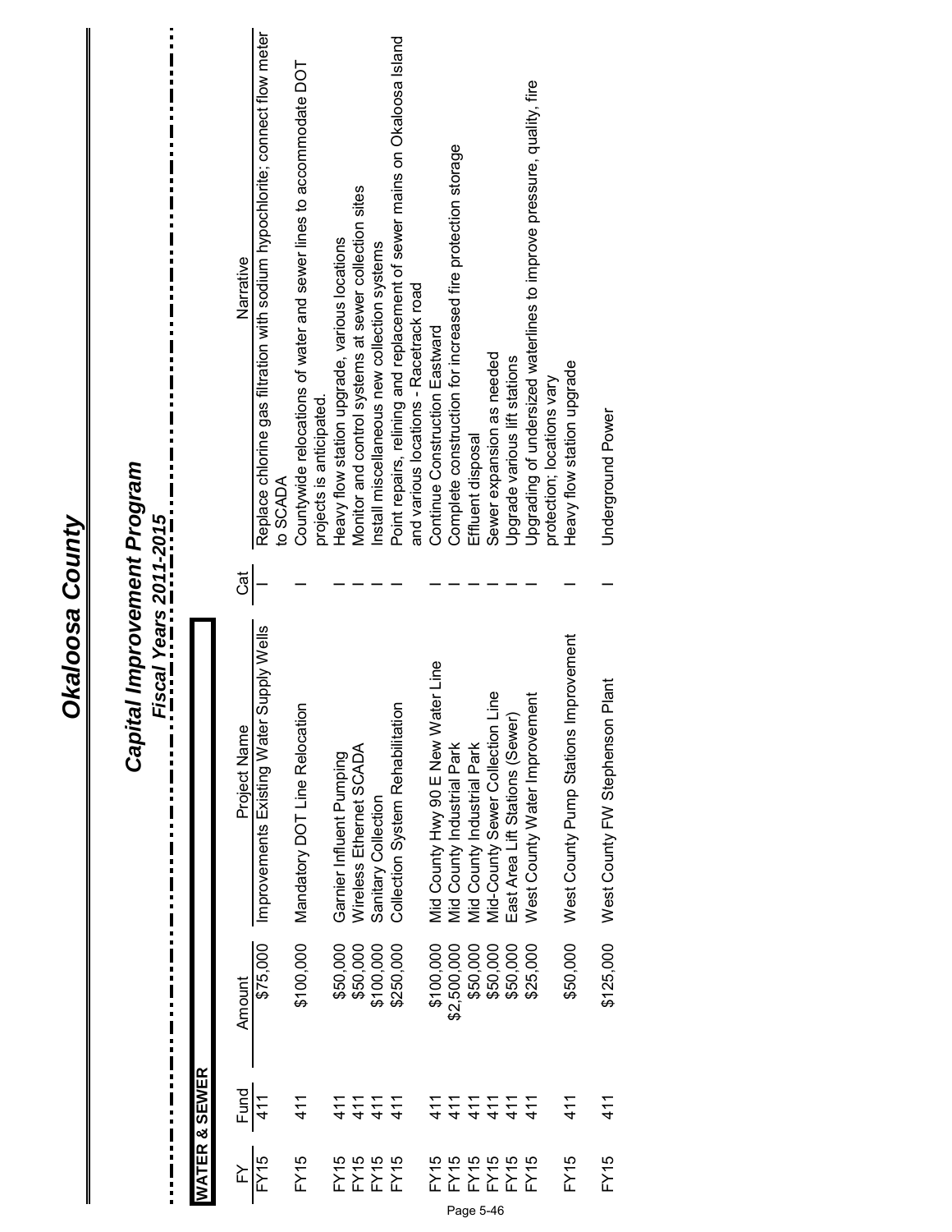# Okaloosa County

## Capital Improvement Program

### Fiscal Years 2011-2015

**WATER & SEWER**

| FY | Fund | Amount | Project Name | Cat | Narrative |
|---|---|---|---|---|---|
| FY15 | 411 | $75,000 | Improvements Existing Water Supply Wells | I | Replace chlorine gas filtration with sodium hypochlorite; connect flow meter to SCADA |
| FY15 | 411 | $100,000 | Mandatory DOT Line Relocation | I | Countywide relocations of water and sewer lines to accommodate DOT projects is anticipated. |
| FY15 | 411 | $50,000 | Garnier Influent Pumping | I | Heavy flow station upgrade, various locations |
| FY15 | 411 | $50,000 | Wireless Ethernet SCADA | I | Monitor and control systems at sewer collection sites |
| FY15 | 411 | $100,000 | Sanitary Collection | I | Install miscellaneous new collection systems |
| FY15 | 411 | $250,000 | Collection System Rehabilitation | I | Point repairs, relining and replacement of sewer mains on Okaloosa Island and various locations - Racetrack road |
| FY15 | 411 | $100,000 | Mid County Hwy 90 E New Water Line | I | Continue Construction Eastward |
| FY15 | 411 | $2,500,000 | Mid County Industrial Park | I | Complete construction for increased fire protection storage |
| FY15 | 411 | $50,000 | Mid County Industrial Park | I | Effluent disposal |
| FY15 | 411 | $50,000 | Mid-County Sewer Collection Line | I | Sewer expansion as needed |
| FY15 | 411 | $50,000 | East Area Lift Stations (Sewer) | I | Upgrade various lift stations |
| FY15 | 411 | $25,000 | West County Water Improvement | I | Upgrading of undersized waterlines to improve pressure, quality, fire protection; locations vary |
| FY15 | 411 | $50,000 | West County Pump Stations Improvement | I | Heavy flow station upgrade |
| FY15 | 411 | $125,000 | West County FW Stephenson Plant | I | Underground Power |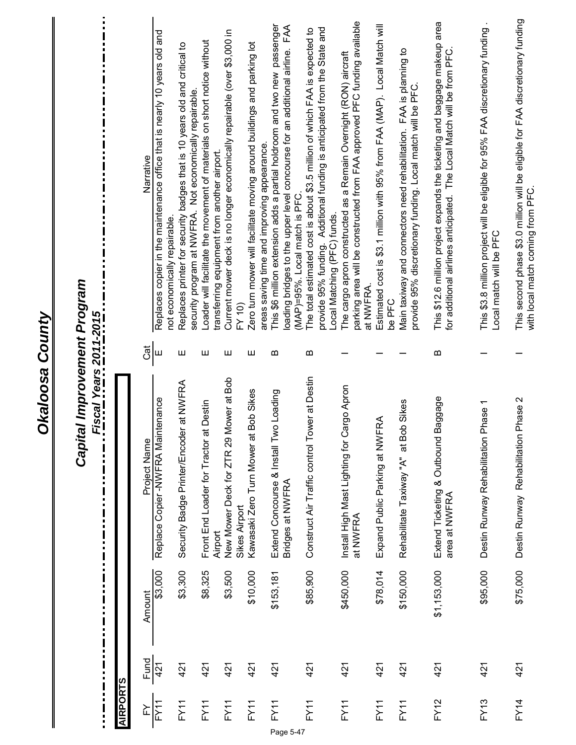# Okaloosa County

## Capital Improvement Program

### Fiscal Years 2011-2015

**AIRPORTS**

| FY | Fund | Amount | Project Name | Cat | Narrative |
|---|---|---|---|---|---|
| FY11 | 421 | $3,000 | Replace Copier -NWFRA Maintenance | E | Replaces copier in the maintenance office that is nearly 10 years old and not economically repairable. |
| FY11 | 421 | $3,300 | Security Badge Printer/Encoder at NWFRA | E | Replaces printer for security badges that is 10 years old and critical to security program at NWFRA. Not economically repairable. |
| FY11 | 421 | $8,325 | Front End Loader for Tractor at Destin Airport | E | Loader will facilitate the movement of materials on short notice without transferring equipment from another airport. |
| FY11 | 421 | $3,500 | New Mower Deck for ZTR 29 Mower at Bob Sikes Airport | E | Current mower deck is no longer economically repairable (over $3,000 in FY 10) |
| FY11 | 421 | $10,000 | Kawasaki Zero Turn Mower at Bob Sikes | E | Zero turn mower will facilitate moving around buildings and parking lot areas saving time and improving appearance. |
| FY11 | 421 | $153,181 | Extend Concourse & Install Two Loading Bridges at NWFRA | B | This $6 million extension adds a partial holdroom and two new passenger loading bridges to the upper level concourse for an additional airline. FAA (MAP)=95%. Local match is PFC. |
| FY11 | 421 | $85,900 | Construct Air Traffic control Tower at Destin | B | The total estimated cost is about $3.5 million of which FAA is expected to provide 95% funding. Additional funding is anticipated from the State and Local Matching (PFC) funds. |
| FY11 | 421 | $450,000 | Install High Mast Lighting for Cargo Apron at NWFRA | I | The cargo apron constructed as a Remain Overnight (RON) aircraft parking area will be constructed from FAA approved PFC funding available at NWFRA. |
| FY11 | 421 | $78,014 | Expand Public Parking at NWFRA | I | Estimated cost is $3.1 million with 95% from FAA (MAP). Local Match will be PFC |
| FY11 | 421 | $150,000 | Rehabilitate Taxiway "A" at Bob Sikes | I | Main taxiway and connectors need rehabilitation. FAA is planning to provide 95% discretionary funding. Local match will be PFC. |
| FY12 | 421 | $1,153,000 | Extend Ticketing & Outbound Baggage area at NWFRA | B | This $12.6 million project expands the ticketing and baggage makeup area for additional airlines anticipated. The Local Match will be from PFC. |
| FY13 | 421 | $95,000 | Destin Runway Rehabilitation Phase 1 | I | This $3.8 million project will be eligible for 95% FAA discretionary funding . Local match will be PFC |
| FY14 | 421 | $75,000 | Destin Runway Rehabilitation Phase 2 | I | This second phase $3.0 million will be eligible for FAA discretionary funding with local match coming from PFC. |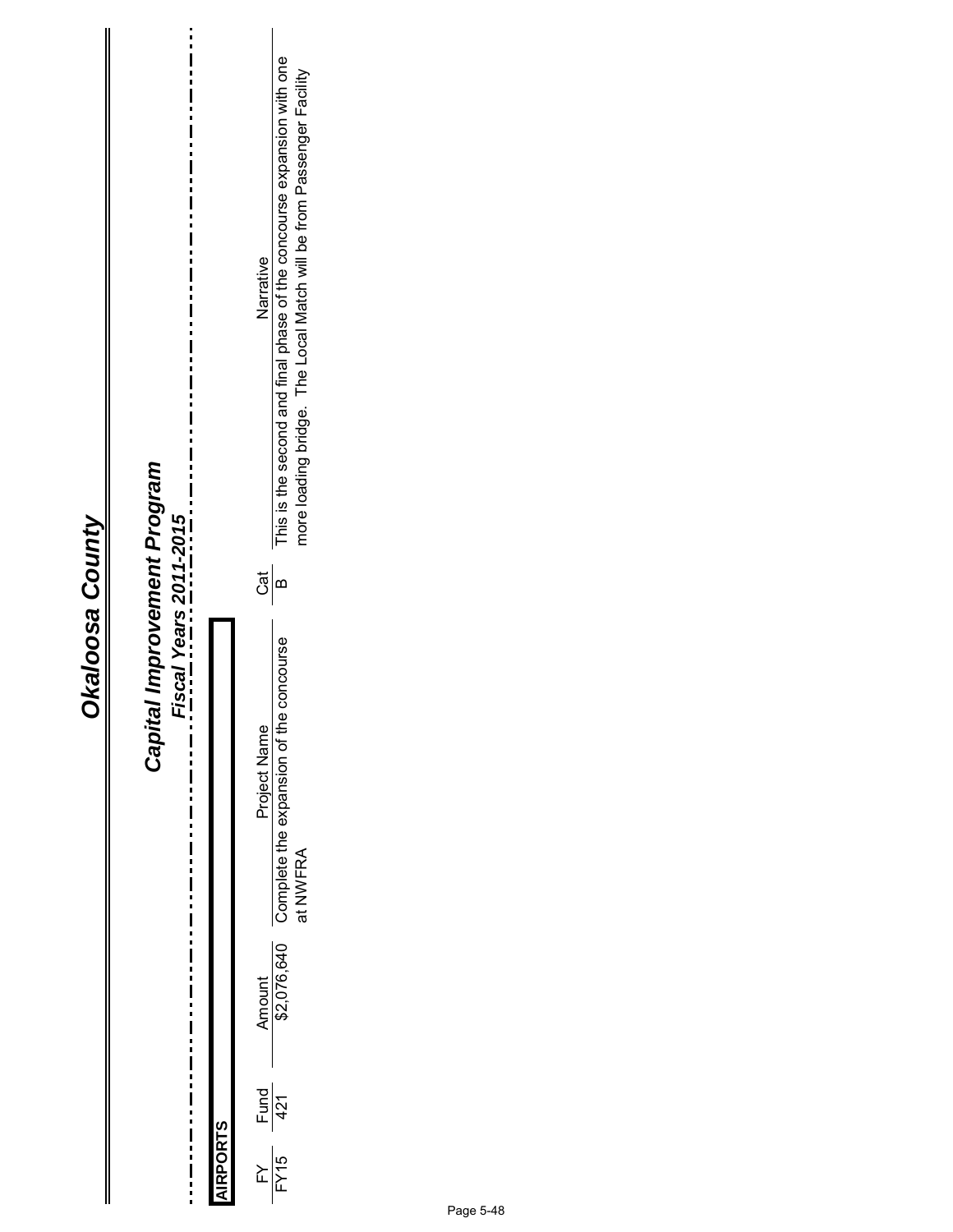# Okaloosa County

## Capital Improvement Program

### Fiscal Years 2011-2015

**AIRPORTS**

| FY | Fund | Amount | Project Name | Cat | Narrative |
|---|---|---|---|---|---|
| FY15 | 421 | $2,076,640 | Complete the expansion of the concourse at NWFRA | B | This is the second and final phase of the concourse expansion with one more loading bridge. The Local Match will be from Passenger Facility |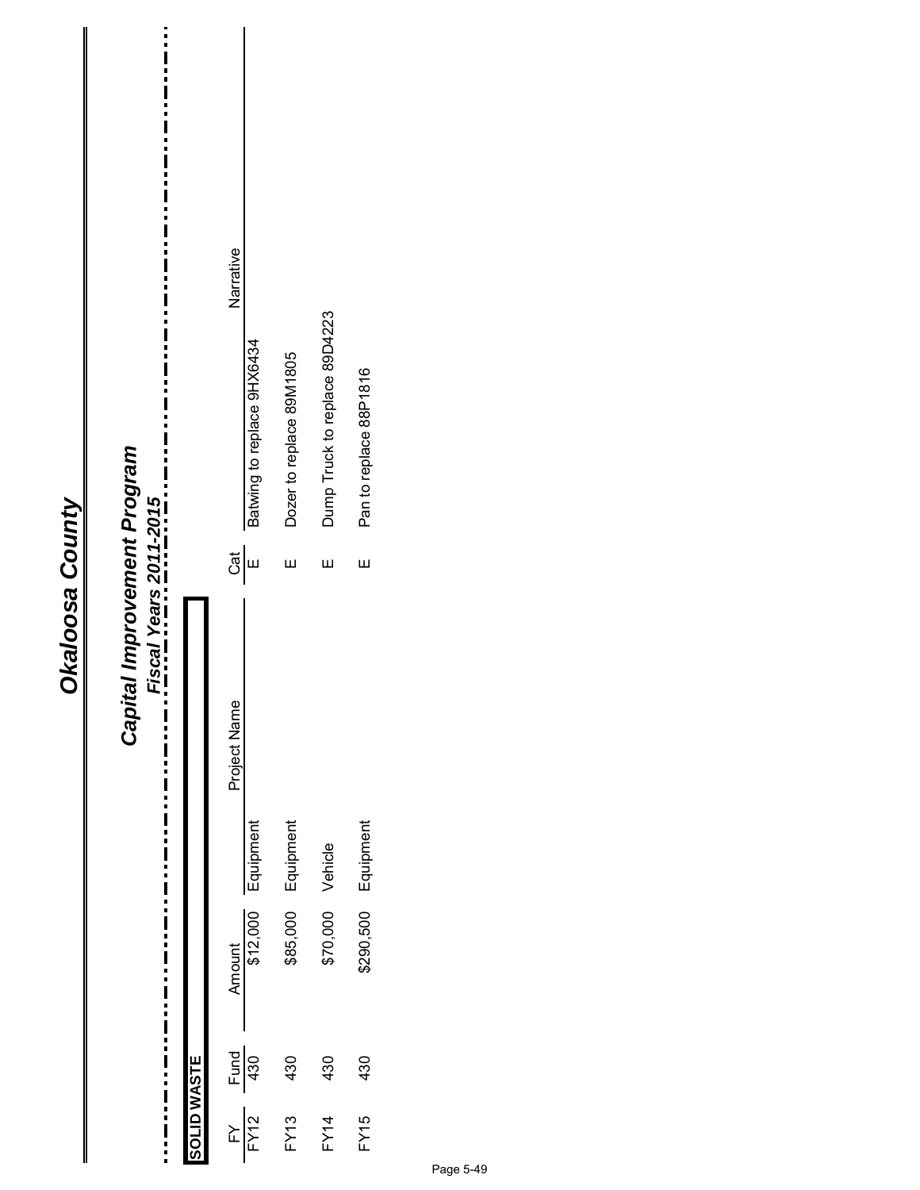# Okaloosa County

## Capital Improvement Program

### Fiscal Years 2011-2015

**SOLID WASTE**

| FY | Fund | Amount | Project Name | Cat | Narrative |
|---|---|---|---|---|---|
| FY12 | 430 | $12,000 | Equipment | E | Batwing to replace 9HX6434 |
| FY13 | 430 | $85,000 | Equipment | E | Dozer to replace 89M1805 |
| FY14 | 430 | $70,000 | Vehicle | E | Dump Truck to replace 89D4223 |
| FY15 | 430 | $290,500 | Equipment | E | Pan to replace 88P1816 |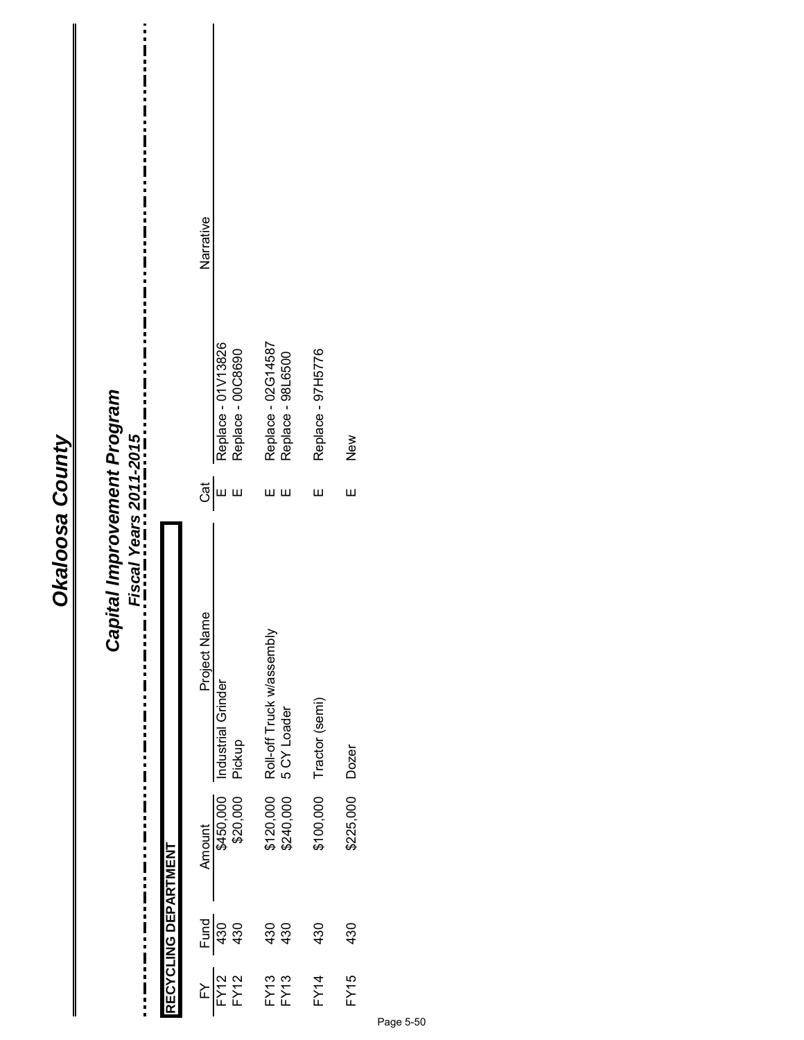# Okaloosa County

## Capital Improvement Program

### Fiscal Years 2011-2015

**RECYCLING DEPARTMENT**

| FY | Fund | Amount | Project Name | Cat | | Narrative |
|---|---|---|---|---|---|---|
| FY12 | 430 | $450,000 | Industrial Grinder | E | Replace - 01V13826 | |
| FY12 | 430 | $20,000 | Pickup | E | Replace - 00C8690 | |
| FY13 | 430 | $120,000 | Roll-off Truck w/assembly | E | Replace - 02G14587 | |
| FY13 | 430 | $240,000 | 5 CY Loader | E | Replace - 98L6500 | |
| FY14 | 430 | $100,000 | Tractor (semi) | E | Replace - 97H5776 | |
| FY15 | 430 | $225,000 | Dozer | E | New | |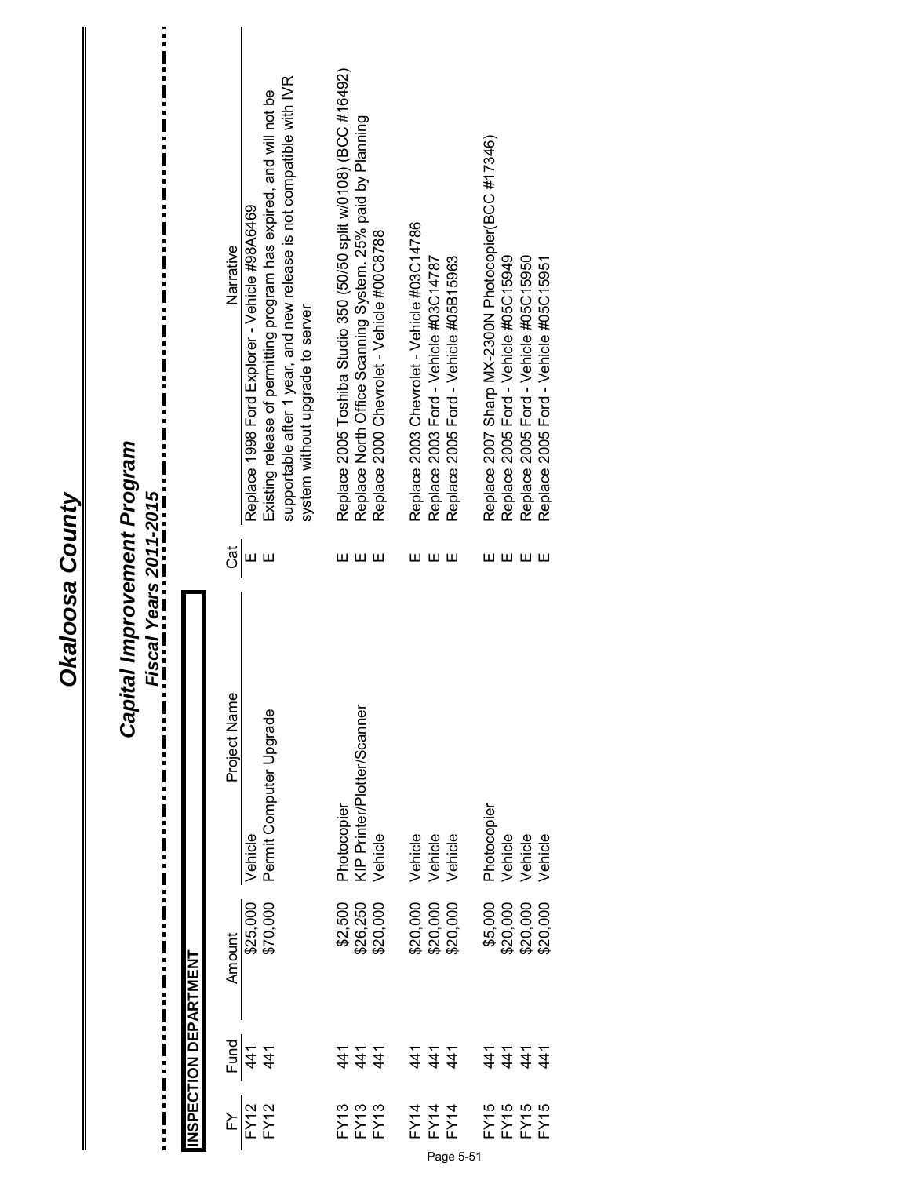# Okaloosa County

## Capital Improvement Program

### Fiscal Years 2011-2015

**INSPECTION DEPARTMENT**

| FY | Fund | Amount | Project Name | Cat | Narrative |
|---|---|---|---|---|---|
| FY12 | 441 | $25,000 | Vehicle | E | Replace 1998 Ford Explorer - Vehicle #98A6469 |
| FY12 | 441 | $70,000 | Permit Computer Upgrade | E | Existing release of permitting program has expired, and will not be supportable after 1 year, and new release is not compatible with IVR system without upgrade to server |
| FY13 | 441 | $2,500 | Photocopier | E | Replace 2005 Toshiba Studio 350 (50/50 split w/0108) (BCC #16492) |
| FY13 | 441 | $26,250 | KIP Printer/Plotter/Scanner | E | Replace North Office Scanning System. 25% paid by Planning |
| FY13 | 441 | $20,000 | Vehicle | E | Replace 2000 Chevrolet - Vehicle #00C8788 |
| FY14 | 441 | $20,000 | Vehicle | E | Replace 2003 Chevrolet - Vehicle #03C14786 |
| FY14 | 441 | $20,000 | Vehicle | E | Replace 2003 Ford - Vehicle #03C14787 |
| FY14 | 441 | $20,000 | Vehicle | E | Replace 2005 Ford - Vehicle #05B15963 |
| FY15 | 441 | $5,000 | Photocopier | E | Replace 2007 Sharp MX-2300N Photocopier(BCC #17346) |
| FY15 | 441 | $20,000 | Vehicle | E | Replace 2005 Ford - Vehicle #05C15949 |
| FY15 | 441 | $20,000 | Vehicle | E | Replace 2005 Ford - Vehicle #05C15950 |
| FY15 | 441 | $20,000 | Vehicle | E | Replace 2005 Ford - Vehicle #05C15951 |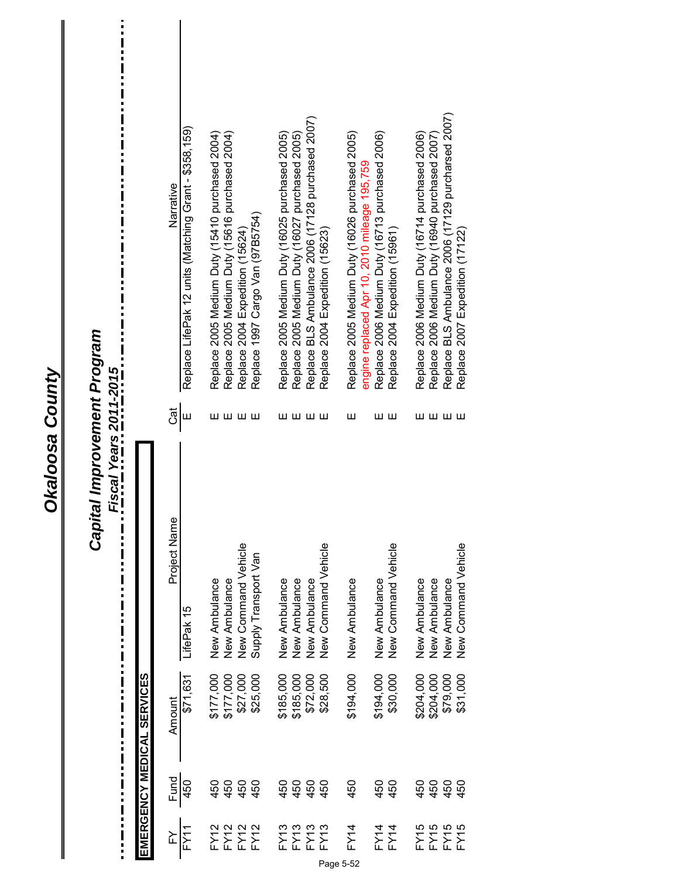# Okaloosa County

## Capital Improvement Program

### *Fiscal Years 2011-2015*

**EMERGENCY MEDICAL SERVICES**

| FY | Fund | Amount | Project Name | Cat | Narrative |
|---|---|---|---|---|---|
| FY11 | 450 | $71,631 | LifePak 15 | E | Replace LifePak 12 units (Matching Grant - $358,159) |
| FY12 | 450 | $177,000 | New Ambulance | E | Replace 2005 Medium Duty (15410 purchased 2004) |
| FY12 | 450 | $177,000 | New Ambulance | E | Replace 2005 Medium Duty (15616 purchased 2004) |
| FY12 | 450 | $27,000 | New Command Vehicle | E | Replace 2004 Expedition (15624) |
| FY12 | 450 | $25,000 | Supply Transport Van | E | Replace 1997 Cargo Van (97B5754) |
| FY13 | 450 | $185,000 | New Ambulance | E | Replace 2005 Medium Duty (16025 purchased 2005) |
| FY13 | 450 | $185,000 | New Ambulance | E | Replace 2005 Medium Duty (16027 purchased 2005) |
| FY13 | 450 | $72,000 | New Ambulance | E | Replace BLS Ambulance 2006 (17128 purchased 2007) |
| FY13 | 450 | $28,500 | New Command Vehicle | E | Replace 2004 Expedition (15623) |
| FY14 | 450 | $194,000 | New Ambulance | E | Replace 2005 Medium Duty (16026 purchased 2005) engine replaced Apr 10, 2010 mileage 195,759 |
| FY14 | 450 | $194,000 | New Ambulance | E | Replace 2006 Medium Duty (16713 purchased 2006) |
| FY14 | 450 | $30,000 | New Command Vehicle | E | Replace 2004 Expedition (15961) |
| FY15 | 450 | $204,000 | New Ambulance | E | Replace 2006 Medium Duty (16714 purchased 2006) |
| FY15 | 450 | $204,000 | New Ambulance | E | Replace 2006 Medium Duty (16940 purchased 2007) |
| FY15 | 450 | $79,000 | New Ambulance | E | Replace BLS Ambulance 2006 (17129 purcharsed 2007) |
| FY15 | 450 | $31,000 | New Command Vehicle | E | Replace 2007 Expedition (17122) |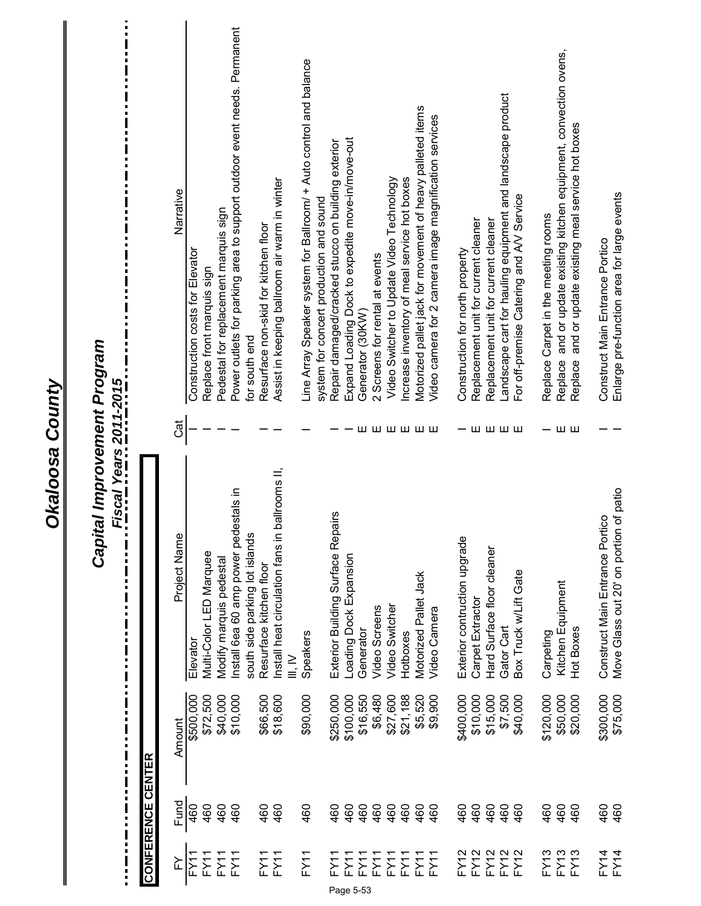# Okaloosa County

## Capital Improvement Program

### *Fiscal Years 2011-2015*

**CONFERENCE CENTER**

| FY | Fund | Amount | Project Name | Cat | Narrative |
|---|---|---|---|---|---|
| FY11 | 460 | $500,000 | Elevator | I | Construction costs for Elevator |
| FY11 | 460 | $72,500 | Multi-Color LED Marquee | I | Replace front marquis sign |
| FY11 | 460 | $40,000 | Modify marquis pedestal | I | Pedestal for replacement marquis sign |
| FY11 | 460 | $10,000 | Install 6ea 60 amp power pedestals in south side parking lot islands | I | Power outlets for parking area to support outdoor event needs. Permanent for south end |
| FY11 | 460 | $66,500 | Resurface kitchen floor | I | Resurface non-skid for kitchen floor |
| FY11 | 460 | $18,600 | Install heat circulation fans in ballrooms II, III, IV | I | Assist in keeping ballroom air warm in winter |
| FY11 | 460 | $90,000 | Speakers | I | Line Array Speaker system for Ballroom/ + Auto control and balance system for concert production and sound |
| FY11 | 460 | $250,000 | Exterior Building Surface Repairs | I | Repair damaged/cracked stucco on building exterior |
| FY11 | 460 | $100,000 | Loading Dock Expansion | I | Expand Loading Dock to expedite move-in/move-out |
| FY11 | 460 | $16,550 | Generator | E | Generator (30KW) |
| FY11 | 460 | $6,480 | Video Screens | E | 2 Screens for rental at events |
| FY11 | 460 | $27,600 | Video Switcher | E | Video Switcher to Update Video Technology |
| FY11 | 460 | $21,188 | Hotboxes | E | Increase inventory of meal service hot boxes |
| FY11 | 460 | $5,520 | Motorized Pallet Jack | E | Motorized pallet jack for movement of heavy palleted items |
| FY11 | 460 | $9,900 | Video Camera | E | Video camera for 2 camera image magnification services |
| FY12 | 460 | $400,000 | Exterior contruction upgrade | I | Construction for north property |
| FY12 | 460 | $10,000 | Carpet Extractor | E | Replacement unit for current cleaner |
| FY12 | 460 | $15,000 | Hard Surface floor cleaner | E | Replacement unit for current cleaner |
| FY12 | 460 | $7,500 | Gator Cart | E | Landscape cart for hauling equipment and landscape product |
| FY12 | 460 | $40,000 | Box Truck w/Lift Gate | E | For off-premise Catering and A/V Service |
| FY13 | 460 | $120,000 | Carpeting | I | Replace Carpet in the meeting rooms |
| FY13 | 460 | $50,000 | Kitchen Equipment | E | Replace and or update existing kitchen equipment, convection ovens, |
| FY13 | 460 | $20,000 | Hot Boxes | E | Replace and or update existing meal service hot boxes |
| FY14 | 460 | $300,000 | Construct Main Entrance Portico | I | Construct Main Entrance Portico |
| FY14 | 460 | $75,000 | Move Glass out 20' on portion of patio | I | Enlarge pre-function area for large events |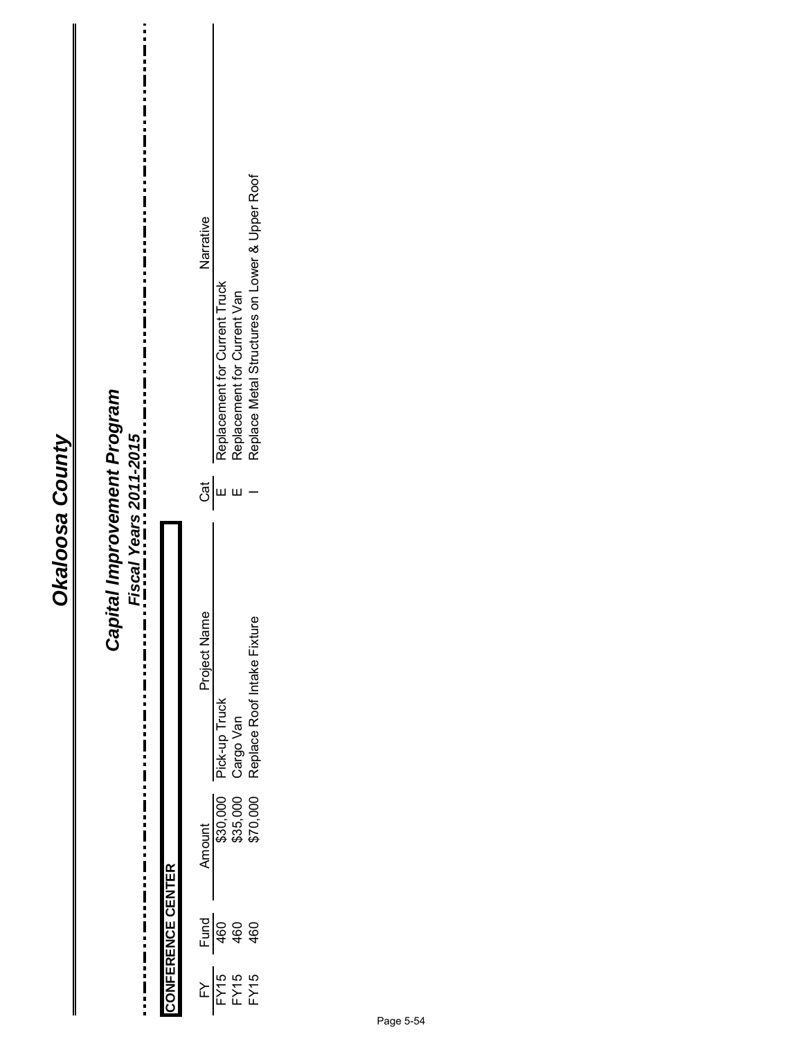# Okaloosa County

## Capital Improvement Program

### Fiscal Years 2011-2015

**CONFERENCE CENTER**

| FY | Fund | Amount | Project Name | Cat | Narrative |
|---|---|---|---|---|---|
| FY15 | 460 | $30,000 | Pick-up Truck | E | Replacement for Current Truck |
| FY15 | 460 | $35,000 | Cargo Van | E | Replacement for Current Van |
| FY15 | 460 | $70,000 | Replace Roof Intake Fixture | I | Replace Metal Structures on Lower & Upper Roof |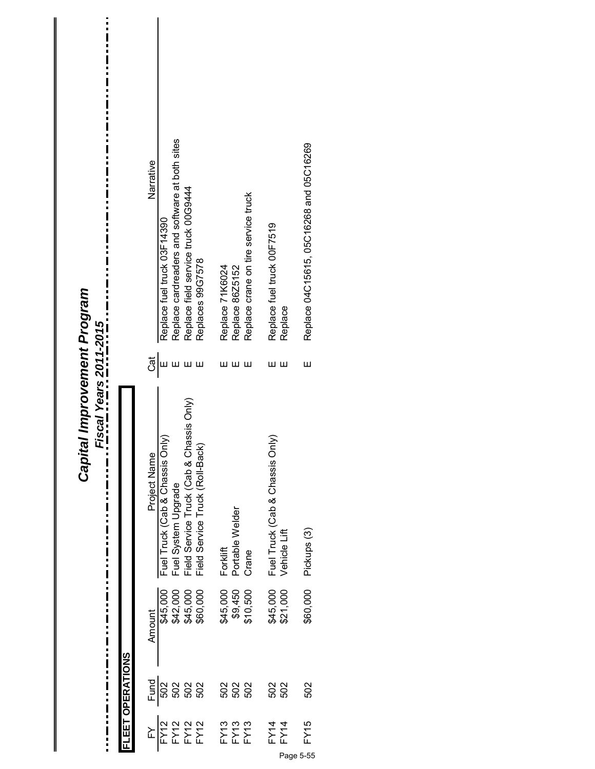# Capital Improvement Program

## *Fiscal Years 2011-2015*

### FLEET OPERATIONS

| FY | Fund | Amount | Project Name | Cat | Narrative |
|---|---|---|---|---|---|
| FY12 | 502 | $45,000 | Fuel Truck (Cab & Chassis Only) | E | Replace fuel truck 03F14390 |
| FY12 | 502 | $42,000 | Fuel System Upgrade | E | Replace cardreaders and software at both sites |
| FY12 | 502 | $45,000 | Field Service Truck (Cab & Chassis Only) | E | Replace field service truck 00G9444 |
| FY12 | 502 | $60,000 | Field Service Truck (Roll-Back) | E | Replaces 99G7578 |
| FY13 | 502 | $45,000 | Forklift | E | Replace 71K6024 |
| FY13 | 502 | $9,450 | Portable Welder | E | Replace 86Z5152 |
| FY13 | 502 | $10,500 | Crane | E | Replace crane on tire service truck |
| FY14 | 502 | $45,000 | Fuel Truck (Cab & Chassis Only) | E | Replace fuel truck 00F7519 |
| FY14 | 502 | $21,000 | Vehicle Lift | E | Replace |
| FY15 | 502 | $60,000 | Pickups (3) | E | Replace 04C15615, 05C16268 and 05C16269 |